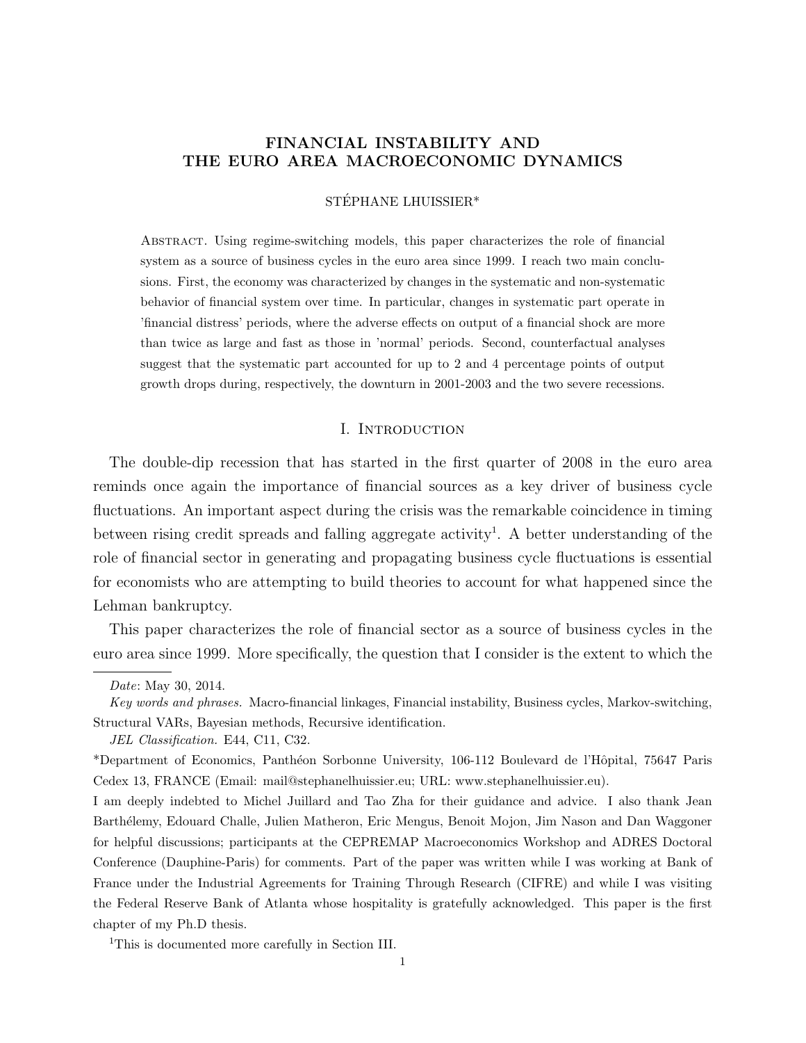# FINANCIAL INSTABILITY AND THE EURO AREA MACROECONOMIC DYNAMICS

STÉPHANE LHUISSIER*

ABSTRACT. Using regime-switching models, this paper characterizes the role of financial system as a source of business cycles in the euro area since 1999. I reach two main conclusions. First, the economy was characterized by changes in the systematic and non-systematic behavior of financial system over time. In particular, changes in systematic part operate in 'financial distress' periods, where the adverse effects on output of a financial shock are more than twice as large and fast as those in 'normal' periods. Second, counterfactual analyses suggest that the systematic part accounted for up to 2 and 4 percentage points of output growth drops during, respectively, the downturn in 2001-2003 and the two severe recessions.

## I. INTRODUCTION

The double-dip recession that has started in the first quarter of 2008 in the euro area reminds once again the importance of financial sources as a key driver of business cycle fluctuations. An important aspect during the crisis was the remarkable coincidence in timing between rising credit spreads and falling aggregate activity[1]. A better understanding of the role of financial sector in generating and propagating business cycle fluctuations is essential for economists who are attempting to build theories to account for what happened since the Lehman bankruptcy.

This paper characterizes the role of financial sector as a source of business cycles in the euro area since 1999. More specifically, the question that I consider is the extent to which the

*Date*: May 30, 2014.

*Key words and phrases.* Macro-financial linkages, Financial instability, Business cycles, Markov-switching, Structural VARs, Bayesian methods, Recursive identification.

*JEL Classification.* E44, C11, C32.

*Department of Economics, Panthéon Sorbonne University, 106-112 Boulevard de l'Hôpital, 75647 Paris Cedex 13, FRANCE (Email: mail@stephanelhuissier.eu; URL: www.stephanelhuissier.eu).

I am deeply indebted to Michel Juillard and Tao Zha for their guidance and advice. I also thank Jean Barthélemy, Edouard Challe, Julien Matheron, Eric Mengus, Benoit Mojon, Jim Nason and Dan Waggoner for helpful discussions; participants at the CEPREMAP Macroeconomics Workshop and ADRES Doctoral Conference (Dauphine-Paris) for comments. Part of the paper was written while I was working at Bank of France under the Industrial Agreements for Training Through Research (CIFRE) and while I was visiting the Federal Reserve Bank of Atlanta whose hospitality is gratefully acknowledged. This paper is the first chapter of my Ph.D thesis.

[1] This is documented more carefully in Section III.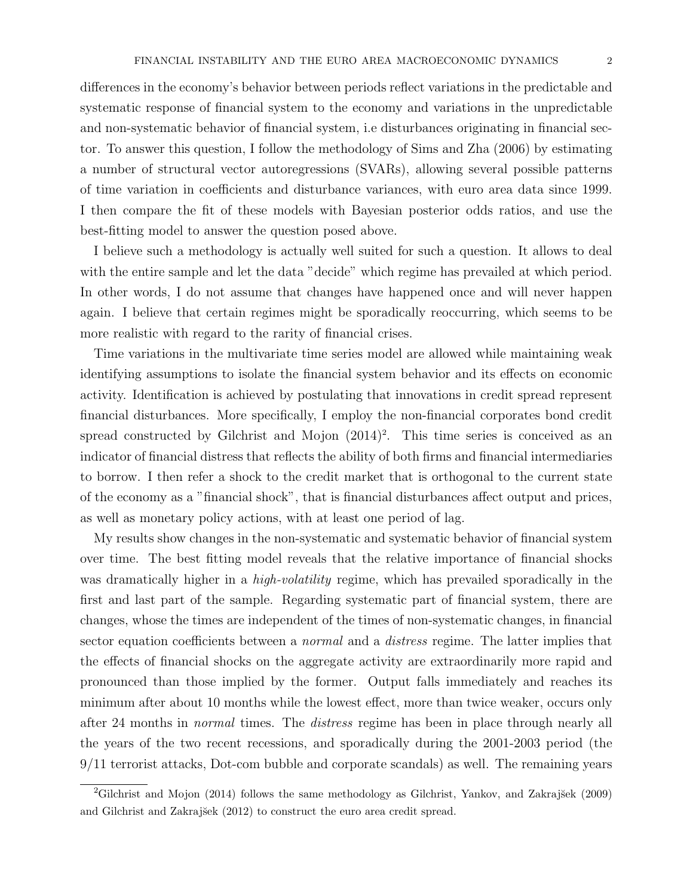differences in the economy's behavior between periods reflect variations in the predictable and systematic response of financial system to the economy and variations in the unpredictable and non-systematic behavior of financial system, i.e disturbances originating in financial sector. To answer this question, I follow the methodology of Sims and Zha (2006) by estimating a number of structural vector autoregressions (SVARs), allowing several possible patterns of time variation in coefficients and disturbance variances, with euro area data since 1999. I then compare the fit of these models with Bayesian posterior odds ratios, and use the best-fitting model to answer the question posed above.

I believe such a methodology is actually well suited for such a question. It allows to deal with the entire sample and let the data "decide" which regime has prevailed at which period. In other words, I do not assume that changes have happened once and will never happen again. I believe that certain regimes might be sporadically reoccurring, which seems to be more realistic with regard to the rarity of financial crises.

Time variations in the multivariate time series model are allowed while maintaining weak identifying assumptions to isolate the financial system behavior and its effects on economic activity. Identification is achieved by postulating that innovations in credit spread represent financial disturbances. More specifically, I employ the non-financial corporates bond credit spread constructed by Gilchrist and Mojon (2014)[2]. This time series is conceived as an indicator of financial distress that reflects the ability of both firms and financial intermediaries to borrow. I then refer a shock to the credit market that is orthogonal to the current state of the economy as a "financial shock", that is financial disturbances affect output and prices, as well as monetary policy actions, with at least one period of lag.

My results show changes in the non-systematic and systematic behavior of financial system over time. The best fitting model reveals that the relative importance of financial shocks was dramatically higher in a *high-volatility* regime, which has prevailed sporadically in the first and last part of the sample. Regarding systematic part of financial system, there are changes, whose the times are independent of the times of non-systematic changes, in financial sector equation coefficients between a *normal* and a *distress* regime. The latter implies that the effects of financial shocks on the aggregate activity are extraordinarily more rapid and pronounced than those implied by the former. Output falls immediately and reaches its minimum after about 10 months while the lowest effect, more than twice weaker, occurs only after 24 months in *normal* times. The *distress* regime has been in place through nearly all the years of the two recent recessions, and sporadically during the 2001-2003 period (the 9/11 terrorist attacks, Dot-com bubble and corporate scandals) as well. The remaining years

[2]Gilchrist and Mojon (2014) follows the same methodology as Gilchrist, Yankov, and Zakrajšek (2009) and Gilchrist and Zakrajšek (2012) to construct the euro area credit spread.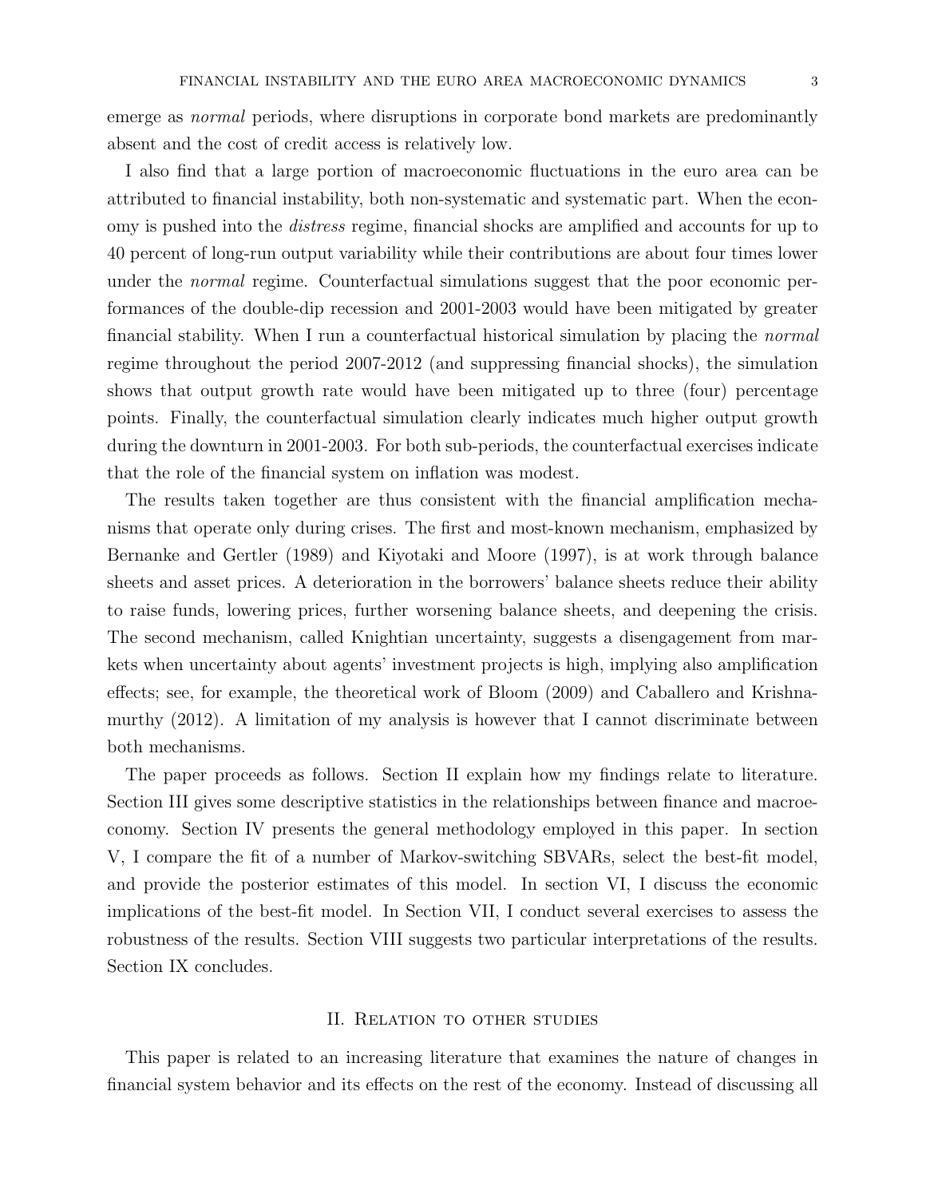emerge as *normal* periods, where disruptions in corporate bond markets are predominantly absent and the cost of credit access is relatively low.

I also find that a large portion of macroeconomic fluctuations in the euro area can be attributed to financial instability, both non-systematic and systematic part. When the economy is pushed into the *distress* regime, financial shocks are amplified and accounts for up to 40 percent of long-run output variability while their contributions are about four times lower under the *normal* regime. Counterfactual simulations suggest that the poor economic performances of the double-dip recession and 2001-2003 would have been mitigated by greater financial stability. When I run a counterfactual historical simulation by placing the *normal* regime throughout the period 2007-2012 (and suppressing financial shocks), the simulation shows that output growth rate would have been mitigated up to three (four) percentage points. Finally, the counterfactual simulation clearly indicates much higher output growth during the downturn in 2001-2003. For both sub-periods, the counterfactual exercises indicate that the role of the financial system on inflation was modest.

The results taken together are thus consistent with the financial amplification mechanisms that operate only during crises. The first and most-known mechanism, emphasized by Bernanke and Gertler (1989) and Kiyotaki and Moore (1997), is at work through balance sheets and asset prices. A deterioration in the borrowers' balance sheets reduce their ability to raise funds, lowering prices, further worsening balance sheets, and deepening the crisis. The second mechanism, called Knightian uncertainty, suggests a disengagement from markets when uncertainty about agents' investment projects is high, implying also amplification effects; see, for example, the theoretical work of Bloom (2009) and Caballero and Krishnamurthy (2012). A limitation of my analysis is however that I cannot discriminate between both mechanisms.

The paper proceeds as follows. Section II explain how my findings relate to literature. Section III gives some descriptive statistics in the relationships between finance and macroeconomy. Section IV presents the general methodology employed in this paper. In section V, I compare the fit of a number of Markov-switching SBVARs, select the best-fit model, and provide the posterior estimates of this model. In section VI, I discuss the economic implications of the best-fit model. In Section VII, I conduct several exercises to assess the robustness of the results. Section VIII suggests two particular interpretations of the results. Section IX concludes.

## II. Relation to other studies

This paper is related to an increasing literature that examines the nature of changes in financial system behavior and its effects on the rest of the economy. Instead of discussing all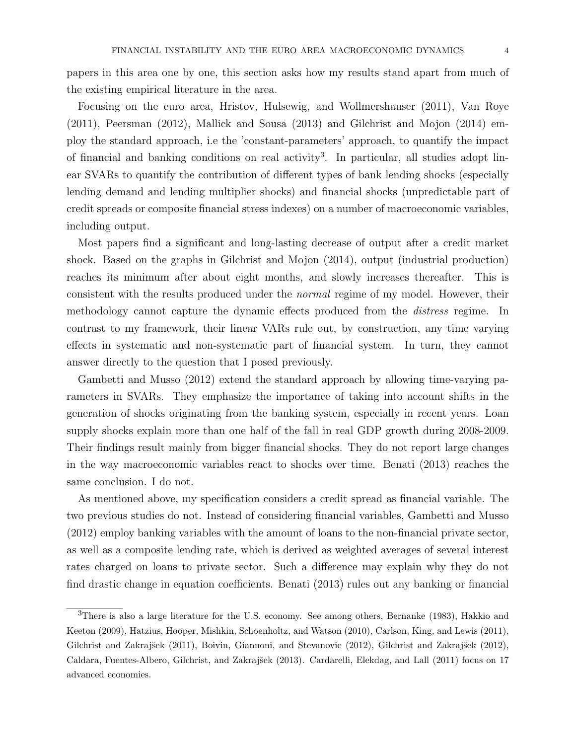papers in this area one by one, this section asks how my results stand apart from much of the existing empirical literature in the area.

Focusing on the euro area, Hristov, Hulsewig, and Wollmershauser (2011), Van Roye (2011), Peersman (2012), Mallick and Sousa (2013) and Gilchrist and Mojon (2014) employ the standard approach, i.e the 'constant-parameters' approach, to quantify the impact of financial and banking conditions on real activity[3]. In particular, all studies adopt linear SVARs to quantify the contribution of different types of bank lending shocks (especially lending demand and lending multiplier shocks) and financial shocks (unpredictable part of credit spreads or composite financial stress indexes) on a number of macroeconomic variables, including output.

Most papers find a significant and long-lasting decrease of output after a credit market shock. Based on the graphs in Gilchrist and Mojon (2014), output (industrial production) reaches its minimum after about eight months, and slowly increases thereafter. This is consistent with the results produced under the *normal* regime of my model. However, their methodology cannot capture the dynamic effects produced from the *distress* regime. In contrast to my framework, their linear VARs rule out, by construction, any time varying effects in systematic and non-systematic part of financial system. In turn, they cannot answer directly to the question that I posed previously.

Gambetti and Musso (2012) extend the standard approach by allowing time-varying parameters in SVARs. They emphasize the importance of taking into account shifts in the generation of shocks originating from the banking system, especially in recent years. Loan supply shocks explain more than one half of the fall in real GDP growth during 2008-2009. Their findings result mainly from bigger financial shocks. They do not report large changes in the way macroeconomic variables react to shocks over time. Benati (2013) reaches the same conclusion. I do not.

As mentioned above, my specification considers a credit spread as financial variable. The two previous studies do not. Instead of considering financial variables, Gambetti and Musso (2012) employ banking variables with the amount of loans to the non-financial private sector, as well as a composite lending rate, which is derived as weighted averages of several interest rates charged on loans to private sector. Such a difference may explain why they do not find drastic change in equation coefficients. Benati (2013) rules out any banking or financial

[3]There is also a large literature for the U.S. economy. See among others, Bernanke (1983), Hakkio and Keeton (2009), Hatzius, Hooper, Mishkin, Schoenholtz, and Watson (2010), Carlson, King, and Lewis (2011), Gilchrist and Zakrajšek (2011), Boivin, Giannoni, and Stevanovic (2012), Gilchrist and Zakrajšek (2012), Caldara, Fuentes-Albero, Gilchrist, and Zakrajšek (2013). Cardarelli, Elekdag, and Lall (2011) focus on 17 advanced economies.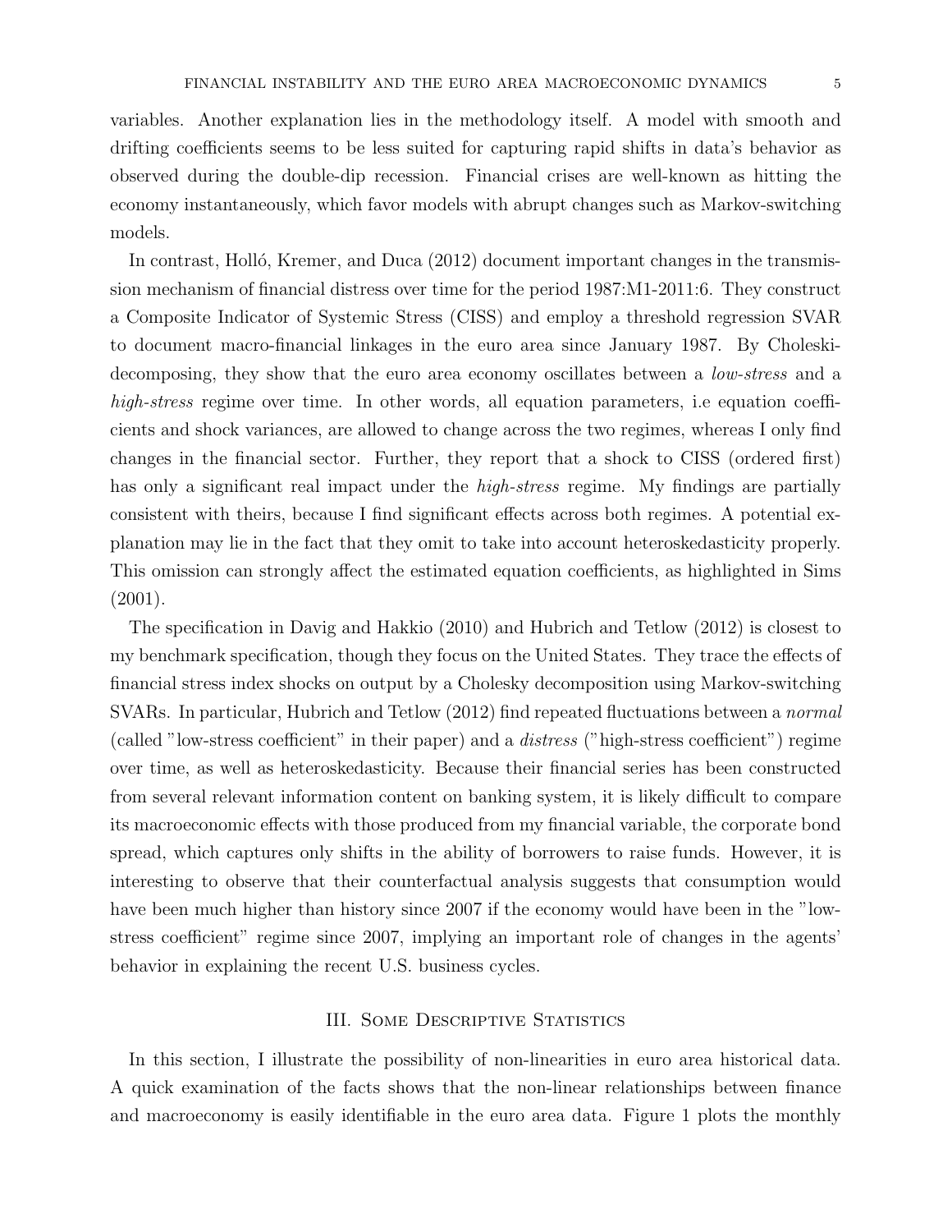variables. Another explanation lies in the methodology itself. A model with smooth and drifting coefficients seems to be less suited for capturing rapid shifts in data's behavior as observed during the double-dip recession. Financial crises are well-known as hitting the economy instantaneously, which favor models with abrupt changes such as Markov-switching models.

In contrast, Holló, Kremer, and Duca (2012) document important changes in the transmission mechanism of financial distress over time for the period 1987:M1-2011:6. They construct a Composite Indicator of Systemic Stress (CISS) and employ a threshold regression SVAR to document macro-financial linkages in the euro area since January 1987. By Choleski-decomposing, they show that the euro area economy oscillates between a *low-stress* and a *high-stress* regime over time. In other words, all equation parameters, i.e equation coefficients and shock variances, are allowed to change across the two regimes, whereas I only find changes in the financial sector. Further, they report that a shock to CISS (ordered first) has only a significant real impact under the *high-stress* regime. My findings are partially consistent with theirs, because I find significant effects across both regimes. A potential explanation may lie in the fact that they omit to take into account heteroskedasticity properly. This omission can strongly affect the estimated equation coefficients, as highlighted in Sims (2001).

The specification in Davig and Hakkio (2010) and Hubrich and Tetlow (2012) is closest to my benchmark specification, though they focus on the United States. They trace the effects of financial stress index shocks on output by a Cholesky decomposition using Markov-switching SVARs. In particular, Hubrich and Tetlow (2012) find repeated fluctuations between a *normal* (called "low-stress coefficient" in their paper) and a *distress* ("high-stress coefficient") regime over time, as well as heteroskedasticity. Because their financial series has been constructed from several relevant information content on banking system, it is likely difficult to compare its macroeconomic effects with those produced from my financial variable, the corporate bond spread, which captures only shifts in the ability of borrowers to raise funds. However, it is interesting to observe that their counterfactual analysis suggests that consumption would have been much higher than history since 2007 if the economy would have been in the "low-stress coefficient" regime since 2007, implying an important role of changes in the agents' behavior in explaining the recent U.S. business cycles.

## III. Some Descriptive Statistics

In this section, I illustrate the possibility of non-linearities in euro area historical data. A quick examination of the facts shows that the non-linear relationships between finance and macroeconomy is easily identifiable in the euro area data. Figure 1 plots the monthly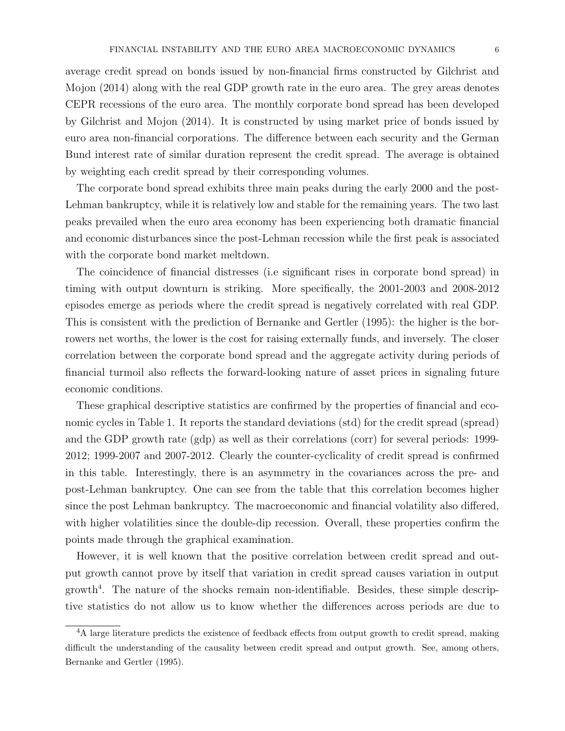average credit spread on bonds issued by non-financial firms constructed by Gilchrist and Mojon (2014) along with the real GDP growth rate in the euro area. The grey areas denotes CEPR recessions of the euro area. The monthly corporate bond spread has been developed by Gilchrist and Mojon (2014). It is constructed by using market price of bonds issued by euro area non-financial corporations. The difference between each security and the German Bund interest rate of similar duration represent the credit spread. The average is obtained by weighting each credit spread by their corresponding volumes.

The corporate bond spread exhibits three main peaks during the early 2000 and the post-Lehman bankruptcy, while it is relatively low and stable for the remaining years. The two last peaks prevailed when the euro area economy has been experiencing both dramatic financial and economic disturbances since the post-Lehman recession while the first peak is associated with the corporate bond market meltdown.

The coincidence of financial distresses (i.e significant rises in corporate bond spread) in timing with output downturn is striking. More specifically, the 2001-2003 and 2008-2012 episodes emerge as periods where the credit spread is negatively correlated with real GDP. This is consistent with the prediction of Bernanke and Gertler (1995): the higher is the borrowers net worths, the lower is the cost for raising externally funds, and inversely. The closer correlation between the corporate bond spread and the aggregate activity during periods of financial turmoil also reflects the forward-looking nature of asset prices in signaling future economic conditions.

These graphical descriptive statistics are confirmed by the properties of financial and economic cycles in Table 1. It reports the standard deviations (std) for the credit spread (spread) and the GDP growth rate (gdp) as well as their correlations (corr) for several periods: 1999-2012; 1999-2007 and 2007-2012. Clearly the counter-cyclicality of credit spread is confirmed in this table. Interestingly, there is an asymmetry in the covariances across the pre- and post-Lehman bankruptcy. One can see from the table that this correlation becomes higher since the post Lehman bankruptcy. The macroeconomic and financial volatility also differed, with higher volatilities since the double-dip recession. Overall, these properties confirm the points made through the graphical examination.

However, it is well known that the positive correlation between credit spread and output growth cannot prove by itself that variation in credit spread causes variation in output growth[4]. The nature of the shocks remain non-identifiable. Besides, these simple descriptive statistics do not allow us to know whether the differences across periods are due to

[4]A large literature predicts the existence of feedback effects from output growth to credit spread, making difficult the understanding of the causality between credit spread and output growth. See, among others, Bernanke and Gertler (1995).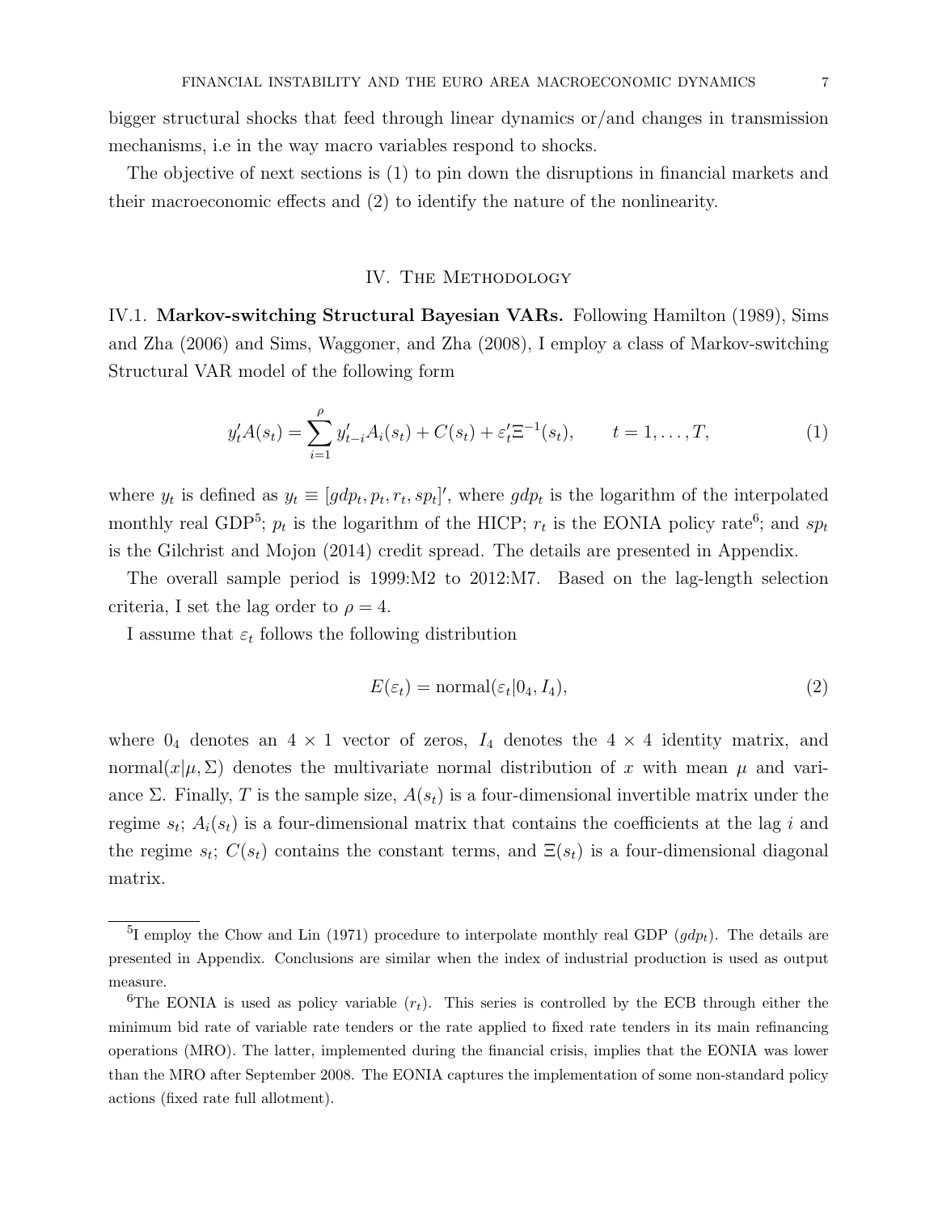bigger structural shocks that feed through linear dynamics or/and changes in transmission mechanisms, i.e in the way macro variables respond to shocks.

The objective of next sections is (1) to pin down the disruptions in financial markets and their macroeconomic effects and (2) to identify the nature of the nonlinearity.

## IV. The Methodology

**IV.1. Markov-switching Structural Bayesian VARs.** Following Hamilton (1989), Sims and Zha (2006) and Sims, Waggoner, and Zha (2008), I employ a class of Markov-switching Structural VAR model of the following form

$$y_t' A(s_t) = \sum_{i=1}^{\rho} y_{t-i}' A_i(s_t) + C(s_t) + \varepsilon_t' \Xi^{-1}(s_t), \qquad t = 1, \ldots, T, \tag{1}$$

where $y_t$ is defined as $y_t \equiv [gdp_t, p_t, r_t, sp_t]'$, where $gdp_t$ is the logarithm of the interpolated monthly real GDP[5]; $p_t$ is the logarithm of the HICP; $r_t$ is the EONIA policy rate[6]; and $sp_t$ is the Gilchrist and Mojon (2014) credit spread. The details are presented in Appendix.

The overall sample period is 1999:M2 to 2012:M7. Based on the lag-length selection criteria, I set the lag order to $\rho = 4$.

I assume that $\varepsilon_t$ follows the following distribution

$$E(\varepsilon_t) = \text{normal}(\varepsilon_t | 0_4, I_4), \tag{2}$$

where $0_4$ denotes an $4 \times 1$ vector of zeros, $I_4$ denotes the $4 \times 4$ identity matrix, and $\text{normal}(x|\mu, \Sigma)$ denotes the multivariate normal distribution of $x$ with mean $\mu$ and variance $\Sigma$. Finally, $T$ is the sample size, $A(s_t)$ is a four-dimensional invertible matrix under the regime $s_t$; $A_i(s_t)$ is a four-dimensional matrix that contains the coefficients at the lag $i$ and the regime $s_t$; $C(s_t)$ contains the constant terms, and $\Xi(s_t)$ is a four-dimensional diagonal matrix.

---

[5] I employ the Chow and Lin (1971) procedure to interpolate monthly real GDP ($gdp_t$). The details are presented in Appendix. Conclusions are similar when the index of industrial production is used as output measure.

[6] The EONIA is used as policy variable ($r_t$). This series is controlled by the ECB through either the minimum bid rate of variable rate tenders or the rate applied to fixed rate tenders in its main refinancing operations (MRO). The latter, implemented during the financial crisis, implies that the EONIA was lower than the MRO after September 2008. The EONIA captures the implementation of some non-standard policy actions (fixed rate full allotment).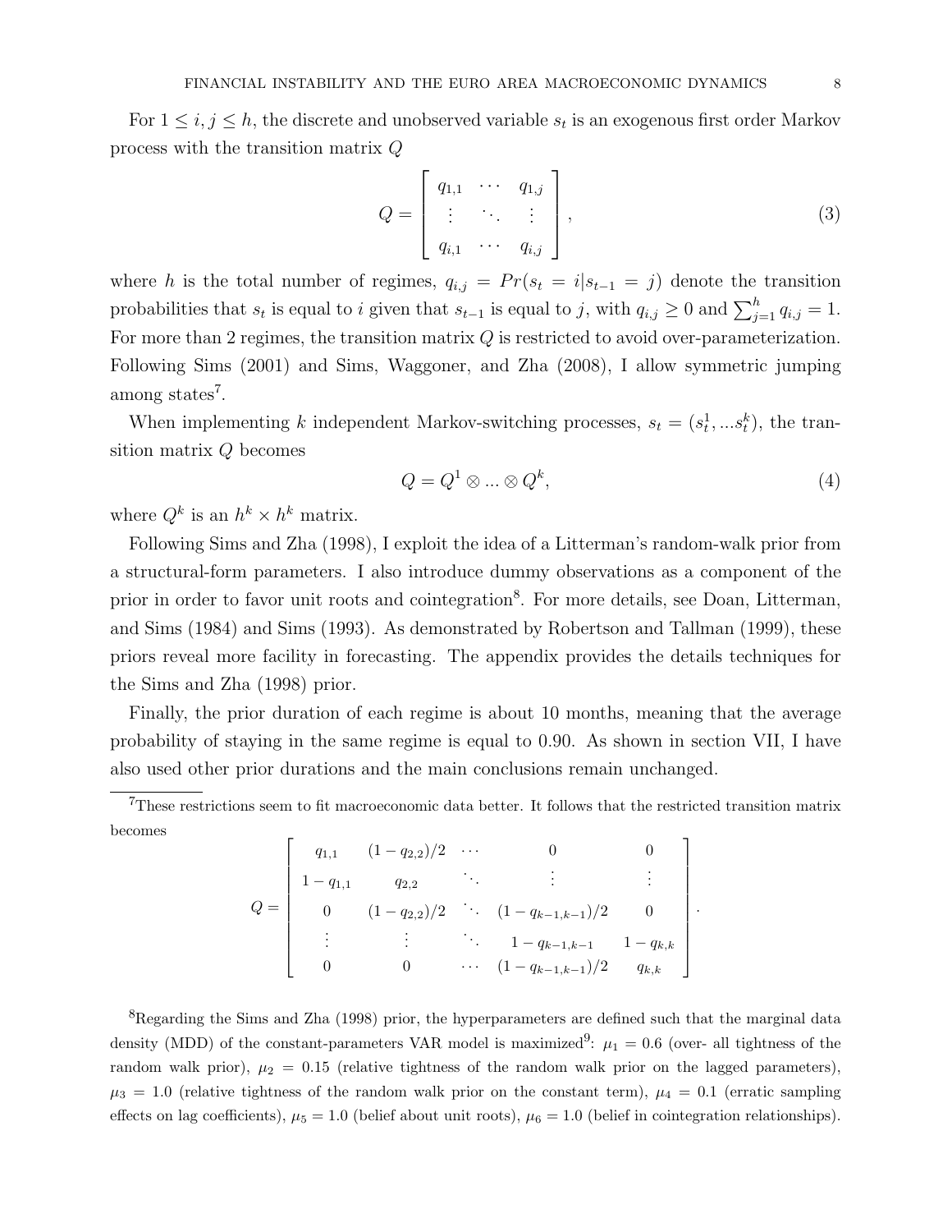For $1 \leq i, j \leq h$, the discrete and unobserved variable $s_t$ is an exogenous first order Markov process with the transition matrix $Q$

$$Q = \begin{bmatrix} q_{1,1} & \cdots & q_{1,j} \\ \vdots & \ddots & \vdots \\ q_{i,1} & \cdots & q_{i,j} \end{bmatrix}, \tag{3}$$

where $h$ is the total number of regimes, $q_{i,j} = Pr(s_t = i | s_{t-1} = j)$ denote the transition probabilities that $s_t$ is equal to $i$ given that $s_{t-1}$ is equal to $j$, with $q_{i,j} \geq 0$ and $\sum_{j=1}^{h} q_{i,j} = 1$. For more than 2 regimes, the transition matrix $Q$ is restricted to avoid over-parameterization. Following Sims (2001) and Sims, Waggoner, and Zha (2008), I allow symmetric jumping among states[7].

When implementing $k$ independent Markov-switching processes, $s_t = (s_t^1, ... s_t^k)$, the transition matrix $Q$ becomes

$$Q = Q^1 \otimes ... \otimes Q^k, \tag{4}$$

where $Q^k$ is an $h^k \times h^k$ matrix.

Following Sims and Zha (1998), I exploit the idea of a Litterman's random-walk prior from a structural-form parameters. I also introduce dummy observations as a component of the prior in order to favor unit roots and cointegration[8]. For more details, see Doan, Litterman, and Sims (1984) and Sims (1993). As demonstrated by Robertson and Tallman (1999), these priors reveal more facility in forecasting. The appendix provides the details techniques for the Sims and Zha (1998) prior.

Finally, the prior duration of each regime is about 10 months, meaning that the average probability of staying in the same regime is equal to 0.90. As shown in section VII, I have also used other prior durations and the main conclusions remain unchanged.

---

[7]These restrictions seem to fit macroeconomic data better. It follows that the restricted transition matrix becomes

$$Q = \begin{bmatrix} q_{1,1} & (1-q_{2,2})/2 & \cdots & 0 & 0 \\ 1-q_{1,1} & q_{2,2} & \ddots & \vdots & \vdots \\ 0 & (1-q_{2,2})/2 & \ddots & (1-q_{k-1,k-1})/2 & 0 \\ \vdots & \vdots & \ddots & 1-q_{k-1,k-1} & 1-q_{k,k} \\ 0 & 0 & \cdots & (1-q_{k-1,k-1})/2 & q_{k,k} \end{bmatrix}.$$

[8]Regarding the Sims and Zha (1998) prior, the hyperparameters are defined such that the marginal data density (MDD) of the constant-parameters VAR model is maximized[9]: $\mu_1 = 0.6$ (over- all tightness of the random walk prior), $\mu_2 = 0.15$ (relative tightness of the random walk prior on the lagged parameters), $\mu_3 = 1.0$ (relative tightness of the random walk prior on the constant term), $\mu_4 = 0.1$ (erratic sampling effects on lag coefficients), $\mu_5 = 1.0$ (belief about unit roots), $\mu_6 = 1.0$ (belief in cointegration relationships).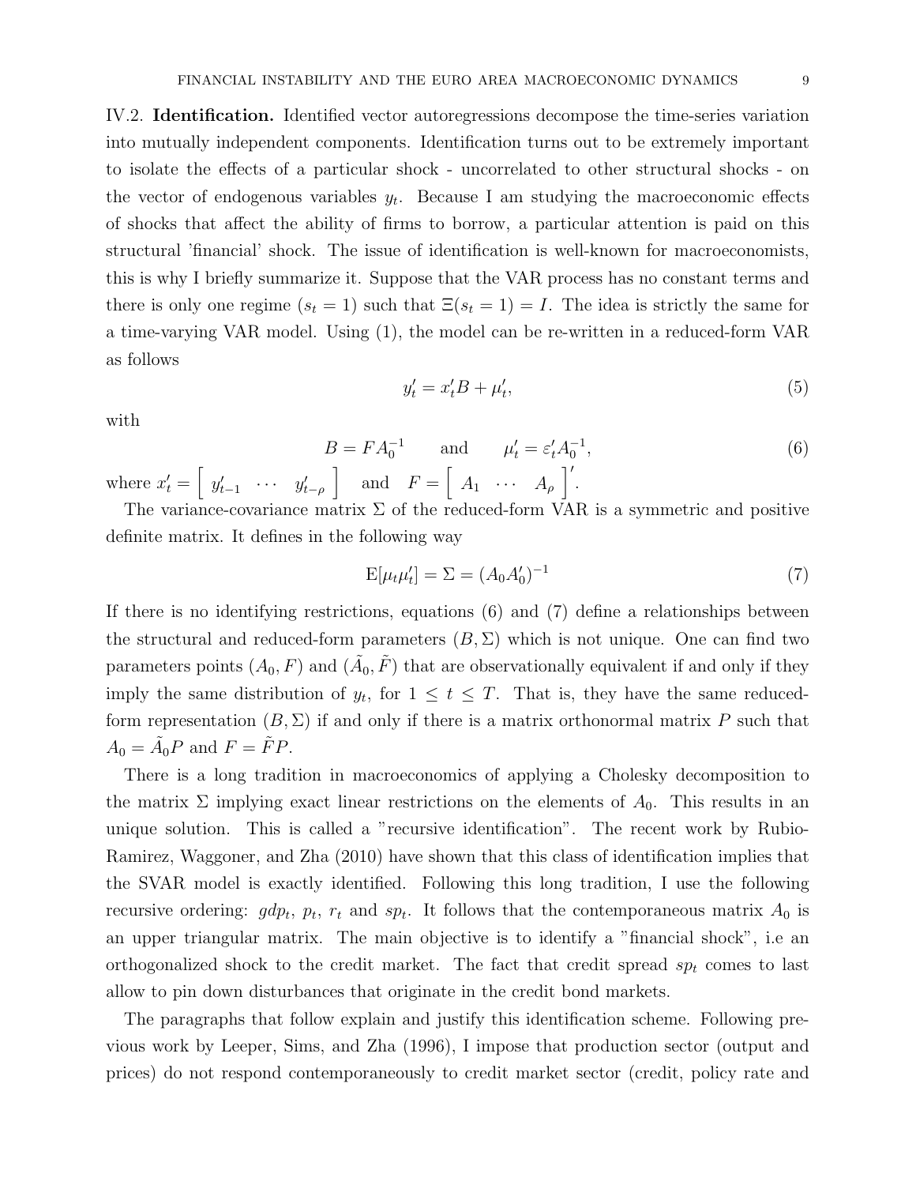IV.2. **Identification.** Identified vector autoregressions decompose the time-series variation into mutually independent components. Identification turns out to be extremely important to isolate the effects of a particular shock - uncorrelated to other structural shocks - on the vector of endogenous variables $y_t$. Because I am studying the macroeconomic effects of shocks that affect the ability of firms to borrow, a particular attention is paid on this structural 'financial' shock. The issue of identification is well-known for macroeconomists, this is why I briefly summarize it. Suppose that the VAR process has no constant terms and there is only one regime ($s_t = 1$) such that $\Xi(s_t = 1) = I$. The idea is strictly the same for a time-varying VAR model. Using (1), the model can be re-written in a reduced-form VAR as follows

$$y_t' = x_t' B + \mu_t', \tag{5}$$

with

$$B = F A_0^{-1} \qquad \text{and} \qquad \mu_t' = \varepsilon_t' A_0^{-1}, \tag{6}$$

where $x_t' = \begin{bmatrix} y_{t-1}' & \cdots & y_{t-\rho}' \end{bmatrix}$ and $F = \begin{bmatrix} A_1 & \cdots & A_\rho \end{bmatrix}'$.

The variance-covariance matrix $\Sigma$ of the reduced-form VAR is a symmetric and positive definite matrix. It defines in the following way

$$\mathrm{E}[\mu_t \mu_t'] = \Sigma = (A_0 A_0')^{-1} \tag{7}$$

If there is no identifying restrictions, equations (6) and (7) define a relationships between the structural and reduced-form parameters $(B, \Sigma)$ which is not unique. One can find two parameters points $(A_0, F)$ and $(\tilde{A}_0, \tilde{F})$ that are observationally equivalent if and only if they imply the same distribution of $y_t$, for $1 \leq t \leq T$. That is, they have the same reduced-form representation $(B, \Sigma)$ if and only if there is a matrix orthonormal matrix $P$ such that $A_0 = \tilde{A}_0 P$ and $F = \tilde{F} P$.

There is a long tradition in macroeconomics of applying a Cholesky decomposition to the matrix $\Sigma$ implying exact linear restrictions on the elements of $A_0$. This results in an unique solution. This is called a "recursive identification". The recent work by Rubio-Ramirez, Waggoner, and Zha (2010) have shown that this class of identification implies that the SVAR model is exactly identified. Following this long tradition, I use the following recursive ordering: $gdp_t$, $p_t$, $r_t$ and $sp_t$. It follows that the contemporaneous matrix $A_0$ is an upper triangular matrix. The main objective is to identify a "financial shock", i.e an orthogonalized shock to the credit market. The fact that credit spread $sp_t$ comes to last allow to pin down disturbances that originate in the credit bond markets.

The paragraphs that follow explain and justify this identification scheme. Following previous work by Leeper, Sims, and Zha (1996), I impose that production sector (output and prices) do not respond contemporaneously to credit market sector (credit, policy rate and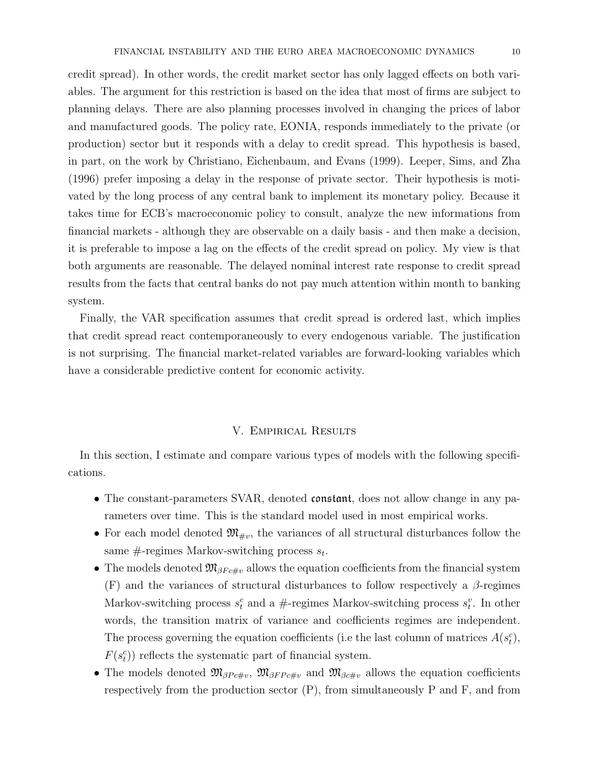credit spread). In other words, the credit market sector has only lagged effects on both variables. The argument for this restriction is based on the idea that most of firms are subject to planning delays. There are also planning processes involved in changing the prices of labor and manufactured goods. The policy rate, EONIA, responds immediately to the private (or production) sector but it responds with a delay to credit spread. This hypothesis is based, in part, on the work by Christiano, Eichenbaum, and Evans (1999). Leeper, Sims, and Zha (1996) prefer imposing a delay in the response of private sector. Their hypothesis is motivated by the long process of any central bank to implement its monetary policy. Because it takes time for ECB's macroeconomic policy to consult, analyze the new informations from financial markets - although they are observable on a daily basis - and then make a decision, it is preferable to impose a lag on the effects of the credit spread on policy. My view is that both arguments are reasonable. The delayed nominal interest rate response to credit spread results from the facts that central banks do not pay much attention within month to banking system.

Finally, the VAR specification assumes that credit spread is ordered last, which implies that credit spread react contemporaneously to every endogenous variable. The justification is not surprising. The financial market-related variables are forward-looking variables which have a considerable predictive content for economic activity.

## V. Empirical Results

In this section, I estimate and compare various types of models with the following specifications.

- The constant-parameters SVAR, denoted $\mathfrak{constant}$, does not allow change in any parameters over time. This is the standard model used in most empirical works.
- For each model denoted $\mathfrak{M}_{\#v}$, the variances of all structural disturbances follow the same #-regimes Markov-switching process $s_t$.
- The models denoted $\mathfrak{M}_{\beta Fc\#v}$ allows the equation coefficients from the financial system (F) and the variances of structural disturbances to follow respectively a $\beta$-regimes Markov-switching process $s_t^c$ and a #-regimes Markov-switching process $s_t^v$. In other words, the transition matrix of variance and coefficients regimes are independent. The process governing the equation coefficients (i.e the last column of matrices $A(s_t^c)$, $F(s_t^c)$) reflects the systematic part of financial system.
- The models denoted $\mathfrak{M}_{\beta Pc\#v}$, $\mathfrak{M}_{\beta FPc\#v}$ and $\mathfrak{M}_{\beta c\#v}$ allows the equation coefficients respectively from the production sector (P), from simultaneously P and F, and from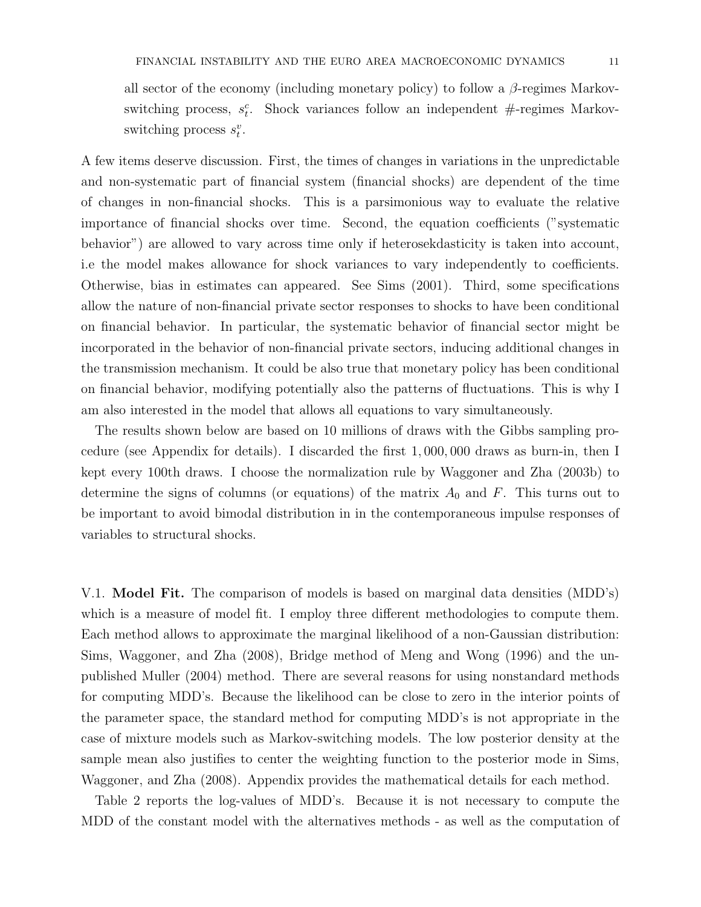all sector of the economy (including monetary policy) to follow a $\beta$-regimes Markov-switching process, $s_t^c$. Shock variances follow an independent #-regimes Markov-switching process $s_t^v$.

A few items deserve discussion. First, the times of changes in variations in the unpredictable and non-systematic part of financial system (financial shocks) are dependent of the time of changes in non-financial shocks. This is a parsimonious way to evaluate the relative importance of financial shocks over time. Second, the equation coefficients ("systematic behavior") are allowed to vary across time only if heterosekdasticity is taken into account, i.e the model makes allowance for shock variances to vary independently to coefficients. Otherwise, bias in estimates can appeared. See Sims (2001). Third, some specifications allow the nature of non-financial private sector responses to shocks to have been conditional on financial behavior. In particular, the systematic behavior of financial sector might be incorporated in the behavior of non-financial private sectors, inducing additional changes in the transmission mechanism. It could be also true that monetary policy has been conditional on financial behavior, modifying potentially also the patterns of fluctuations. This is why I am also interested in the model that allows all equations to vary simultaneously.

The results shown below are based on 10 millions of draws with the Gibbs sampling procedure (see Appendix for details). I discarded the first $1,000,000$ draws as burn-in, then I kept every 100th draws. I choose the normalization rule by Waggoner and Zha (2003b) to determine the signs of columns (or equations) of the matrix $A_0$ and $F$. This turns out to be important to avoid bimodal distribution in in the contemporaneous impulse responses of variables to structural shocks.

V.1. **Model Fit.** The comparison of models is based on marginal data densities (MDD's) which is a measure of model fit. I employ three different methodologies to compute them. Each method allows to approximate the marginal likelihood of a non-Gaussian distribution: Sims, Waggoner, and Zha (2008), Bridge method of Meng and Wong (1996) and the unpublished Muller (2004) method. There are several reasons for using nonstandard methods for computing MDD's. Because the likelihood can be close to zero in the interior points of the parameter space, the standard method for computing MDD's is not appropriate in the case of mixture models such as Markov-switching models. The low posterior density at the sample mean also justifies to center the weighting function to the posterior mode in Sims, Waggoner, and Zha (2008). Appendix provides the mathematical details for each method.

Table 2 reports the log-values of MDD's. Because it is not necessary to compute the MDD of the constant model with the alternatives methods - as well as the computation of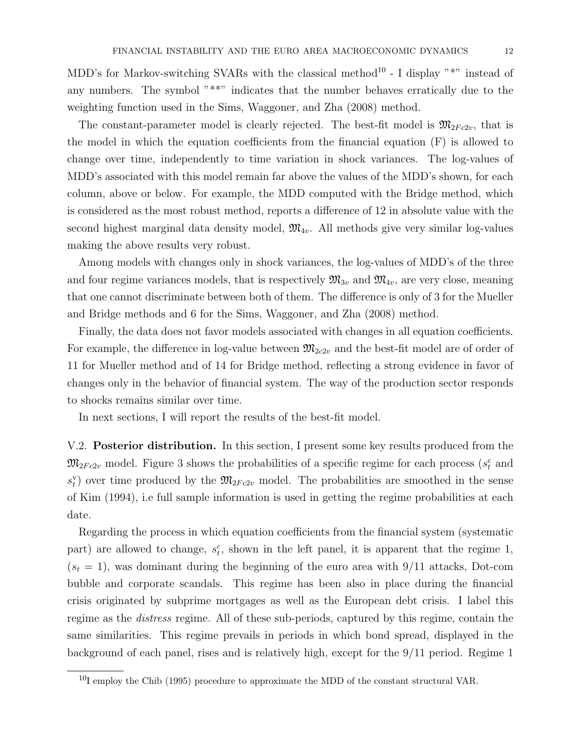MDD's for Markov-switching SVARs with the classical method[10] - I display "*" instead of any numbers. The symbol "**" indicates that the number behaves erratically due to the weighting function used in the Sims, Waggoner, and Zha (2008) method.

The constant-parameter model is clearly rejected. The best-fit model is $\mathfrak{M}_{2Fc2v}$, that is the model in which the equation coefficients from the financial equation (F) is allowed to change over time, independently to time variation in shock variances. The log-values of MDD's associated with this model remain far above the values of the MDD's shown, for each column, above or below. For example, the MDD computed with the Bridge method, which is considered as the most robust method, reports a difference of 12 in absolute value with the second highest marginal data density model, $\mathfrak{M}_{4v}$. All methods give very similar log-values making the above results very robust.

Among models with changes only in shock variances, the log-values of MDD's of the three and four regime variances models, that is respectively $\mathfrak{M}_{3v}$ and $\mathfrak{M}_{4v}$, are very close, meaning that one cannot discriminate between both of them. The difference is only of 3 for the Mueller and Bridge methods and 6 for the Sims, Waggoner, and Zha (2008) method.

Finally, the data does not favor models associated with changes in all equation coefficients. For example, the difference in log-value between $\mathfrak{M}_{2c2v}$ and the best-fit model are of order of 11 for Mueller method and of 14 for Bridge method, reflecting a strong evidence in favor of changes only in the behavior of financial system. The way of the production sector responds to shocks remains similar over time.

In next sections, I will report the results of the best-fit model.

V.2. **Posterior distribution.** In this section, I present some key results produced from the $\mathfrak{M}_{2Fc2v}$ model. Figure 3 shows the probabilities of a specific regime for each process ($s_t^c$ and $s_t^v$) over time produced by the $\mathfrak{M}_{2Fc2v}$ model. The probabilities are smoothed in the sense of Kim (1994), i.e full sample information is used in getting the regime probabilities at each date.

Regarding the process in which equation coefficients from the financial system (systematic part) are allowed to change, $s_t^c$, shown in the left panel, it is apparent that the regime 1, ($s_t = 1$), was dominant during the beginning of the euro area with 9/11 attacks, Dot-com bubble and corporate scandals. This regime has been also in place during the financial crisis originated by subprime mortgages as well as the European debt crisis. I label this regime as the *distress* regime. All of these sub-periods, captured by this regime, contain the same similarities. This regime prevails in periods in which bond spread, displayed in the background of each panel, rises and is relatively high, except for the 9/11 period. Regime 1

[10] I employ the Chib (1995) procedure to approximate the MDD of the constant structural VAR.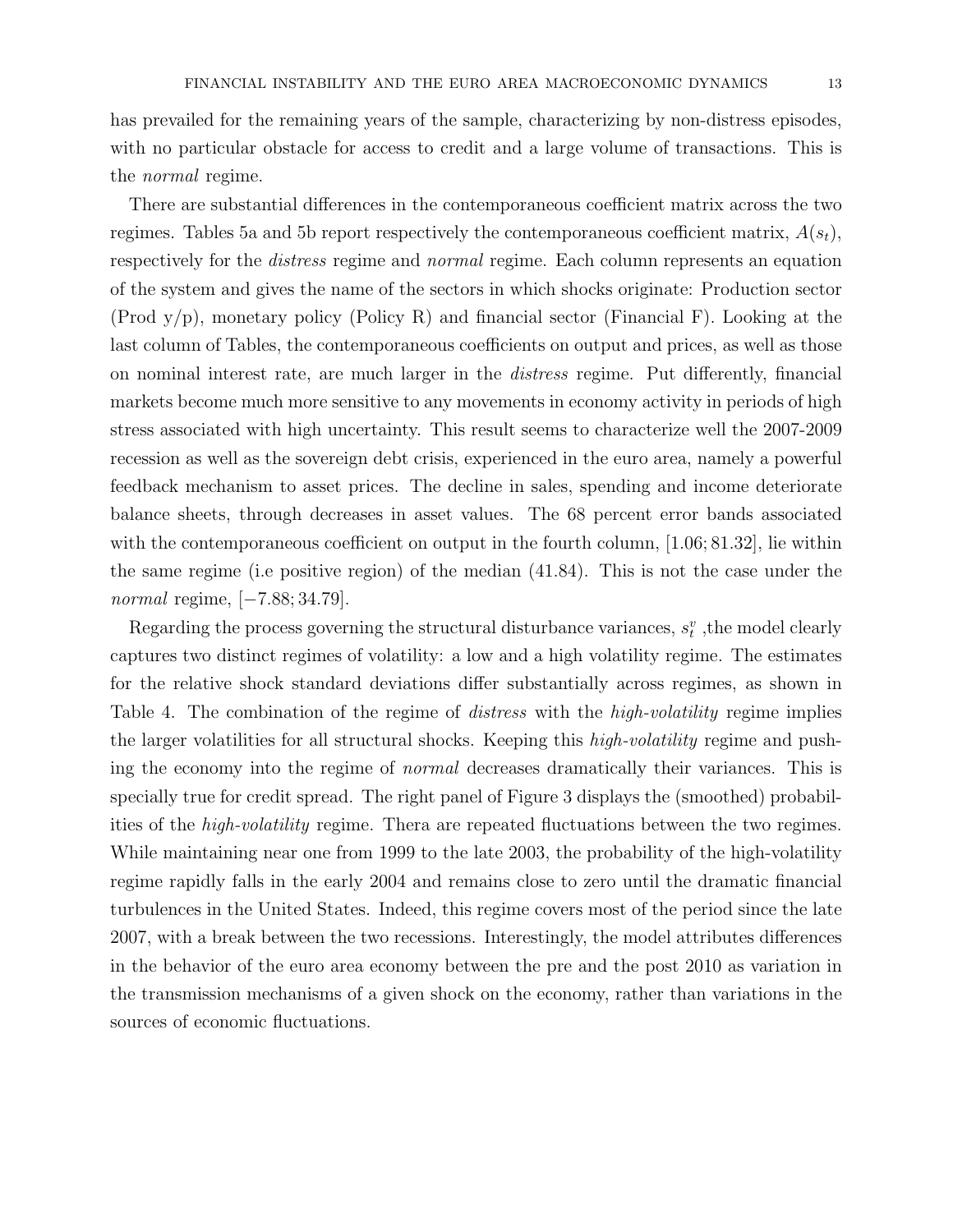has prevailed for the remaining years of the sample, characterizing by non-distress episodes, with no particular obstacle for access to credit and a large volume of transactions. This is the *normal* regime.

There are substantial differences in the contemporaneous coefficient matrix across the two regimes. Tables 5a and 5b report respectively the contemporaneous coefficient matrix, $A(s_t)$, respectively for the *distress* regime and *normal* regime. Each column represents an equation of the system and gives the name of the sectors in which shocks originate: Production sector (Prod y/p), monetary policy (Policy R) and financial sector (Financial F). Looking at the last column of Tables, the contemporaneous coefficients on output and prices, as well as those on nominal interest rate, are much larger in the *distress* regime. Put differently, financial markets become much more sensitive to any movements in economy activity in periods of high stress associated with high uncertainty. This result seems to characterize well the 2007-2009 recession as well as the sovereign debt crisis, experienced in the euro area, namely a powerful feedback mechanism to asset prices. The decline in sales, spending and income deteriorate balance sheets, through decreases in asset values. The 68 percent error bands associated with the contemporaneous coefficient on output in the fourth column, $[1.06; 81.32]$, lie within the same regime (i.e positive region) of the median (41.84). This is not the case under the *normal* regime, $[-7.88; 34.79]$.

Regarding the process governing the structural disturbance variances, $s_t^v$ ,the model clearly captures two distinct regimes of volatility: a low and a high volatility regime. The estimates for the relative shock standard deviations differ substantially across regimes, as shown in Table 4. The combination of the regime of *distress* with the *high-volatility* regime implies the larger volatilities for all structural shocks. Keeping this *high-volatility* regime and pushing the economy into the regime of *normal* decreases dramatically their variances. This is specially true for credit spread. The right panel of Figure 3 displays the (smoothed) probabilities of the *high-volatility* regime. Thera are repeated fluctuations between the two regimes. While maintaining near one from 1999 to the late 2003, the probability of the high-volatility regime rapidly falls in the early 2004 and remains close to zero until the dramatic financial turbulences in the United States. Indeed, this regime covers most of the period since the late 2007, with a break between the two recessions. Interestingly, the model attributes differences in the behavior of the euro area economy between the pre and the post 2010 as variation in the transmission mechanisms of a given shock on the economy, rather than variations in the sources of economic fluctuations.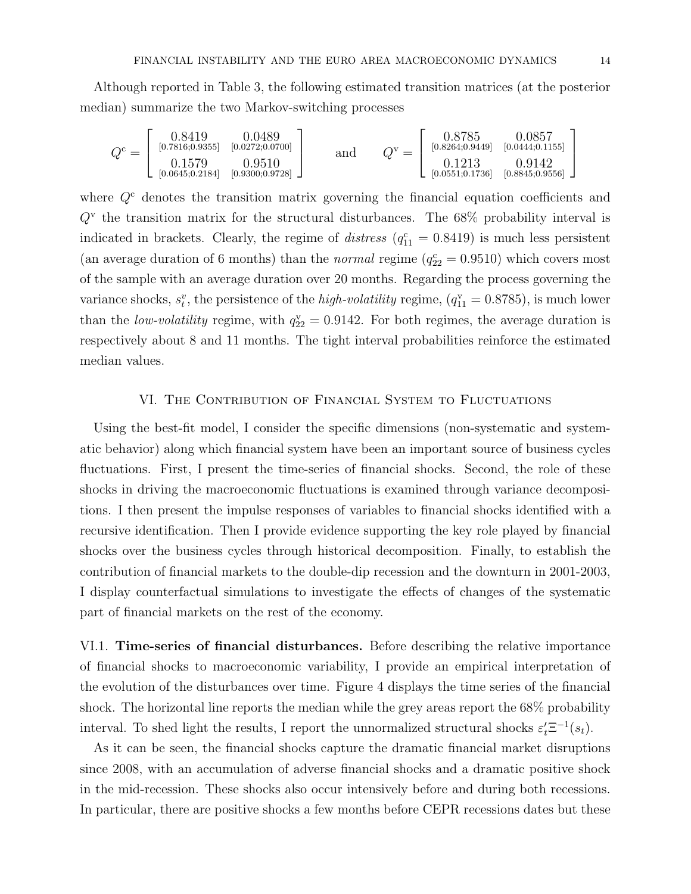Although reported in Table 3, the following estimated transition matrices (at the posterior median) summarize the two Markov-switching processes

$$
Q^{\mathrm{c}} = \begin{bmatrix} \underset{[0.7816;0.9355]}{0.8419} & \underset{[0.0272;0.0700]}{0.0489} \\ \underset{[0.0645;0.2184]}{0.1579} & \underset{[0.9300;0.9728]}{0.9510} \end{bmatrix} \quad \text{and} \quad Q^{\mathrm{v}} = \begin{bmatrix} \underset{[0.8264;0.9449]}{0.8785} & \underset{[0.0444;0.1155]}{0.0857} \\ \underset{[0.0551;0.1736]}{0.1213} & \underset{[0.8845;0.9556]}{0.9142} \end{bmatrix}
$$

where $Q^{\mathrm{c}}$ denotes the transition matrix governing the financial equation coefficients and $Q^{\mathrm{v}}$ the transition matrix for the structural disturbances. The 68% probability interval is indicated in brackets. Clearly, the regime of *distress* ($q^{\mathrm{c}}_{11} = 0.8419$) is much less persistent (an average duration of 6 months) than the *normal* regime ($q^{\mathrm{c}}_{22} = 0.9510$) which covers most of the sample with an average duration over 20 months. Regarding the process governing the variance shocks, $s^{v}_{t}$, the persistence of the *high-volatility* regime, ($q^{\mathrm{v}}_{11} = 0.8785$), is much lower than the *low-volatility* regime, with $q^{\mathrm{v}}_{22} = 0.9142$. For both regimes, the average duration is respectively about 8 and 11 months. The tight interval probabilities reinforce the estimated median values.

## VI. The Contribution of Financial System to Fluctuations

Using the best-fit model, I consider the specific dimensions (non-systematic and systematic behavior) along which financial system have been an important source of business cycles fluctuations. First, I present the time-series of financial shocks. Second, the role of these shocks in driving the macroeconomic fluctuations is examined through variance decompositions. I then present the impulse responses of variables to financial shocks identified with a recursive identification. Then I provide evidence supporting the key role played by financial shocks over the business cycles through historical decomposition. Finally, to establish the contribution of financial markets to the double-dip recession and the downturn in 2001-2003, I display counterfactual simulations to investigate the effects of changes of the systematic part of financial markets on the rest of the economy.

### VI.1. Time-series of financial disturbances.

Before describing the relative importance of financial shocks to macroeconomic variability, I provide an empirical interpretation of the evolution of the disturbances over time. Figure 4 displays the time series of the financial shock. The horizontal line reports the median while the grey areas report the 68% probability interval. To shed light the results, I report the unnormalized structural shocks $\varepsilon_t' \Xi^{-1}(s_t)$.

As it can be seen, the financial shocks capture the dramatic financial market disruptions since 2008, with an accumulation of adverse financial shocks and a dramatic positive shock in the mid-recession. These shocks also occur intensively before and during both recessions. In particular, there are positive shocks a few months before CEPR recessions dates but these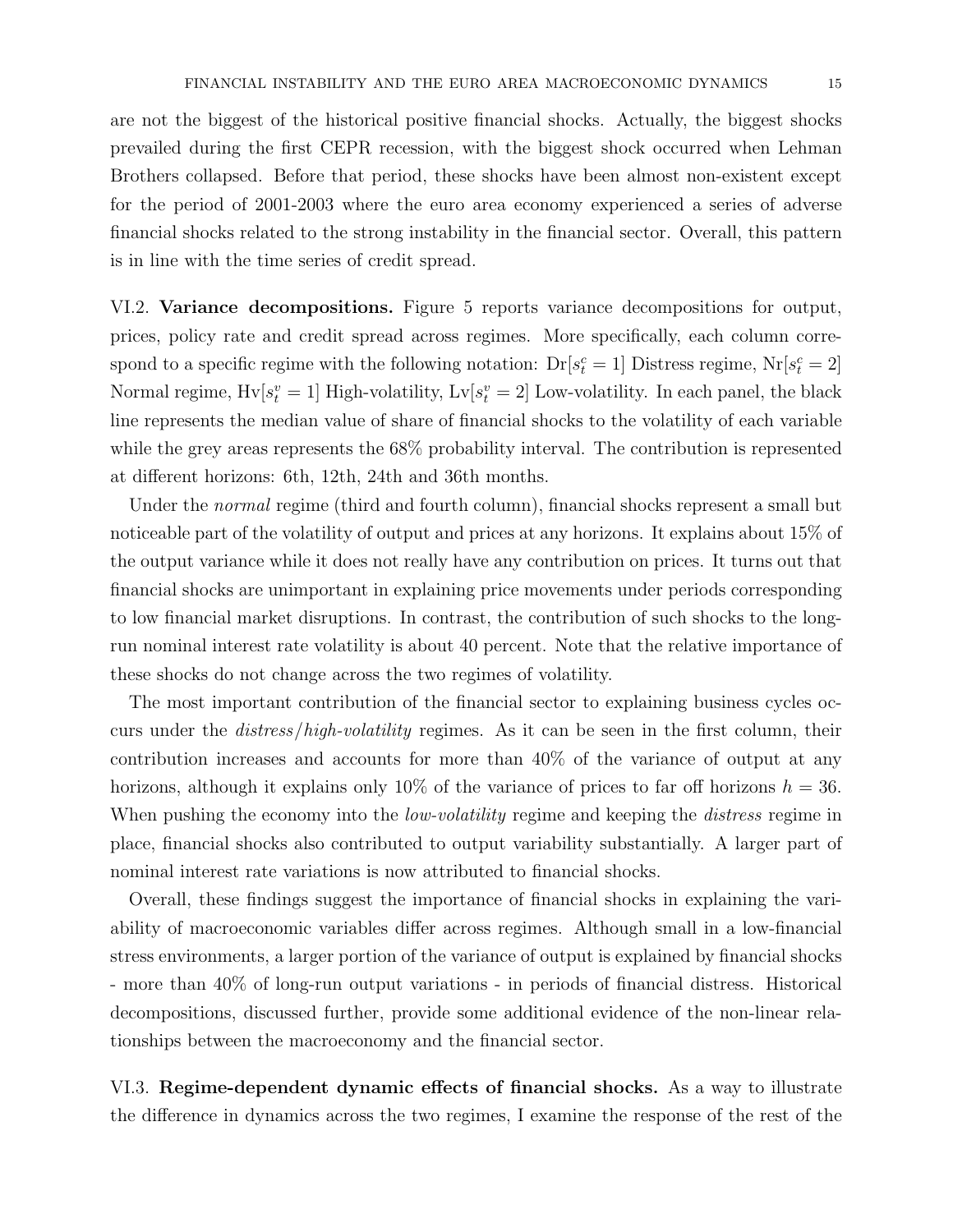are not the biggest of the historical positive financial shocks. Actually, the biggest shocks prevailed during the first CEPR recession, with the biggest shock occurred when Lehman Brothers collapsed. Before that period, these shocks have been almost non-existent except for the period of 2001-2003 where the euro area economy experienced a series of adverse financial shocks related to the strong instability in the financial sector. Overall, this pattern is in line with the time series of credit spread.

VI.2. **Variance decompositions.** Figure 5 reports variance decompositions for output, prices, policy rate and credit spread across regimes. More specifically, each column correspond to a specific regime with the following notation: Dr[$s_t^c = 1$] Distress regime, Nr[$s_t^c = 2$] Normal regime, Hv[$s_t^v = 1$] High-volatility, Lv[$s_t^v = 2$] Low-volatility. In each panel, the black line represents the median value of share of financial shocks to the volatility of each variable while the grey areas represents the 68% probability interval. The contribution is represented at different horizons: 6th, 12th, 24th and 36th months.

Under the *normal* regime (third and fourth column), financial shocks represent a small but noticeable part of the volatility of output and prices at any horizons. It explains about 15% of the output variance while it does not really have any contribution on prices. It turns out that financial shocks are unimportant in explaining price movements under periods corresponding to low financial market disruptions. In contrast, the contribution of such shocks to the long-run nominal interest rate volatility is about 40 percent. Note that the relative importance of these shocks do not change across the two regimes of volatility.

The most important contribution of the financial sector to explaining business cycles occurs under the *distress/high-volatility* regimes. As it can be seen in the first column, their contribution increases and accounts for more than 40% of the variance of output at any horizons, although it explains only 10% of the variance of prices to far off horizons $h = 36$. When pushing the economy into the *low-volatility* regime and keeping the *distress* regime in place, financial shocks also contributed to output variability substantially. A larger part of nominal interest rate variations is now attributed to financial shocks.

Overall, these findings suggest the importance of financial shocks in explaining the variability of macroeconomic variables differ across regimes. Although small in a low-financial stress environments, a larger portion of the variance of output is explained by financial shocks - more than 40% of long-run output variations - in periods of financial distress. Historical decompositions, discussed further, provide some additional evidence of the non-linear relationships between the macroeconomy and the financial sector.

VI.3. **Regime-dependent dynamic effects of financial shocks.** As a way to illustrate the difference in dynamics across the two regimes, I examine the response of the rest of the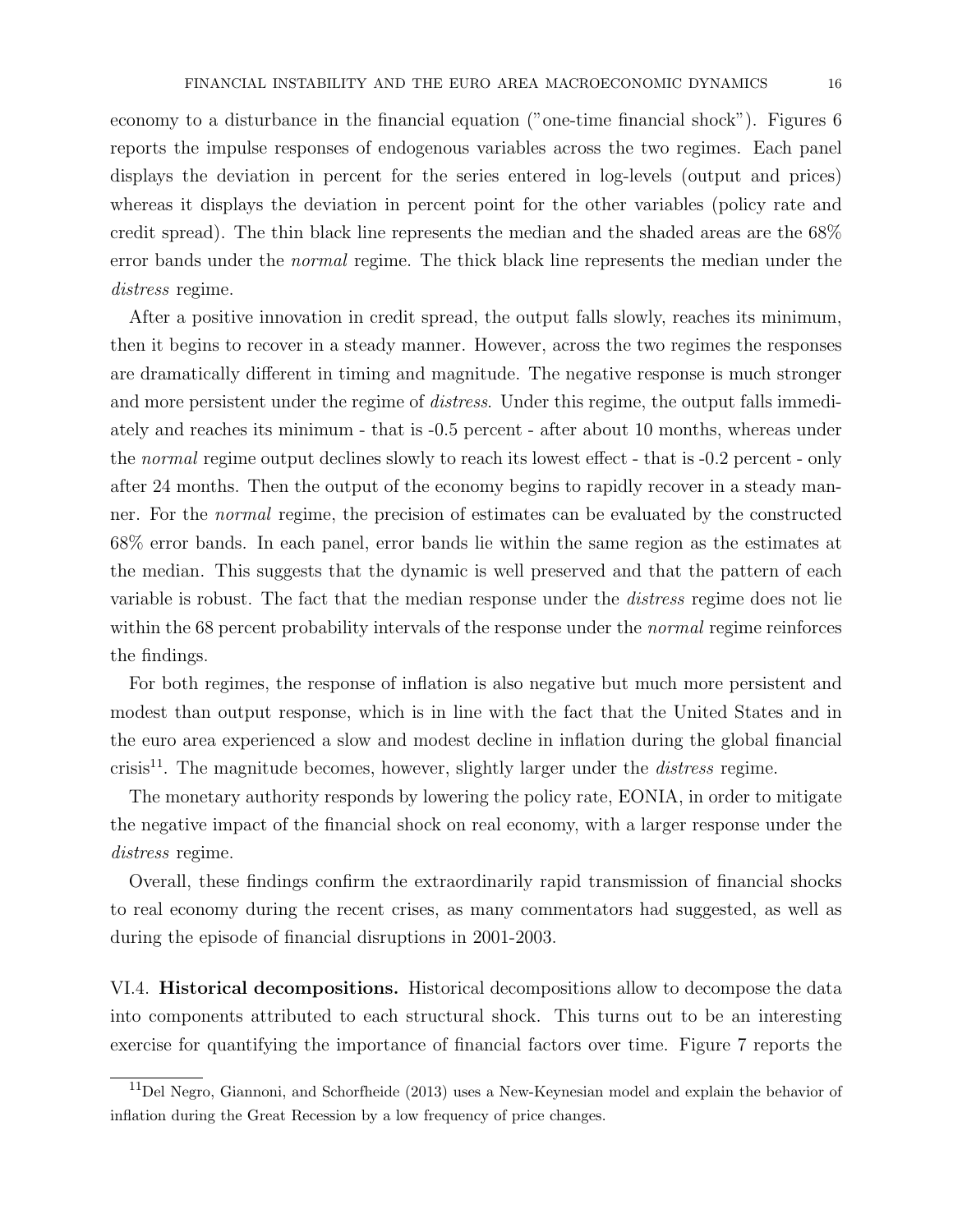economy to a disturbance in the financial equation ("one-time financial shock"). Figures 6 reports the impulse responses of endogenous variables across the two regimes. Each panel displays the deviation in percent for the series entered in log-levels (output and prices) whereas it displays the deviation in percent point for the other variables (policy rate and credit spread). The thin black line represents the median and the shaded areas are the 68% error bands under the *normal* regime. The thick black line represents the median under the *distress* regime.

After a positive innovation in credit spread, the output falls slowly, reaches its minimum, then it begins to recover in a steady manner. However, across the two regimes the responses are dramatically different in timing and magnitude. The negative response is much stronger and more persistent under the regime of *distress*. Under this regime, the output falls immediately and reaches its minimum - that is -0.5 percent - after about 10 months, whereas under the *normal* regime output declines slowly to reach its lowest effect - that is -0.2 percent - only after 24 months. Then the output of the economy begins to rapidly recover in a steady manner. For the *normal* regime, the precision of estimates can be evaluated by the constructed 68% error bands. In each panel, error bands lie within the same region as the estimates at the median. This suggests that the dynamic is well preserved and that the pattern of each variable is robust. The fact that the median response under the *distress* regime does not lie within the 68 percent probability intervals of the response under the *normal* regime reinforces the findings.

For both regimes, the response of inflation is also negative but much more persistent and modest than output response, which is in line with the fact that the United States and in the euro area experienced a slow and modest decline in inflation during the global financial crisis[11]. The magnitude becomes, however, slightly larger under the *distress* regime.

The monetary authority responds by lowering the policy rate, EONIA, in order to mitigate the negative impact of the financial shock on real economy, with a larger response under the *distress* regime.

Overall, these findings confirm the extraordinarily rapid transmission of financial shocks to real economy during the recent crises, as many commentators had suggested, as well as during the episode of financial disruptions in 2001-2003.

VI.4. **Historical decompositions.** Historical decompositions allow to decompose the data into components attributed to each structural shock. This turns out to be an interesting exercise for quantifying the importance of financial factors over time. Figure 7 reports the

[11]Del Negro, Giannoni, and Schorfheide (2013) uses a New-Keynesian model and explain the behavior of inflation during the Great Recession by a low frequency of price changes.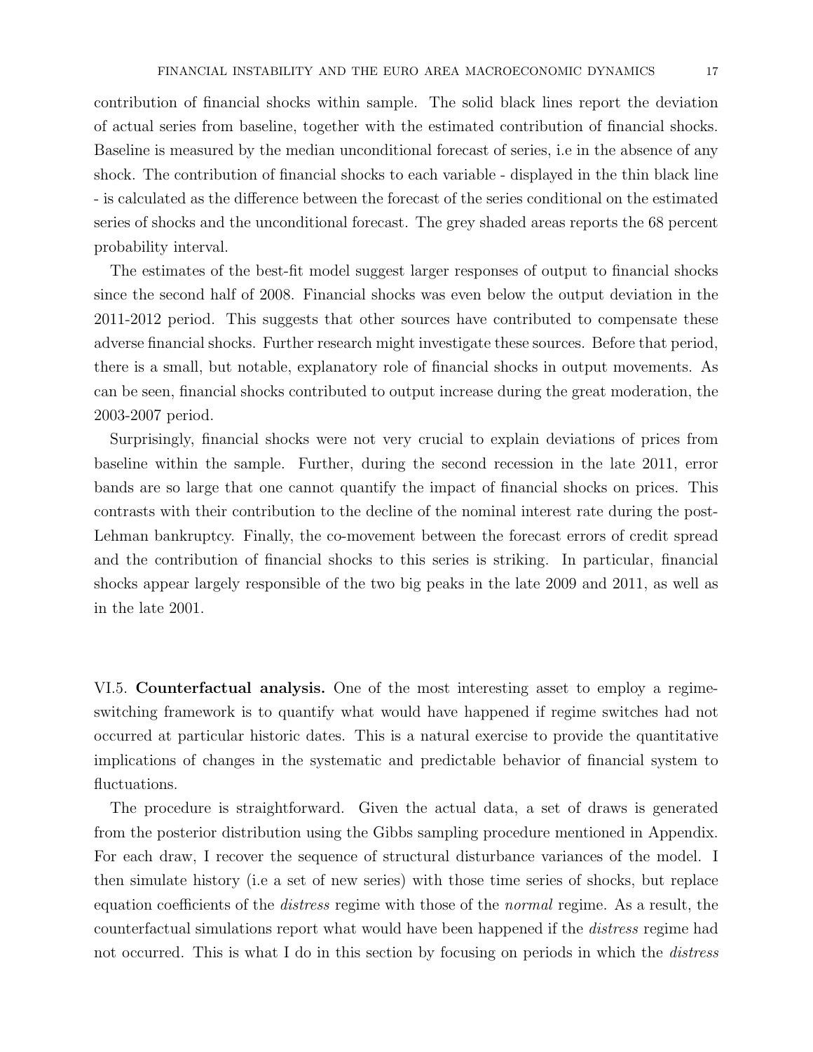contribution of financial shocks within sample. The solid black lines report the deviation of actual series from baseline, together with the estimated contribution of financial shocks. Baseline is measured by the median unconditional forecast of series, i.e in the absence of any shock. The contribution of financial shocks to each variable - displayed in the thin black line - is calculated as the difference between the forecast of the series conditional on the estimated series of shocks and the unconditional forecast. The grey shaded areas reports the 68 percent probability interval.

The estimates of the best-fit model suggest larger responses of output to financial shocks since the second half of 2008. Financial shocks was even below the output deviation in the 2011-2012 period. This suggests that other sources have contributed to compensate these adverse financial shocks. Further research might investigate these sources. Before that period, there is a small, but notable, explanatory role of financial shocks in output movements. As can be seen, financial shocks contributed to output increase during the great moderation, the 2003-2007 period.

Surprisingly, financial shocks were not very crucial to explain deviations of prices from baseline within the sample. Further, during the second recession in the late 2011, error bands are so large that one cannot quantify the impact of financial shocks on prices. This contrasts with their contribution to the decline of the nominal interest rate during the post-Lehman bankruptcy. Finally, the co-movement between the forecast errors of credit spread and the contribution of financial shocks to this series is striking. In particular, financial shocks appear largely responsible of the two big peaks in the late 2009 and 2011, as well as in the late 2001.

VI.5. **Counterfactual analysis.** One of the most interesting asset to employ a regime-switching framework is to quantify what would have happened if regime switches had not occurred at particular historic dates. This is a natural exercise to provide the quantitative implications of changes in the systematic and predictable behavior of financial system to fluctuations.

The procedure is straightforward. Given the actual data, a set of draws is generated from the posterior distribution using the Gibbs sampling procedure mentioned in Appendix. For each draw, I recover the sequence of structural disturbance variances of the model. I then simulate history (i.e a set of new series) with those time series of shocks, but replace equation coefficients of the *distress* regime with those of the *normal* regime. As a result, the counterfactual simulations report what would have been happened if the *distress* regime had not occurred. This is what I do in this section by focusing on periods in which the *distress*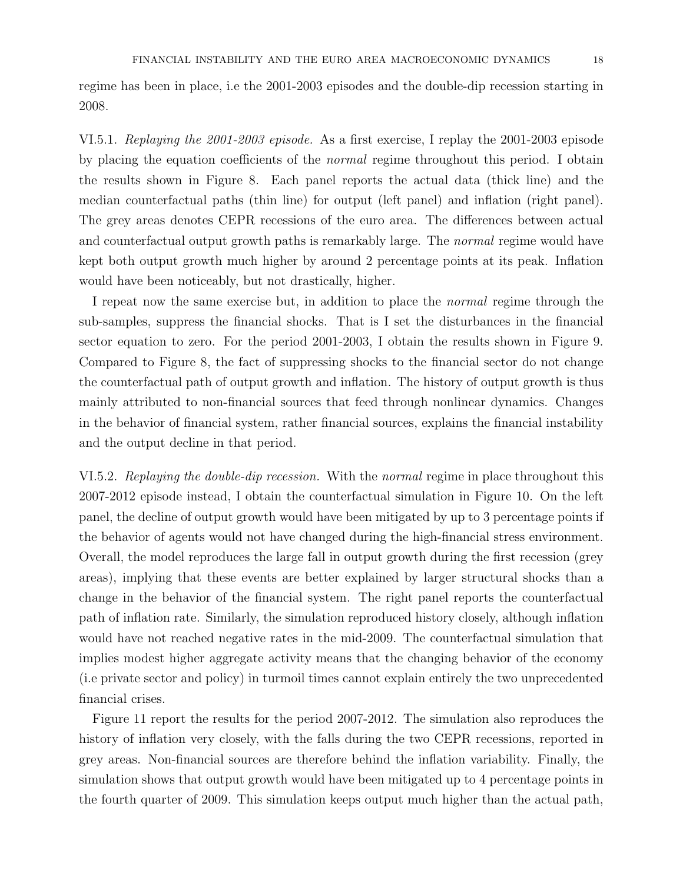regime has been in place, i.e the 2001-2003 episodes and the double-dip recession starting in 2008.

VI.5.1. *Replaying the 2001-2003 episode.* As a first exercise, I replay the 2001-2003 episode by placing the equation coefficients of the *normal* regime throughout this period. I obtain the results shown in Figure 8. Each panel reports the actual data (thick line) and the median counterfactual paths (thin line) for output (left panel) and inflation (right panel). The grey areas denotes CEPR recessions of the euro area. The differences between actual and counterfactual output growth paths is remarkably large. The *normal* regime would have kept both output growth much higher by around 2 percentage points at its peak. Inflation would have been noticeably, but not drastically, higher.

I repeat now the same exercise but, in addition to place the *normal* regime through the sub-samples, suppress the financial shocks. That is I set the disturbances in the financial sector equation to zero. For the period 2001-2003, I obtain the results shown in Figure 9. Compared to Figure 8, the fact of suppressing shocks to the financial sector do not change the counterfactual path of output growth and inflation. The history of output growth is thus mainly attributed to non-financial sources that feed through nonlinear dynamics. Changes in the behavior of financial system, rather financial sources, explains the financial instability and the output decline in that period.

VI.5.2. *Replaying the double-dip recession.* With the *normal* regime in place throughout this 2007-2012 episode instead, I obtain the counterfactual simulation in Figure 10. On the left panel, the decline of output growth would have been mitigated by up to 3 percentage points if the behavior of agents would not have changed during the high-financial stress environment. Overall, the model reproduces the large fall in output growth during the first recession (grey areas), implying that these events are better explained by larger structural shocks than a change in the behavior of the financial system. The right panel reports the counterfactual path of inflation rate. Similarly, the simulation reproduced history closely, although inflation would have not reached negative rates in the mid-2009. The counterfactual simulation that implies modest higher aggregate activity means that the changing behavior of the economy (i.e private sector and policy) in turmoil times cannot explain entirely the two unprecedented financial crises.

Figure 11 report the results for the period 2007-2012. The simulation also reproduces the history of inflation very closely, with the falls during the two CEPR recessions, reported in grey areas. Non-financial sources are therefore behind the inflation variability. Finally, the simulation shows that output growth would have been mitigated up to 4 percentage points in the fourth quarter of 2009. This simulation keeps output much higher than the actual path,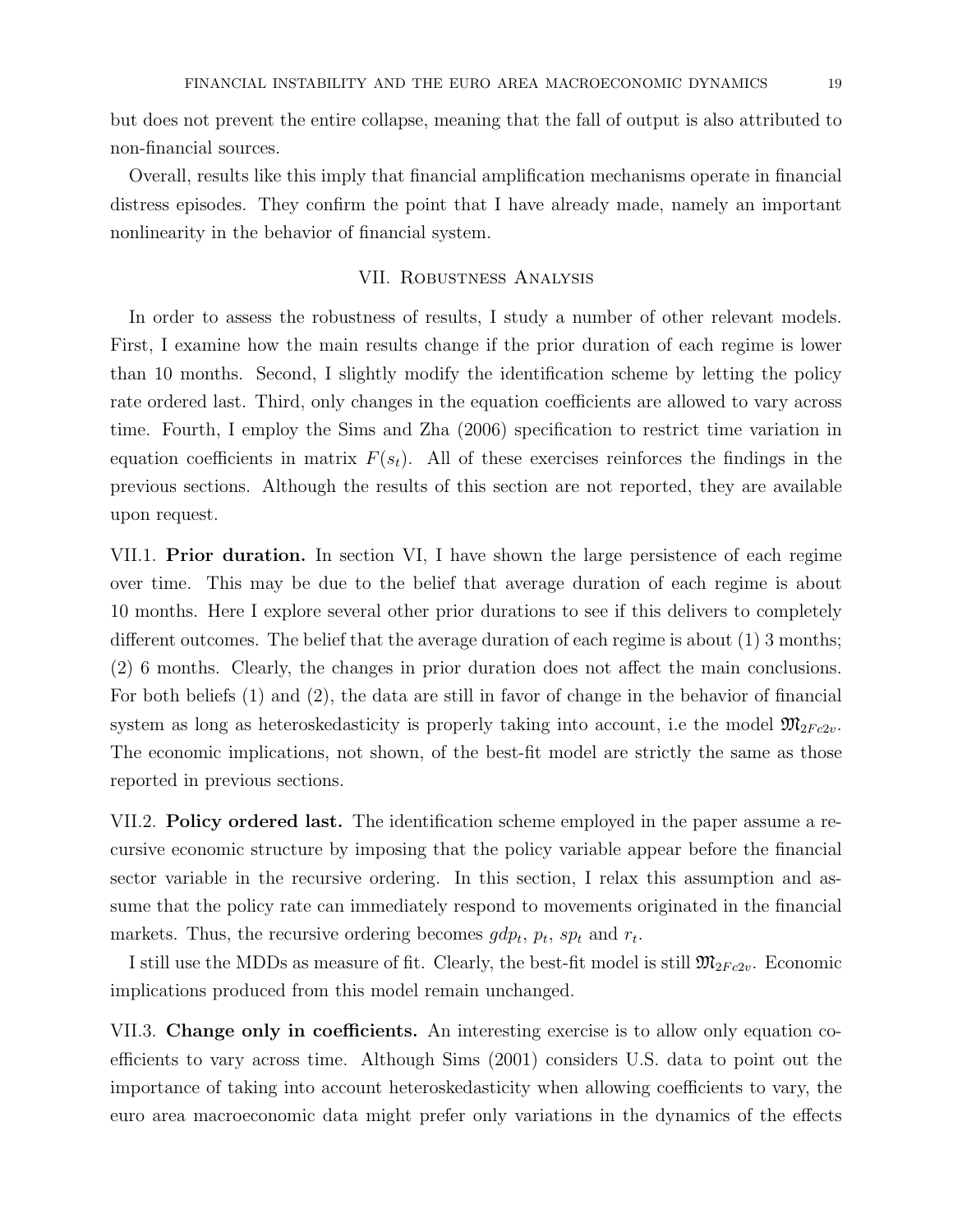but does not prevent the entire collapse, meaning that the fall of output is also attributed to non-financial sources.

Overall, results like this imply that financial amplification mechanisms operate in financial distress episodes. They confirm the point that I have already made, namely an important nonlinearity in the behavior of financial system.

## VII. Robustness Analysis

In order to assess the robustness of results, I study a number of other relevant models. First, I examine how the main results change if the prior duration of each regime is lower than 10 months. Second, I slightly modify the identification scheme by letting the policy rate ordered last. Third, only changes in the equation coefficients are allowed to vary across time. Fourth, I employ the Sims and Zha (2006) specification to restrict time variation in equation coefficients in matrix $F(s_t)$. All of these exercises reinforces the findings in the previous sections. Although the results of this section are not reported, they are available upon request.

VII.1. **Prior duration.** In section VI, I have shown the large persistence of each regime over time. This may be due to the belief that average duration of each regime is about 10 months. Here I explore several other prior durations to see if this delivers to completely different outcomes. The belief that the average duration of each regime is about (1) 3 months; (2) 6 months. Clearly, the changes in prior duration does not affect the main conclusions. For both beliefs (1) and (2), the data are still in favor of change in the behavior of financial system as long as heteroskedasticity is properly taking into account, i.e the model $\mathfrak{M}_{2Fc2v}$. The economic implications, not shown, of the best-fit model are strictly the same as those reported in previous sections.

VII.2. **Policy ordered last.** The identification scheme employed in the paper assume a recursive economic structure by imposing that the policy variable appear before the financial sector variable in the recursive ordering. In this section, I relax this assumption and assume that the policy rate can immediately respond to movements originated in the financial markets. Thus, the recursive ordering becomes $gdp_t$, $p_t$, $sp_t$ and $r_t$.

I still use the MDDs as measure of fit. Clearly, the best-fit model is still $\mathfrak{M}_{2Fc2v}$. Economic implications produced from this model remain unchanged.

VII.3. **Change only in coefficients.** An interesting exercise is to allow only equation coefficients to vary across time. Although Sims (2001) considers U.S. data to point out the importance of taking into account heteroskedasticity when allowing coefficients to vary, the euro area macroeconomic data might prefer only variations in the dynamics of the effects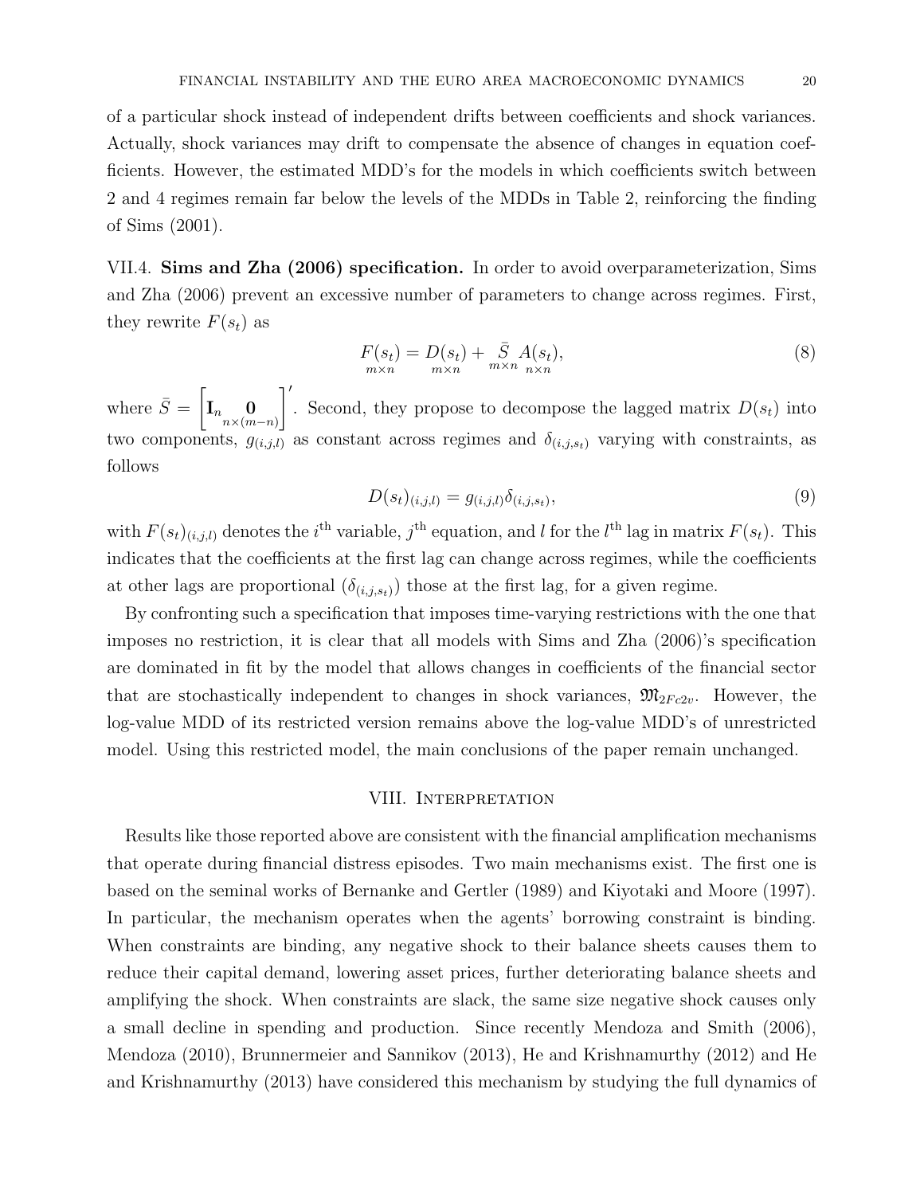of a particular shock instead of independent drifts between coefficients and shock variances. Actually, shock variances may drift to compensate the absence of changes in equation coefficients. However, the estimated MDD's for the models in which coefficients switch between 2 and 4 regimes remain far below the levels of the MDDs in Table 2, reinforcing the finding of Sims (2001).

VII.4. **Sims and Zha (2006) specification.** In order to avoid overparameterization, Sims and Zha (2006) prevent an excessive number of parameters to change across regimes. First, they rewrite $F(s_t)$ as

$$\underset{m\times n}{F(s_t)} = \underset{m\times n}{D(s_t)} + \underset{m\times n}{\bar{S}}\,\underset{n\times n}{A(s_t)}, \tag{8}$$

where $\bar{S} = \begin{bmatrix} \mathbf{I}_n & \underset{n\times(m-n)}{\mathbf{0}} \end{bmatrix}'$. Second, they propose to decompose the lagged matrix $D(s_t)$ into two components, $g_{(i,j,l)}$ as constant across regimes and $\delta_{(i,j,s_t)}$ varying with constraints, as follows

$$D(s_t)_{(i,j,l)} = g_{(i,j,l)}\delta_{(i,j,s_t)}, \tag{9}$$

with $F(s_t)_{(i,j,l)}$ denotes the $i^{\text{th}}$ variable, $j^{\text{th}}$ equation, and $l$ for the $l^{\text{th}}$ lag in matrix $F(s_t)$. This indicates that the coefficients at the first lag can change across regimes, while the coefficients at other lags are proportional ($\delta_{(i,j,s_t)}$) those at the first lag, for a given regime.

By confronting such a specification that imposes time-varying restrictions with the one that imposes no restriction, it is clear that all models with Sims and Zha (2006)'s specification are dominated in fit by the model that allows changes in coefficients of the financial sector that are stochastically independent to changes in shock variances, $\mathfrak{M}_{2Fc2v}$. However, the log-value MDD of its restricted version remains above the log-value MDD's of unrestricted model. Using this restricted model, the main conclusions of the paper remain unchanged.

## VIII. Interpretation

Results like those reported above are consistent with the financial amplification mechanisms that operate during financial distress episodes. Two main mechanisms exist. The first one is based on the seminal works of Bernanke and Gertler (1989) and Kiyotaki and Moore (1997). In particular, the mechanism operates when the agents' borrowing constraint is binding. When constraints are binding, any negative shock to their balance sheets causes them to reduce their capital demand, lowering asset prices, further deteriorating balance sheets and amplifying the shock. When constraints are slack, the same size negative shock causes only a small decline in spending and production. Since recently Mendoza and Smith (2006), Mendoza (2010), Brunnermeier and Sannikov (2013), He and Krishnamurthy (2012) and He and Krishnamurthy (2013) have considered this mechanism by studying the full dynamics of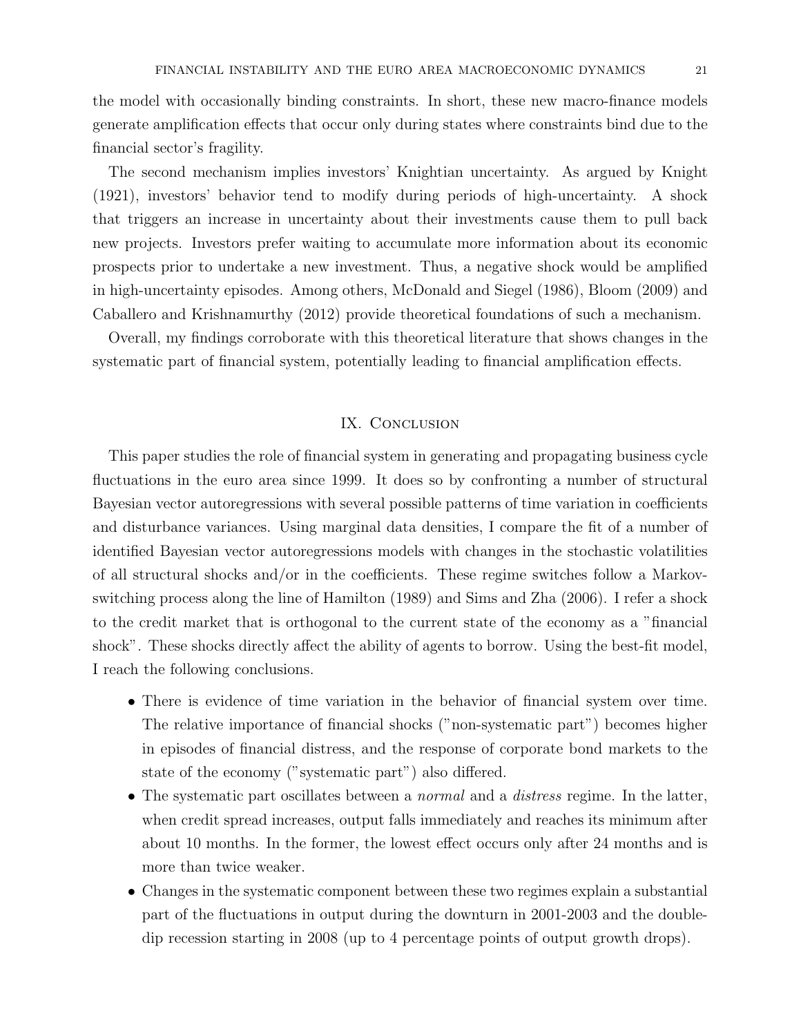the model with occasionally binding constraints. In short, these new macro-finance models generate amplification effects that occur only during states where constraints bind due to the financial sector's fragility.

The second mechanism implies investors' Knightian uncertainty. As argued by Knight (1921), investors' behavior tend to modify during periods of high-uncertainty. A shock that triggers an increase in uncertainty about their investments cause them to pull back new projects. Investors prefer waiting to accumulate more information about its economic prospects prior to undertake a new investment. Thus, a negative shock would be amplified in high-uncertainty episodes. Among others, McDonald and Siegel (1986), Bloom (2009) and Caballero and Krishnamurthy (2012) provide theoretical foundations of such a mechanism.

Overall, my findings corroborate with this theoretical literature that shows changes in the systematic part of financial system, potentially leading to financial amplification effects.

## IX. Conclusion

This paper studies the role of financial system in generating and propagating business cycle fluctuations in the euro area since 1999. It does so by confronting a number of structural Bayesian vector autoregressions with several possible patterns of time variation in coefficients and disturbance variances. Using marginal data densities, I compare the fit of a number of identified Bayesian vector autoregressions models with changes in the stochastic volatilities of all structural shocks and/or in the coefficients. These regime switches follow a Markov-switching process along the line of Hamilton (1989) and Sims and Zha (2006). I refer a shock to the credit market that is orthogonal to the current state of the economy as a "financial shock". These shocks directly affect the ability of agents to borrow. Using the best-fit model, I reach the following conclusions.

- There is evidence of time variation in the behavior of financial system over time. The relative importance of financial shocks ("non-systematic part") becomes higher in episodes of financial distress, and the response of corporate bond markets to the state of the economy ("systematic part") also differed.
- The systematic part oscillates between a *normal* and a *distress* regime. In the latter, when credit spread increases, output falls immediately and reaches its minimum after about 10 months. In the former, the lowest effect occurs only after 24 months and is more than twice weaker.
- Changes in the systematic component between these two regimes explain a substantial part of the fluctuations in output during the downturn in 2001-2003 and the double-dip recession starting in 2008 (up to 4 percentage points of output growth drops).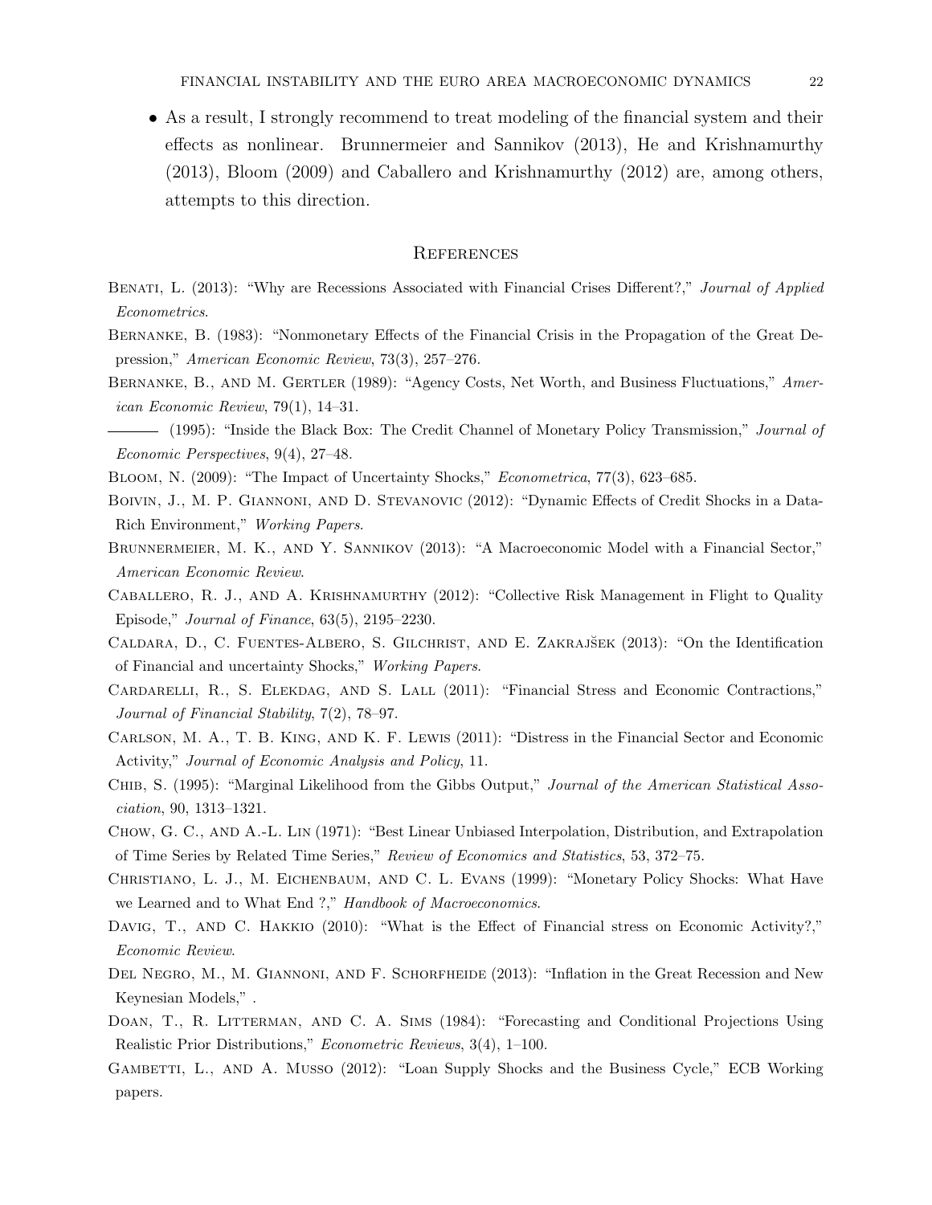- As a result, I strongly recommend to treat modeling of the financial system and their effects as nonlinear. Brunnermeier and Sannikov (2013), He and Krishnamurthy (2013), Bloom (2009) and Caballero and Krishnamurthy (2012) are, among others, attempts to this direction.

## References

Benati, L. (2013): "Why are Recessions Associated with Financial Crises Different?," *Journal of Applied Econometrics*.

Bernanke, B. (1983): "Nonmonetary Effects of the Financial Crisis in the Propagation of the Great Depression," *American Economic Review*, 73(3), 257–276.

Bernanke, B., and M. Gertler (1989): "Agency Costs, Net Worth, and Business Fluctuations," *American Economic Review*, 79(1), 14–31.

——— (1995): "Inside the Black Box: The Credit Channel of Monetary Policy Transmission," *Journal of Economic Perspectives*, 9(4), 27–48.

Bloom, N. (2009): "The Impact of Uncertainty Shocks," *Econometrica*, 77(3), 623–685.

Boivin, J., M. P. Giannoni, and D. Stevanovic (2012): "Dynamic Effects of Credit Shocks in a Data-Rich Environment," *Working Papers*.

Brunnermeier, M. K., and Y. Sannikov (2013): "A Macroeconomic Model with a Financial Sector," *American Economic Review*.

Caballero, R. J., and A. Krishnamurthy (2012): "Collective Risk Management in Flight to Quality Episode," *Journal of Finance*, 63(5), 2195–2230.

Caldara, D., C. Fuentes-Albero, S. Gilchrist, and E. Zakrajšek (2013): "On the Identification of Financial and uncertainty Shocks," *Working Papers*.

Cardarelli, R., S. Elekdag, and S. Lall (2011): "Financial Stress and Economic Contractions," *Journal of Financial Stability*, 7(2), 78–97.

Carlson, M. A., T. B. King, and K. F. Lewis (2011): "Distress in the Financial Sector and Economic Activity," *Journal of Economic Analysis and Policy*, 11.

Chib, S. (1995): "Marginal Likelihood from the Gibbs Output," *Journal of the American Statistical Association*, 90, 1313–1321.

Chow, G. C., and A.-L. Lin (1971): "Best Linear Unbiased Interpolation, Distribution, and Extrapolation of Time Series by Related Time Series," *Review of Economics and Statistics*, 53, 372–75.

Christiano, L. J., M. Eichenbaum, and C. L. Evans (1999): "Monetary Policy Shocks: What Have we Learned and to What End ?," *Handbook of Macroeconomics*.

Davig, T., and C. Hakkio (2010): "What is the Effect of Financial stress on Economic Activity?," *Economic Review*.

Del Negro, M., M. Giannoni, and F. Schorfheide (2013): "Inflation in the Great Recession and New Keynesian Models," .

Doan, T., R. Litterman, and C. A. Sims (1984): "Forecasting and Conditional Projections Using Realistic Prior Distributions," *Econometric Reviews*, 3(4), 1–100.

Gambetti, L., and A. Musso (2012): "Loan Supply Shocks and the Business Cycle," ECB Working papers.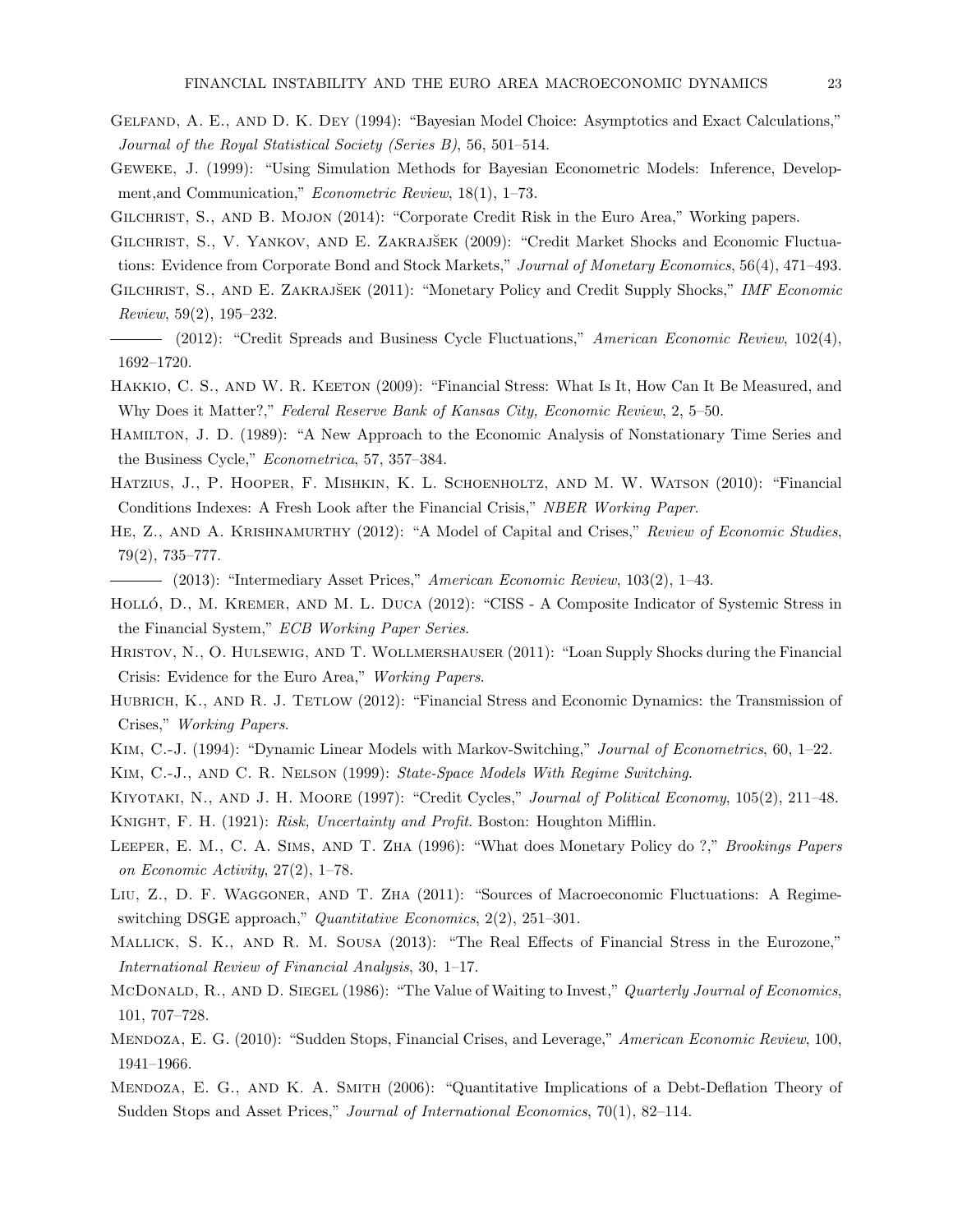Gelfand, A. E., and D. K. Dey (1994): "Bayesian Model Choice: Asymptotics and Exact Calculations," *Journal of the Royal Statistical Society (Series B)*, 56, 501–514.

Geweke, J. (1999): "Using Simulation Methods for Bayesian Econometric Models: Inference, Development,and Communication," *Econometric Review*, 18(1), 1–73.

Gilchrist, S., and B. Mojon (2014): "Corporate Credit Risk in the Euro Area," Working papers.

Gilchrist, S., V. Yankov, and E. Zakrajšek (2009): "Credit Market Shocks and Economic Fluctuations: Evidence from Corporate Bond and Stock Markets," *Journal of Monetary Economics*, 56(4), 471–493.

Gilchrist, S., and E. Zakrajšek (2011): "Monetary Policy and Credit Supply Shocks," *IMF Economic Review*, 59(2), 195–232.

——— (2012): "Credit Spreads and Business Cycle Fluctuations," *American Economic Review*, 102(4), 1692–1720.

Hakkio, C. S., and W. R. Keeton (2009): "Financial Stress: What Is It, How Can It Be Measured, and Why Does it Matter?," *Federal Reserve Bank of Kansas City, Economic Review*, 2, 5–50.

Hamilton, J. D. (1989): "A New Approach to the Economic Analysis of Nonstationary Time Series and the Business Cycle," *Econometrica*, 57, 357–384.

Hatzius, J., P. Hooper, F. Mishkin, K. L. Schoenholtz, and M. W. Watson (2010): "Financial Conditions Indexes: A Fresh Look after the Financial Crisis," *NBER Working Paper*.

He, Z., and A. Krishnamurthy (2012): "A Model of Capital and Crises," *Review of Economic Studies*, 79(2), 735–777.

——— (2013): "Intermediary Asset Prices," *American Economic Review*, 103(2), 1–43.

Holló, D., M. Kremer, and M. L. Duca (2012): "CISS - A Composite Indicator of Systemic Stress in the Financial System," *ECB Working Paper Series*.

Hristov, N., O. Hulsewig, and T. Wollmershauser (2011): "Loan Supply Shocks during the Financial Crisis: Evidence for the Euro Area," *Working Papers*.

Hubrich, K., and R. J. Tetlow (2012): "Financial Stress and Economic Dynamics: the Transmission of Crises," *Working Papers*.

Kim, C.-J. (1994): "Dynamic Linear Models with Markov-Switching," *Journal of Econometrics*, 60, 1–22.

Kim, C.-J., and C. R. Nelson (1999): *State-Space Models With Regime Switching*.

Kiyotaki, N., and J. H. Moore (1997): "Credit Cycles," *Journal of Political Economy*, 105(2), 211–48.

Knight, F. H. (1921): *Risk, Uncertainty and Profit*. Boston: Houghton Mifflin.

Leeper, E. M., C. A. Sims, and T. Zha (1996): "What does Monetary Policy do ?," *Brookings Papers on Economic Activity*, 27(2), 1–78.

Liu, Z., D. F. Waggoner, and T. Zha (2011): "Sources of Macroeconomic Fluctuations: A Regime-switching DSGE approach," *Quantitative Economics*, 2(2), 251–301.

Mallick, S. K., and R. M. Sousa (2013): "The Real Effects of Financial Stress in the Eurozone," *International Review of Financial Analysis*, 30, 1–17.

McDonald, R., and D. Siegel (1986): "The Value of Waiting to Invest," *Quarterly Journal of Economics*, 101, 707–728.

Mendoza, E. G. (2010): "Sudden Stops, Financial Crises, and Leverage," *American Economic Review*, 100, 1941–1966.

Mendoza, E. G., and K. A. Smith (2006): "Quantitative Implications of a Debt-Deflation Theory of Sudden Stops and Asset Prices," *Journal of International Economics*, 70(1), 82–114.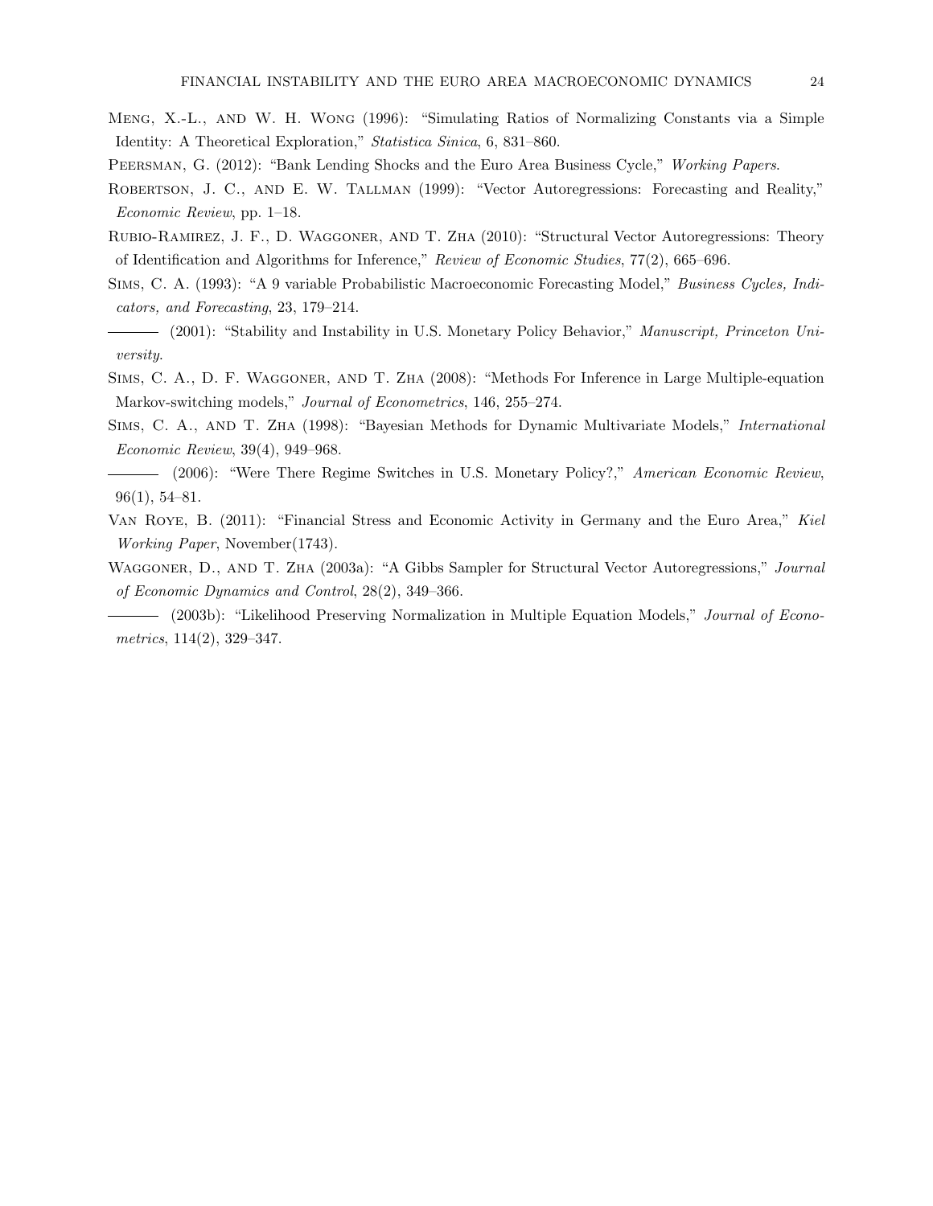Meng, X.-L., and W. H. Wong (1996): "Simulating Ratios of Normalizing Constants via a Simple Identity: A Theoretical Exploration," *Statistica Sinica*, 6, 831–860.

Peersman, G. (2012): "Bank Lending Shocks and the Euro Area Business Cycle," *Working Papers*.

Robertson, J. C., and E. W. Tallman (1999): "Vector Autoregressions: Forecasting and Reality," *Economic Review*, pp. 1–18.

Rubio-Ramirez, J. F., D. Waggoner, and T. Zha (2010): "Structural Vector Autoregressions: Theory of Identification and Algorithms for Inference," *Review of Economic Studies*, 77(2), 665–696.

Sims, C. A. (1993): "A 9 variable Probabilistic Macroeconomic Forecasting Model," *Business Cycles, Indicators, and Forecasting*, 23, 179–214.

——— (2001): "Stability and Instability in U.S. Monetary Policy Behavior," *Manuscript, Princeton University*.

Sims, C. A., D. F. Waggoner, and T. Zha (2008): "Methods For Inference in Large Multiple-equation Markov-switching models," *Journal of Econometrics*, 146, 255–274.

Sims, C. A., and T. Zha (1998): "Bayesian Methods for Dynamic Multivariate Models," *International Economic Review*, 39(4), 949–968.

——— (2006): "Were There Regime Switches in U.S. Monetary Policy?," *American Economic Review*, 96(1), 54–81.

Van Roye, B. (2011): "Financial Stress and Economic Activity in Germany and the Euro Area," *Kiel Working Paper*, November(1743).

Waggoner, D., and T. Zha (2003a): "A Gibbs Sampler for Structural Vector Autoregressions," *Journal of Economic Dynamics and Control*, 28(2), 349–366.

——— (2003b): "Likelihood Preserving Normalization in Multiple Equation Models," *Journal of Econometrics*, 114(2), 329–347.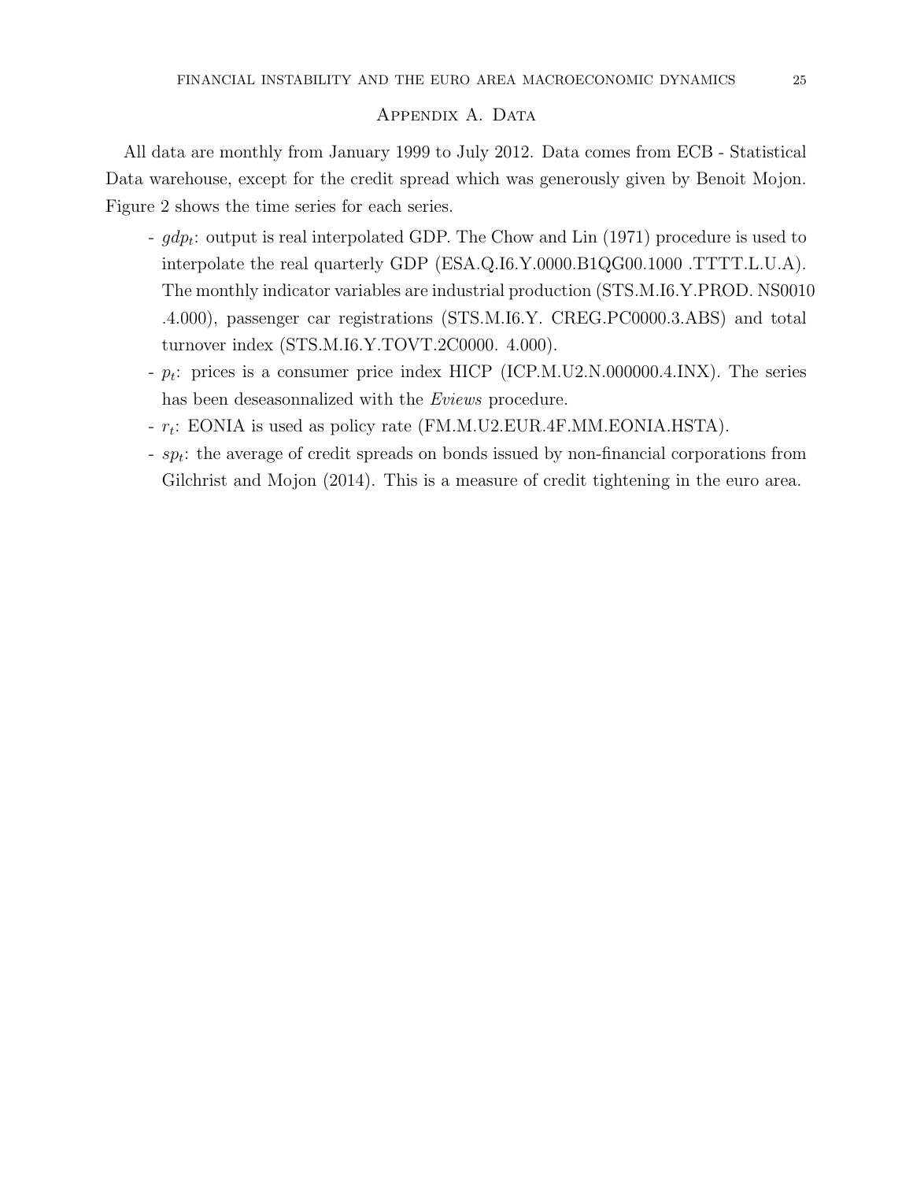## Appendix A. Data

All data are monthly from January 1999 to July 2012. Data comes from ECB - Statistical Data warehouse, except for the credit spread which was generously given by Benoit Mojon. Figure 2 shows the time series for each series.

- $gdp_t$: output is real interpolated GDP. The Chow and Lin (1971) procedure is used to interpolate the real quarterly GDP (ESA.Q.I6.Y.0000.B1QG00.1000 .TTTT.L.U.A). The monthly indicator variables are industrial production (STS.M.I6.Y.PROD. NS0010 .4.000), passenger car registrations (STS.M.I6.Y. CREG.PC0000.3.ABS) and total turnover index (STS.M.I6.Y.TOVT.2C0000. 4.000).
- $p_t$: prices is a consumer price index HICP (ICP.M.U2.N.000000.4.INX). The series has been deseasonnalized with the *Eviews* procedure.
- $r_t$: EONIA is used as policy rate (FM.M.U2.EUR.4F.MM.EONIA.HSTA).
- $sp_t$: the average of credit spreads on bonds issued by non-financial corporations from Gilchrist and Mojon (2014). This is a measure of credit tightening in the euro area.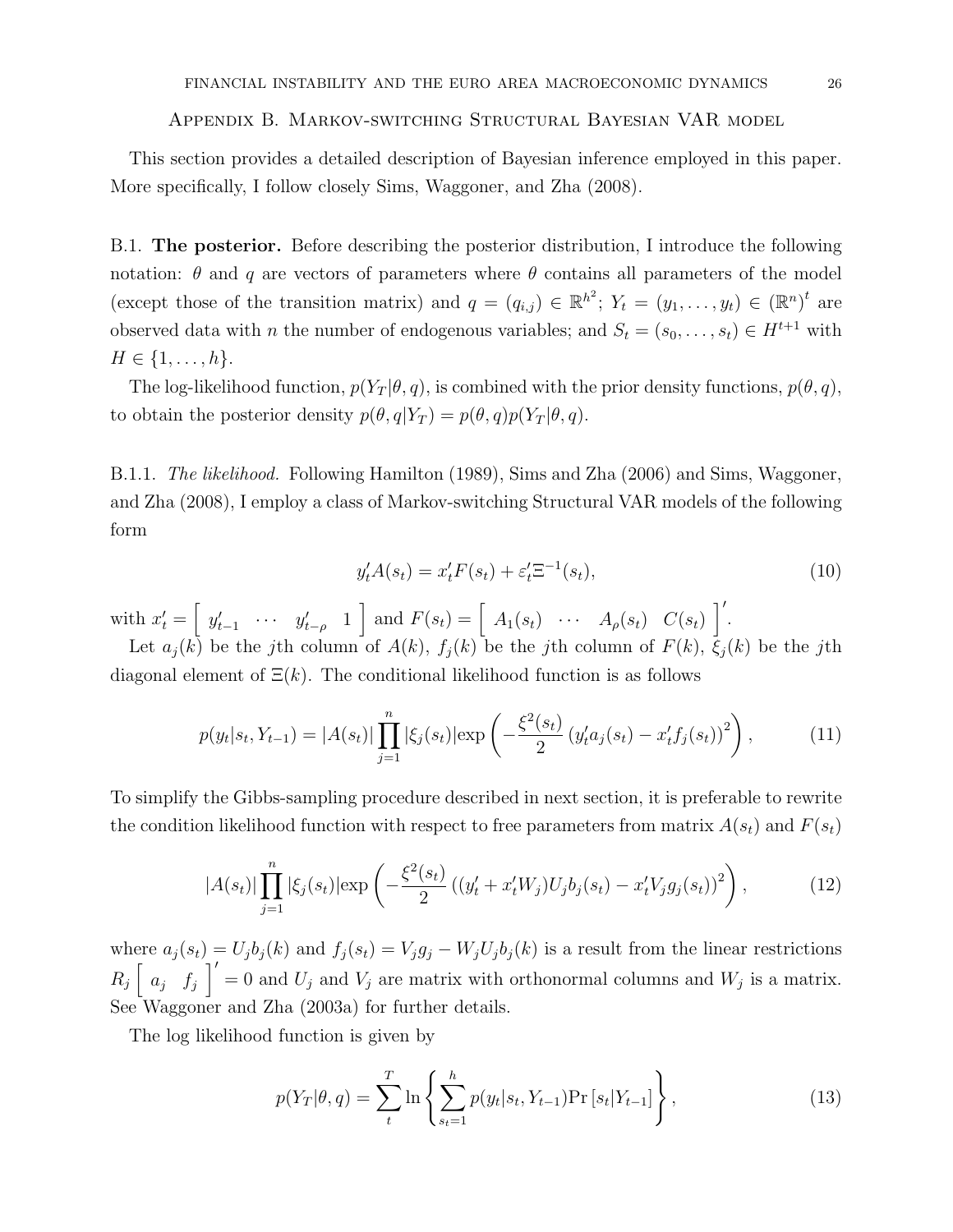## Appendix B. Markov-switching Structural Bayesian VAR model

This section provides a detailed description of Bayesian inference employed in this paper. More specifically, I follow closely Sims, Waggoner, and Zha (2008).

### B.1. **The posterior.**

Before describing the posterior distribution, I introduce the following notation: $\theta$ and $q$ are vectors of parameters where $\theta$ contains all parameters of the model (except those of the transition matrix) and $q = (q_{i,j}) \in \mathbb{R}^{h^2}$; $Y_t = (y_1, \ldots, y_t) \in (\mathbb{R}^n)^t$ are observed data with $n$ the number of endogenous variables; and $S_t = (s_0, \ldots, s_t) \in H^{t+1}$ with $H \in \{1, \ldots, h\}$.

The log-likelihood function, $p(Y_T|\theta, q)$, is combined with the prior density functions, $p(\theta, q)$, to obtain the posterior density $p(\theta, q|Y_T) = p(\theta, q)p(Y_T|\theta, q)$.

#### B.1.1. *The likelihood.*

Following Hamilton (1989), Sims and Zha (2006) and Sims, Waggoner, and Zha (2008), I employ a class of Markov-switching Structural VAR models of the following form

$$y_t'A(s_t) = x_t'F(s_t) + \varepsilon_t'\Xi^{-1}(s_t), \tag{10}$$

with $x_t' = \begin{bmatrix} y_{t-1}' & \cdots & y_{t-\rho}' & 1 \end{bmatrix}$ and $F(s_t) = \begin{bmatrix} A_1(s_t) & \cdots & A_\rho(s_t) & C(s_t) \end{bmatrix}'$.

Let $a_j(k)$ be the $j$th column of $A(k)$, $f_j(k)$ be the $j$th column of $F(k)$, $\xi_j(k)$ be the $j$th diagonal element of $\Xi(k)$. The conditional likelihood function is as follows

$$p(y_t|s_t, Y_{t-1}) = |A(s_t)| \prod_{j=1}^{n} |\xi_j(s_t)| \exp\left(-\frac{\xi^2(s_t)}{2}\left(y_t'a_j(s_t) - x_t'f_j(s_t)\right)^2\right), \tag{11}$$

To simplify the Gibbs-sampling procedure described in next section, it is preferable to rewrite the condition likelihood function with respect to free parameters from matrix $A(s_t)$ and $F(s_t)$

$$|A(s_t)| \prod_{j=1}^{n} |\xi_j(s_t)| \exp\left(-\frac{\xi^2(s_t)}{2}\left((y_t' + x_t'W_j)U_jb_j(s_t) - x_t'V_jg_j(s_t)\right)^2\right), \tag{12}$$

where $a_j(s_t) = U_jb_j(k)$ and $f_j(s_t) = V_jg_j - W_jU_jb_j(k)$ is a result from the linear restrictions $R_j \begin{bmatrix} a_j & f_j \end{bmatrix}' = 0$ and $U_j$ and $V_j$ are matrix with orthonormal columns and $W_j$ is a matrix. See Waggoner and Zha (2003a) for further details.

The log likelihood function is given by

$$p(Y_T|\theta, q) = \sum_{t}^{T} \ln\left\{\sum_{s_t=1}^{h} p(y_t|s_t, Y_{t-1}) \Pr[s_t|Y_{t-1}]\right\}, \tag{13}$$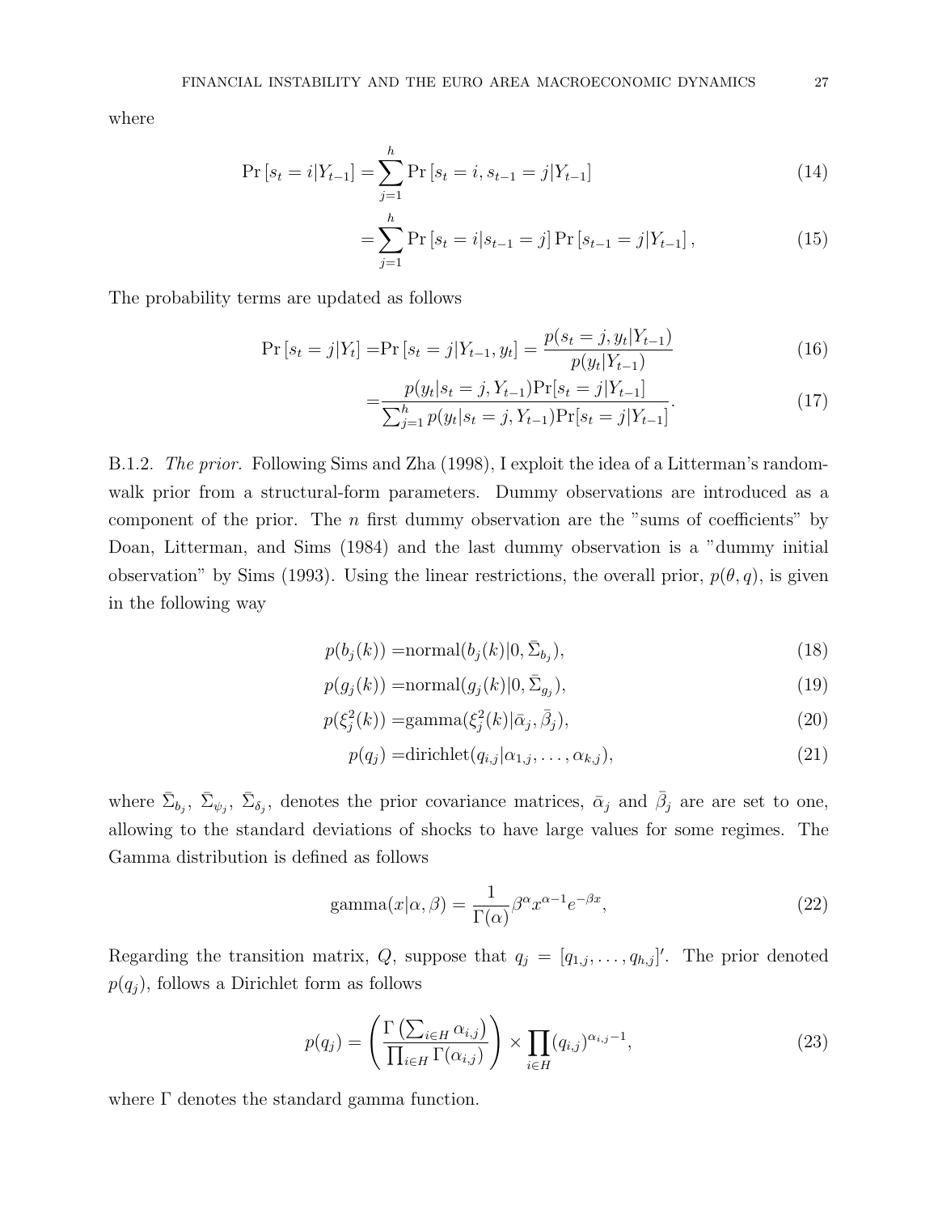where

$$
\begin{aligned}
\Pr\left[s_t = i | Y_{t-1}\right] &= \sum_{j=1}^{h} \Pr\left[s_t = i, s_{t-1} = j | Y_{t-1}\right] && (14)\\
&= \sum_{j=1}^{h} \Pr\left[s_t = i | s_{t-1} = j\right] \Pr\left[s_{t-1} = j | Y_{t-1}\right], && (15)
\end{aligned}
$$

The probability terms are updated as follows

$$
\begin{aligned}
\Pr\left[s_t = j | Y_t\right] =& \Pr\left[s_t = j | Y_{t-1}, y_t\right] = \frac{p(s_t = j, y_t | Y_{t-1})}{p(y_t | Y_{t-1})} && (16)\\
=& \frac{p(y_t | s_t = j, Y_{t-1}) \Pr[s_t = j | Y_{t-1}]}{\sum_{j=1}^{h} p(y_t | s_t = j, Y_{t-1}) \Pr[s_t = j | Y_{t-1}]}. && (17)
\end{aligned}
$$

B.1.2. *The prior.* Following Sims and Zha (1998), I exploit the idea of a Litterman's random-walk prior from a structural-form parameters. Dummy observations are introduced as a component of the prior. The $n$ first dummy observation are the "sums of coefficients" by Doan, Litterman, and Sims (1984) and the last dummy observation is a "dummy initial observation" by Sims (1993). Using the linear restrictions, the overall prior, $p(\theta, q)$, is given in the following way

$$
\begin{aligned}
p(b_j(k)) =& \text{normal}(b_j(k) | 0, \bar{\Sigma}_{b_j}), && (18)\\
p(g_j(k)) =& \text{normal}(g_j(k) | 0, \bar{\Sigma}_{g_j}), && (19)\\
p(\xi_j^2(k)) =& \text{gamma}(\xi_j^2(k) | \bar{\alpha}_j, \bar{\beta}_j), && (20)\\
p(q_j) =& \text{dirichlet}(q_{i,j} | \alpha_{1,j}, \ldots, \alpha_{k,j}), && (21)
\end{aligned}
$$

where $\bar{\Sigma}_{b_j}$, $\bar{\Sigma}_{\psi_j}$, $\bar{\Sigma}_{\delta_j}$, denotes the prior covariance matrices, $\bar{\alpha}_j$ and $\bar{\beta}_j$ are are set to one, allowing to the standard deviations of shocks to have large values for some regimes. The Gamma distribution is defined as follows

$$
\text{gamma}(x | \alpha, \beta) = \frac{1}{\Gamma(\alpha)} \beta^{\alpha} x^{\alpha - 1} e^{-\beta x}, \tag{22}
$$

Regarding the transition matrix, $Q$, suppose that $q_j = [q_{1,j}, \ldots, q_{h,j}]'$. The prior denoted $p(q_j)$, follows a Dirichlet form as follows

$$
p(q_j) = \left( \frac{\Gamma\left(\sum_{i \in H} \alpha_{i,j}\right)}{\prod_{i \in H} \Gamma(\alpha_{i,j})} \right) \times \prod_{i \in H} (q_{i,j})^{\alpha_{i,j} - 1}, \tag{23}
$$

where $\Gamma$ denotes the standard gamma function.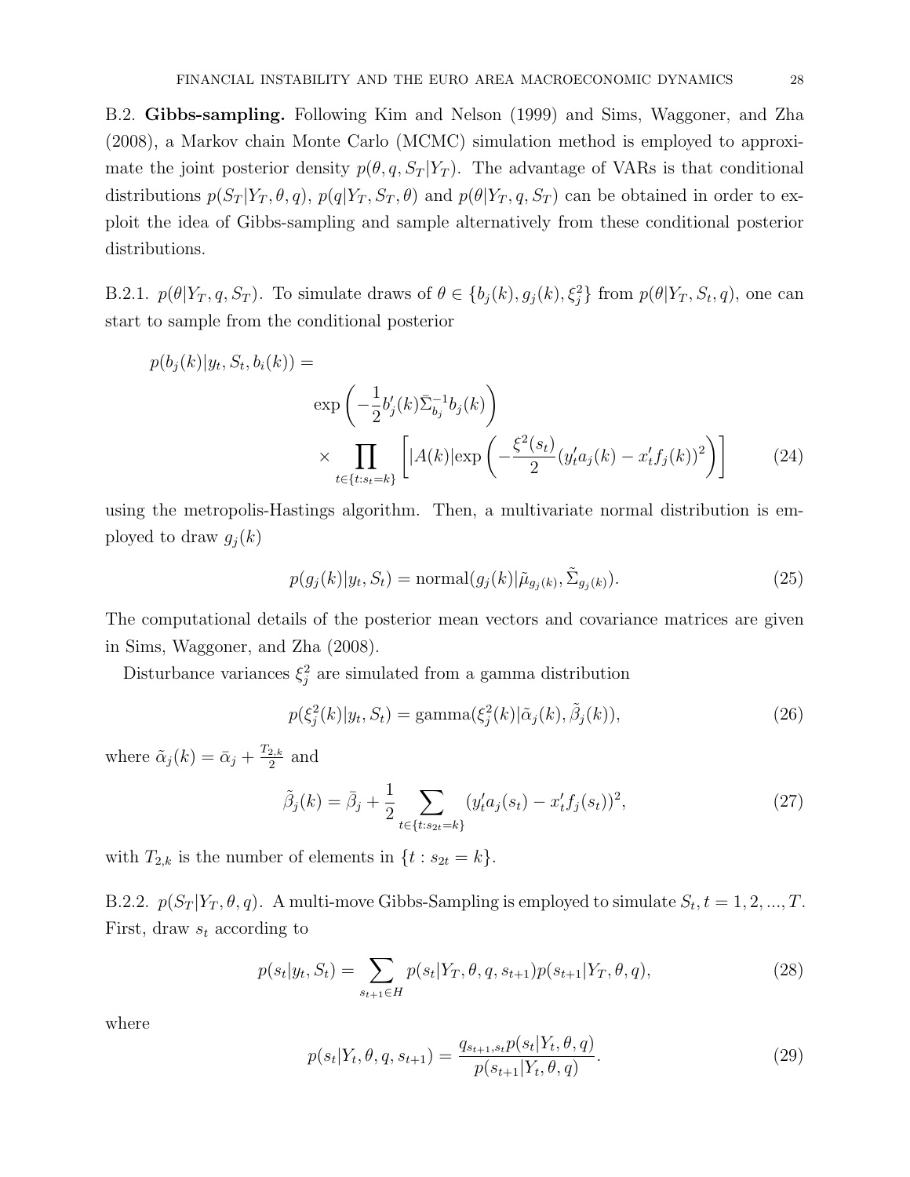B.2. **Gibbs-sampling.** Following Kim and Nelson (1999) and Sims, Waggoner, and Zha (2008), a Markov chain Monte Carlo (MCMC) simulation method is employed to approximate the joint posterior density $p(\theta, q, S_T|Y_T)$. The advantage of VARs is that conditional distributions $p(S_T|Y_T, \theta, q)$, $p(q|Y_T, S_T, \theta)$ and $p(\theta|Y_T, q, S_T)$ can be obtained in order to exploit the idea of Gibbs-sampling and sample alternatively from these conditional posterior distributions.

B.2.1. $p(\theta|Y_T, q, S_T)$. To simulate draws of $\theta \in \{b_j(k), g_j(k), \xi_j^2\}$ from $p(\theta|Y_T, S_t, q)$, one can start to sample from the conditional posterior

$$
\begin{aligned}
p(b_j(k)|y_t, S_t, b_i(k)) = \\
&\exp\left(-\frac{1}{2}b_j'(k)\bar{\Sigma}_{b_j}^{-1}b_j(k)\right) \\
&\times \prod_{t\in\{t:s_t=k\}}\left[|A(k)|\exp\left(-\frac{\xi^2(s_t)}{2}(y_t'a_j(k) - x_t'f_j(k))^2\right)\right] \qquad (24)
\end{aligned}
$$

using the metropolis-Hastings algorithm. Then, a multivariate normal distribution is employed to draw $g_j(k)$

$$
p(g_j(k)|y_t, S_t) = \text{normal}(g_j(k)|\tilde{\mu}_{g_j(k)}, \tilde{\Sigma}_{g_j(k)}). \qquad (25)
$$

The computational details of the posterior mean vectors and covariance matrices are given in Sims, Waggoner, and Zha (2008).

Disturbance variances $\xi_j^2$ are simulated from a gamma distribution

$$
p(\xi_j^2(k)|y_t, S_t) = \text{gamma}(\xi_j^2(k)|\tilde{\alpha}_j(k), \tilde{\beta}_j(k)), \qquad (26)
$$

where $\tilde{\alpha}_j(k) = \bar{\alpha}_j + \frac{T_{2,k}}{2}$ and

$$
\tilde{\beta}_j(k) = \bar{\beta}_j + \frac{1}{2}\sum_{t\in\{t:s_{2t}=k\}}(y_t'a_j(s_t) - x_t'f_j(s_t))^2, \qquad (27)
$$

with $T_{2,k}$ is the number of elements in $\{t : s_{2t} = k\}$.

B.2.2. $p(S_T|Y_T, \theta, q)$. A multi-move Gibbs-Sampling is employed to simulate $S_t, t = 1, 2, ..., T$. First, draw $s_t$ according to

$$
p(s_t|y_t, S_t) = \sum_{s_{t+1}\in H} p(s_t|Y_T, \theta, q, s_{t+1})p(s_{t+1}|Y_T, \theta, q), \qquad (28)
$$

where

$$
p(s_t|Y_t, \theta, q, s_{t+1}) = \frac{q_{s_{t+1},s_t}p(s_t|Y_t, \theta, q)}{p(s_{t+1}|Y_t, \theta, q)}. \qquad (29)
$$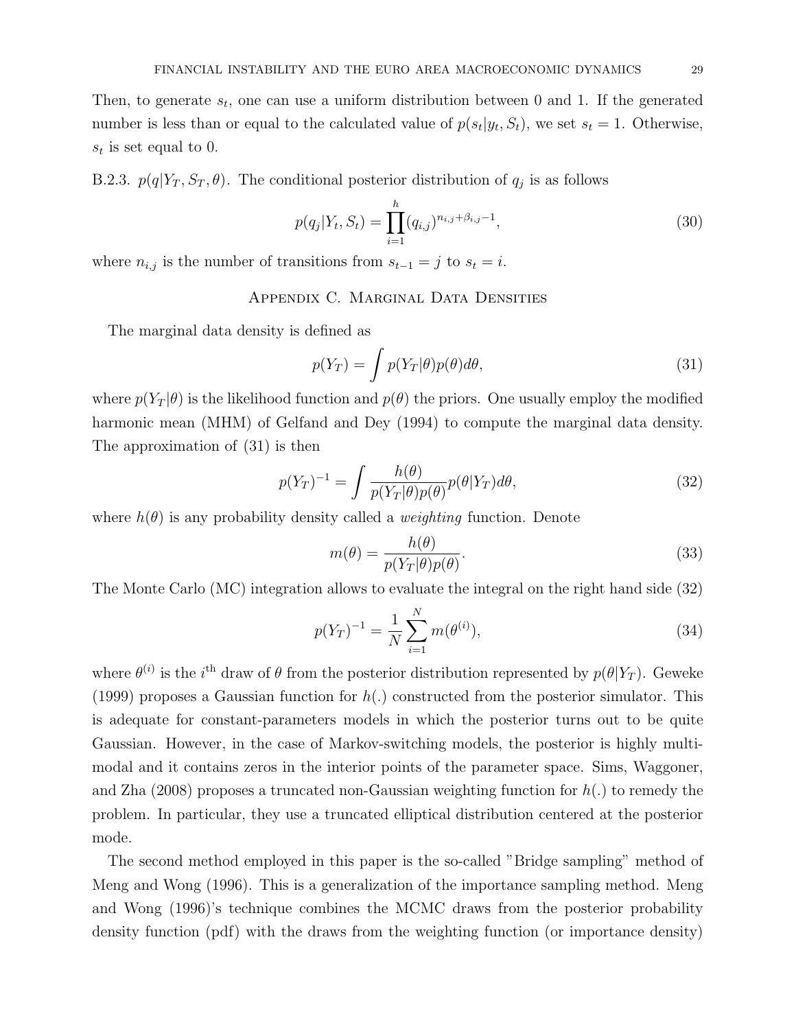Then, to generate $s_t$, one can use a uniform distribution between 0 and 1. If the generated number is less than or equal to the calculated value of $p(s_t|y_t, S_t)$, we set $s_t = 1$. Otherwise, $s_t$ is set equal to 0.

B.2.3. $p(q|Y_T, S_T, \theta)$. The conditional posterior distribution of $q_j$ is as follows

$$p(q_j|Y_t, S_t) = \prod_{i=1}^{h} (q_{i,j})^{n_{i,j}+\beta_{i,j}-1}, \tag{30}$$

where $n_{i,j}$ is the number of transitions from $s_{t-1} = j$ to $s_t = i$.

## Appendix C. Marginal Data Densities

The marginal data density is defined as

$$p(Y_T) = \int p(Y_T|\theta)p(\theta)d\theta, \tag{31}$$

where $p(Y_T|\theta)$ is the likelihood function and $p(\theta)$ the priors. One usually employ the modified harmonic mean (MHM) of Gelfand and Dey (1994) to compute the marginal data density. The approximation of (31) is then

$$p(Y_T)^{-1} = \int \frac{h(\theta)}{p(Y_T|\theta)p(\theta)} p(\theta|Y_T)d\theta, \tag{32}$$

where $h(\theta)$ is any probability density called a *weighting* function. Denote

$$m(\theta) = \frac{h(\theta)}{p(Y_T|\theta)p(\theta)}. \tag{33}$$

The Monte Carlo (MC) integration allows to evaluate the integral on the right hand side (32)

$$p(Y_T)^{-1} = \frac{1}{N} \sum_{i=1}^{N} m(\theta^{(i)}), \tag{34}$$

where $\theta^{(i)}$ is the $i^{\text{th}}$ draw of $\theta$ from the posterior distribution represented by $p(\theta|Y_T)$. Geweke (1999) proposes a Gaussian function for $h(.)$ constructed from the posterior simulator. This is adequate for constant-parameters models in which the posterior turns out to be quite Gaussian. However, in the case of Markov-switching models, the posterior is highly multi-modal and it contains zeros in the interior points of the parameter space. Sims, Waggoner, and Zha (2008) proposes a truncated non-Gaussian weighting function for $h(.)$ to remedy the problem. In particular, they use a truncated elliptical distribution centered at the posterior mode.

The second method employed in this paper is the so-called "Bridge sampling" method of Meng and Wong (1996). This is a generalization of the importance sampling method. Meng and Wong (1996)'s technique combines the MCMC draws from the posterior probability density function (pdf) with the draws from the weighting function (or importance density)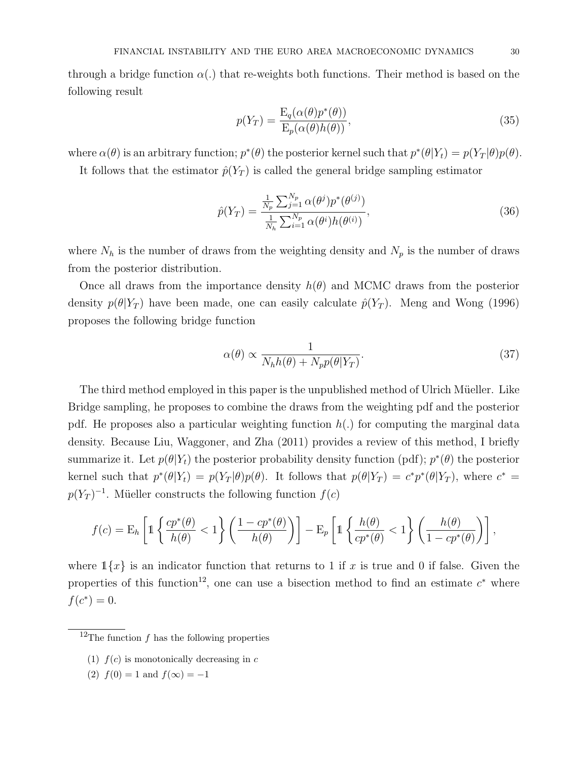through a bridge function $\alpha(.)$ that re-weights both functions. Their method is based on the following result

$$p(Y_T) = \frac{\mathrm{E}_q(\alpha(\theta)p^*(\theta))}{\mathrm{E}_p(\alpha(\theta)h(\theta))}, \tag{35}$$

where $\alpha(\theta)$ is an arbitrary function; $p^*(\theta)$ the posterior kernel such that $p^*(\theta|Y_t) = p(Y_T|\theta)p(\theta)$.

It follows that the estimator $\hat{p}(Y_T)$ is called the general bridge sampling estimator

$$\hat{p}(Y_T) = \frac{\frac{1}{N_p}\sum_{j=1}^{N_p} \alpha(\theta^j)p^*(\theta^{(j)})}{\frac{1}{N_h}\sum_{i=1}^{N_p} \alpha(\theta^i)h(\theta^{(i)})}, \tag{36}$$

where $N_h$ is the number of draws from the weighting density and $N_p$ is the number of draws from the posterior distribution.

Once all draws from the importance density $h(\theta)$ and MCMC draws from the posterior density $p(\theta|Y_T)$ have been made, one can easily calculate $\hat{p}(Y_T)$. Meng and Wong (1996) proposes the following bridge function

$$\alpha(\theta) \propto \frac{1}{N_h h(\theta) + N_p p(\theta|Y_T)}. \tag{37}$$

The third method employed in this paper is the unpublished method of Ulrich Müeller. Like Bridge sampling, he proposes to combine the draws from the weighting pdf and the posterior pdf. He proposes also a particular weighting function $h(.)$ for computing the marginal data density. Because Liu, Waggoner, and Zha (2011) provides a review of this method, I briefly summarize it. Let $p(\theta|Y_t)$ the posterior probability density function (pdf); $p^*(\theta)$ the posterior kernel such that $p^*(\theta|Y_t) = p(Y_T|\theta)p(\theta)$. It follows that $p(\theta|Y_T) = c^* p^*(\theta|Y_T)$, where $c^* = p(Y_T)^{-1}$. Müeller constructs the following function $f(c)$

$$f(c) = \mathrm{E}_h\left[\mathbb{1}\left\{\frac{cp^*(\theta)}{h(\theta)} < 1\right\}\left(\frac{1 - cp^*(\theta)}{h(\theta)}\right)\right] - \mathrm{E}_p\left[\mathbb{1}\left\{\frac{h(\theta)}{cp^*(\theta)} < 1\right\}\left(\frac{h(\theta)}{1 - cp^*(\theta)}\right)\right],$$

where $\mathbb{1}\{x\}$ is an indicator function that returns to 1 if $x$ is true and 0 if false. Given the properties of this function[12], one can use a bisection method to find an estimate $c^*$ where $f(c^*) = 0$.

[12] The function $f$ has the following properties

(1) $f(c)$ is monotonically decreasing in $c$

(2) $f(0) = 1$ and $f(\infty) = -1$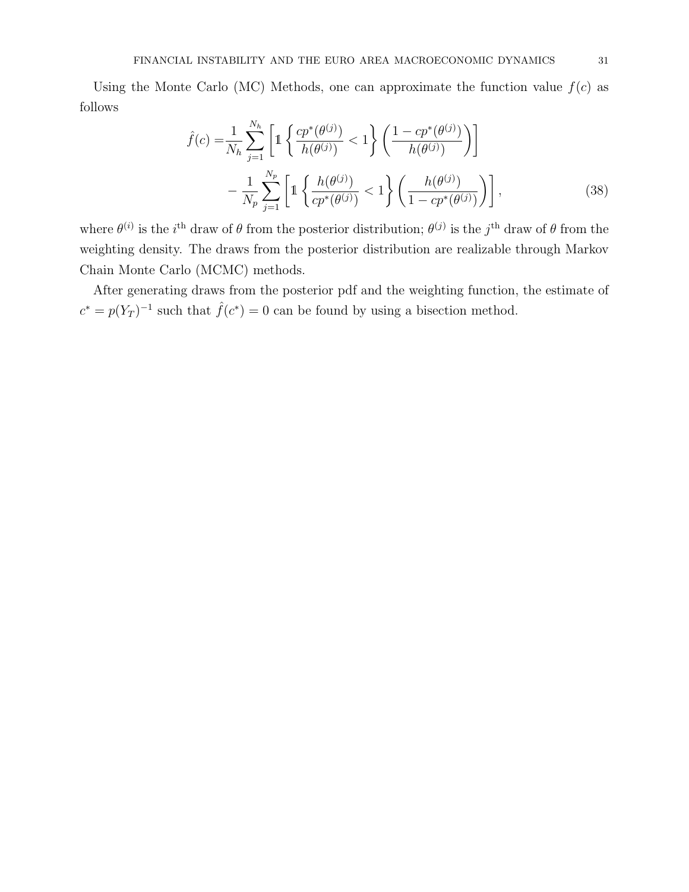Using the Monte Carlo (MC) Methods, one can approximate the function value $f(c)$ as follows

$$
\begin{aligned}
\hat{f}(c) = & \frac{1}{N_h} \sum_{j=1}^{N_h} \left[ \mathbb{1} \left\{ \frac{cp^*(\theta^{(j)})}{h(\theta^{(j)})} < 1 \right\} \left( \frac{1 - cp^*(\theta^{(j)})}{h(\theta^{(j)})} \right) \right] \\
& - \frac{1}{N_p} \sum_{j=1}^{N_p} \left[ \mathbb{1} \left\{ \frac{h(\theta^{(j)})}{cp^*(\theta^{(j)})} < 1 \right\} \left( \frac{h(\theta^{(j)})}{1 - cp^*(\theta^{(j)})} \right) \right],
\end{aligned} \tag{38}
$$

where $\theta^{(i)}$ is the $i^{\text{th}}$ draw of $\theta$ from the posterior distribution; $\theta^{(j)}$ is the $j^{\text{th}}$ draw of $\theta$ from the weighting density. The draws from the posterior distribution are realizable through Markov Chain Monte Carlo (MCMC) methods.

After generating draws from the posterior pdf and the weighting function, the estimate of $c^* = p(Y_T)^{-1}$ such that $\hat{f}(c^*) = 0$ can be found by using a bisection method.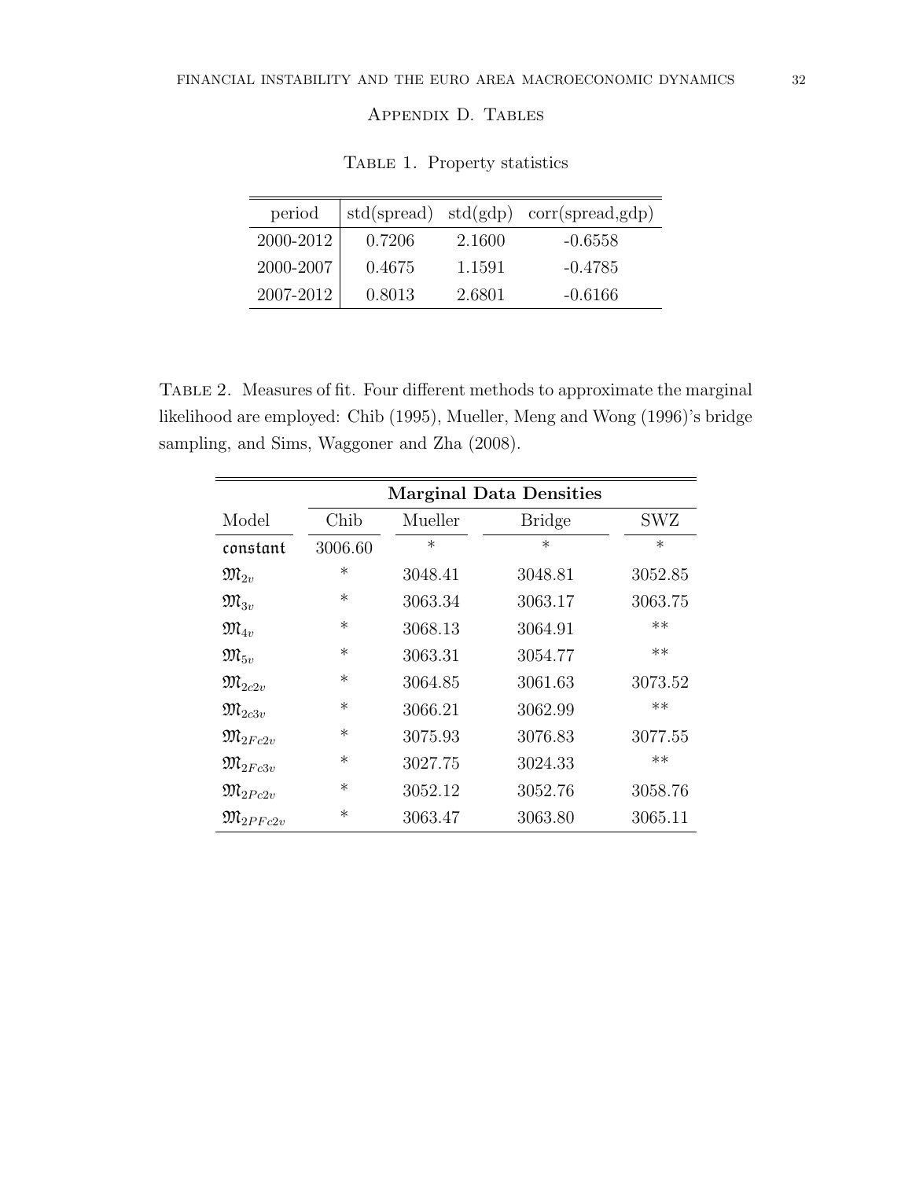## Appendix D. Tables

Table 1. Property statistics

| period | std(spread) | std(gdp) | corr(spread,gdp) |
|---|---|---|---|
| 2000-2012 | 0.7206 | 2.1600 | -0.6558 |
| 2000-2007 | 0.4675 | 1.1591 | -0.4785 |
| 2007-2012 | 0.8013 | 2.6801 | -0.6166 |

Table 2. Measures of fit. Four different methods to approximate the marginal likelihood are employed: Chib (1995), Mueller, Meng and Wong (1996)'s bridge sampling, and Sims, Waggoner and Zha (2008).

| | **Marginal Data Densities** | | | |
|---|---|---|---|---|
| Model | Chib | Mueller | Bridge | SWZ |
| constant | 3006.60 | * | * | * |
| $\mathfrak{M}_{2v}$ | * | 3048.41 | 3048.81 | 3052.85 |
| $\mathfrak{M}_{3v}$ | * | 3063.34 | 3063.17 | 3063.75 |
| $\mathfrak{M}_{4v}$ | * | 3068.13 | 3064.91 | ** |
| $\mathfrak{M}_{5v}$ | * | 3063.31 | 3054.77 | ** |
| $\mathfrak{M}_{2c2v}$ | * | 3064.85 | 3061.63 | 3073.52 |
| $\mathfrak{M}_{2c3v}$ | * | 3066.21 | 3062.99 | ** |
| $\mathfrak{M}_{2Fc2v}$ | * | 3075.93 | 3076.83 | 3077.55 |
| $\mathfrak{M}_{2Fc3v}$ | * | 3027.75 | 3024.33 | ** |
| $\mathfrak{M}_{2Pc2v}$ | * | 3052.12 | 3052.76 | 3058.76 |
| $\mathfrak{M}_{2PFc2v}$ | * | 3063.47 | 3063.80 | 3065.11 |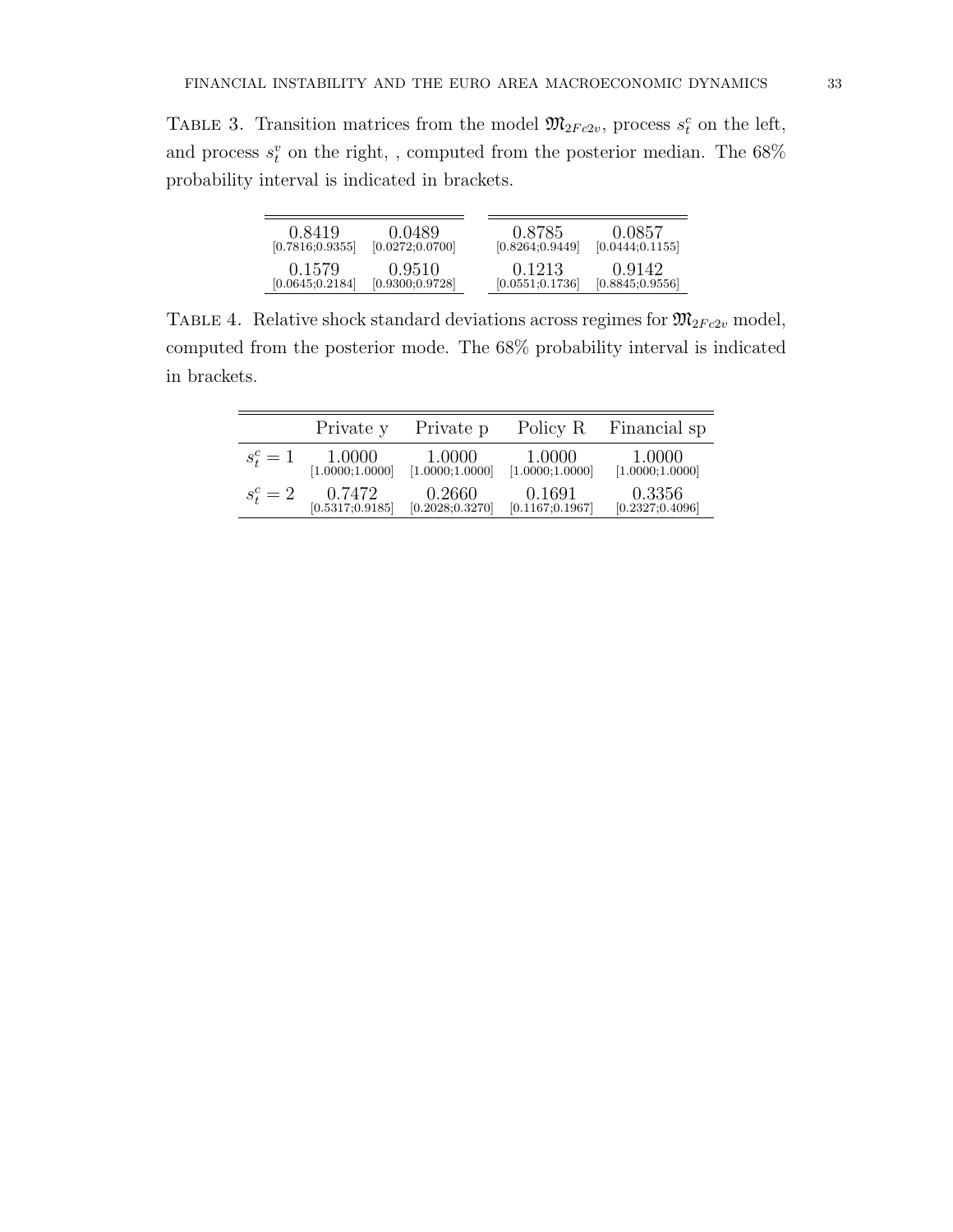TABLE 3. Transition matrices from the model $\mathfrak{M}_{2Fc2v}$, process $s_t^c$ on the left, and process $s_t^v$ on the right, , computed from the posterior median. The 68% probability interval is indicated in brackets.

| | |
|---|---|
| 0.8419 [0.7816;0.9355] | 0.0489 [0.0272;0.0700] |
| 0.1579 [0.0645;0.2184] | 0.9510 [0.9300;0.9728] |

| | |
|---|---|
| 0.8785 [0.8264;0.9449] | 0.0857 [0.0444;0.1155] |
| 0.1213 [0.0551;0.1736] | 0.9142 [0.8845;0.9556] |

TABLE 4. Relative shock standard deviations across regimes for $\mathfrak{M}_{2Fc2v}$ model, computed from the posterior mode. The 68% probability interval is indicated in brackets.

| | Private y | Private p | Policy R | Financial sp |
|---|---|---|---|---|
| $s_t^c = 1$ | 1.0000 [1.0000;1.0000] | 1.0000 [1.0000;1.0000] | 1.0000 [1.0000;1.0000] | 1.0000 [1.0000;1.0000] |
| $s_t^c = 2$ | 0.7472 [0.5317;0.9185] | 0.2660 [0.2028;0.3270] | 0.1691 [0.1167;0.1967] | 0.3356 [0.2327;0.4096] |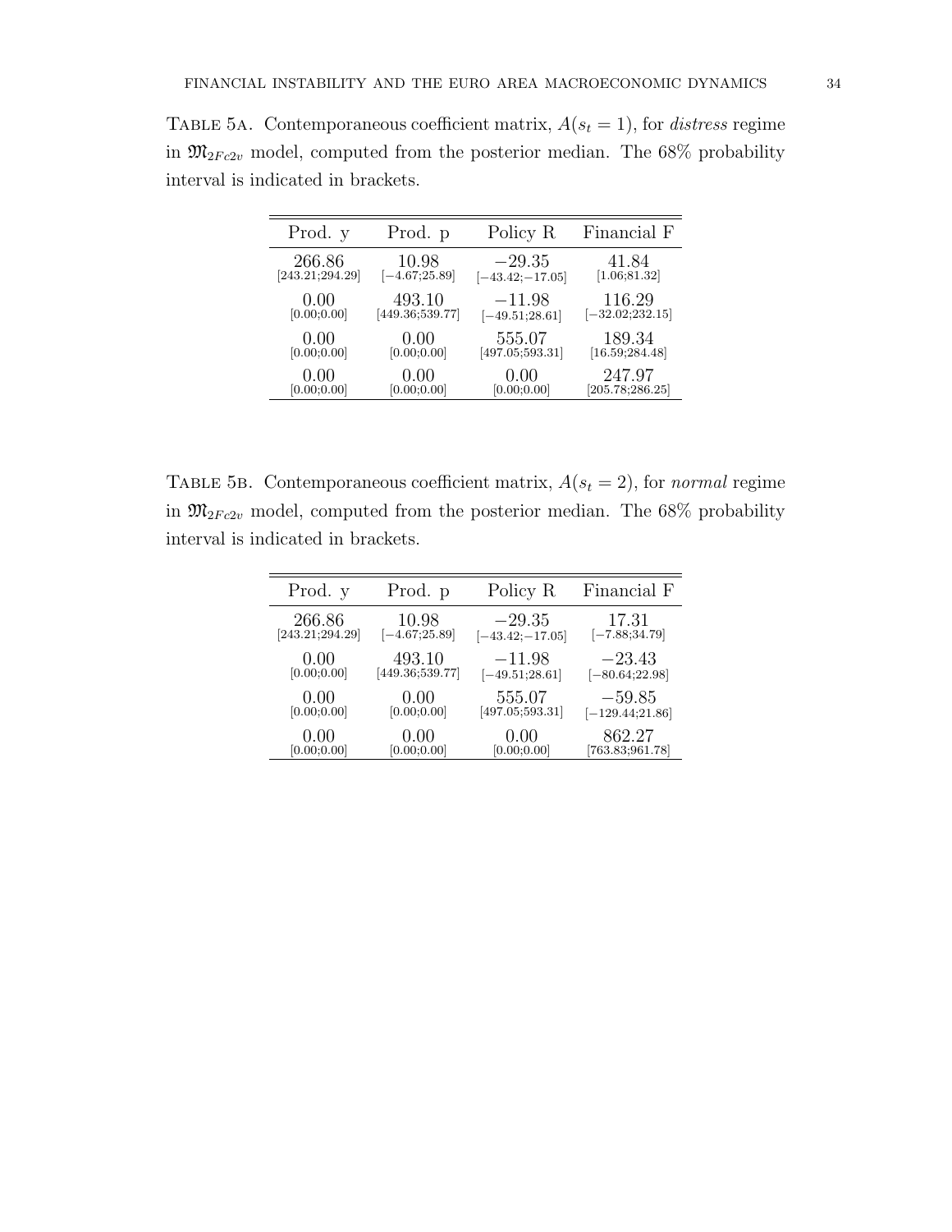Table 5a. Contemporaneous coefficient matrix, $A(s_t = 1)$, for *distress* regime in $\mathfrak{M}_{2Fc2v}$ model, computed from the posterior median. The 68% probability interval is indicated in brackets.

| Prod. y | Prod. p | Policy R | Financial F |
|---|---|---|---|
| 266.86 [243.21;294.29] | 10.98 [−4.67;25.89] | −29.35 [−43.42;−17.05] | 41.84 [1.06;81.32] |
| 0.00 [0.00;0.00] | 493.10 [449.36;539.77] | −11.98 [−49.51;28.61] | 116.29 [−32.02;232.15] |
| 0.00 [0.00;0.00] | 0.00 [0.00;0.00] | 555.07 [497.05;593.31] | 189.34 [16.59;284.48] |
| 0.00 [0.00;0.00] | 0.00 [0.00;0.00] | 0.00 [0.00;0.00] | 247.97 [205.78;286.25] |

Table 5b. Contemporaneous coefficient matrix, $A(s_t = 2)$, for *normal* regime in $\mathfrak{M}_{2Fc2v}$ model, computed from the posterior median. The 68% probability interval is indicated in brackets.

| Prod. y | Prod. p | Policy R | Financial F |
|---|---|---|---|
| 266.86 [243.21;294.29] | 10.98 [−4.67;25.89] | −29.35 [−43.42;−17.05] | 17.31 [−7.88;34.79] |
| 0.00 [0.00;0.00] | 493.10 [449.36;539.77] | −11.98 [−49.51;28.61] | −23.43 [−80.64;22.98] |
| 0.00 [0.00;0.00] | 0.00 [0.00;0.00] | 555.07 [497.05;593.31] | −59.85 [−129.44;21.86] |
| 0.00 [0.00;0.00] | 0.00 [0.00;0.00] | 0.00 [0.00;0.00] | 862.27 [763.83;961.78] |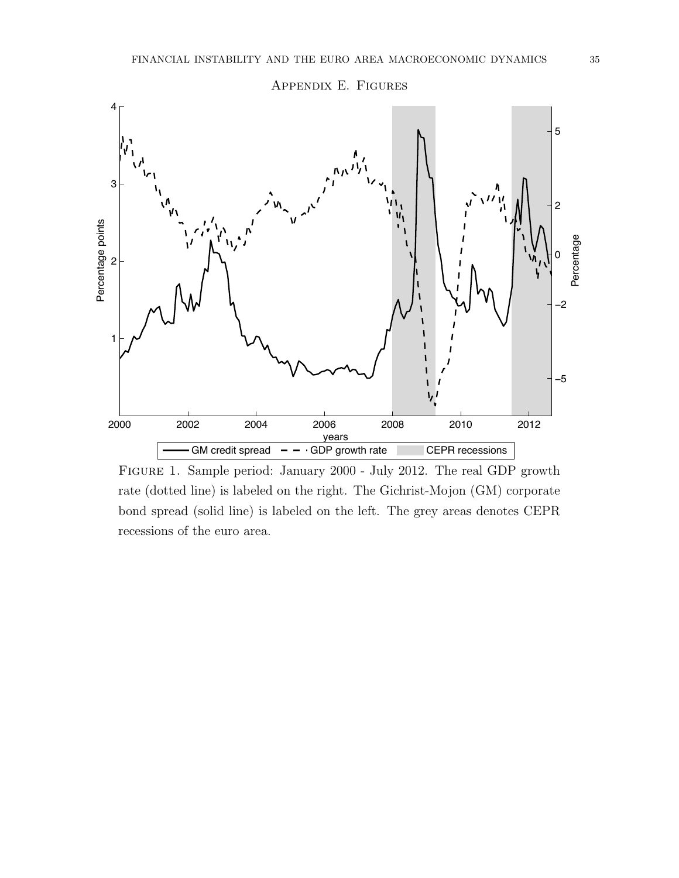## Appendix E. Figures

Figure 1. Sample period: January 2000 - July 2012. The real GDP growth rate (dotted line) is labeled on the right. The Gichrist-Mojon (GM) corporate bond spread (solid line) is labeled on the left. The grey areas denotes CEPR recessions of the euro area.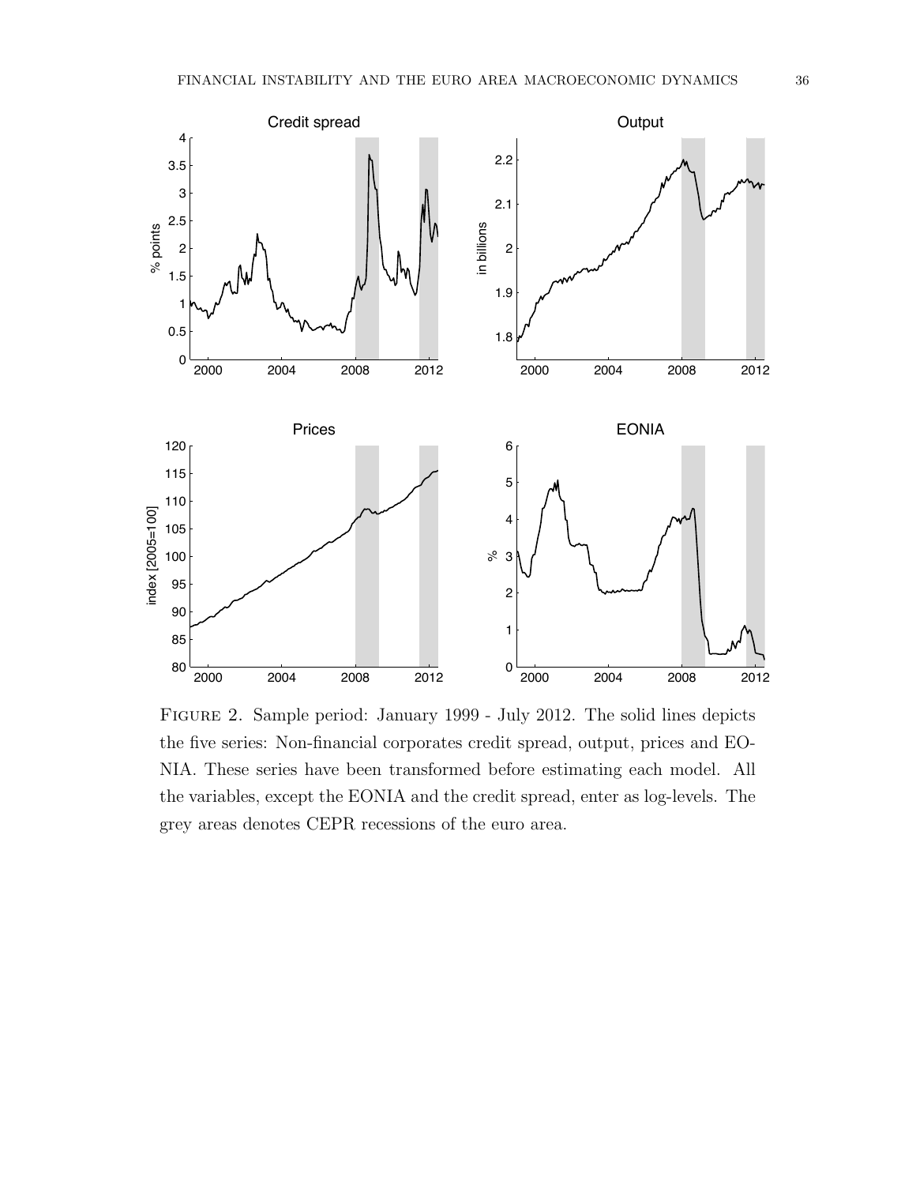FIGURE 2. Sample period: January 1999 - July 2012. The solid lines depicts the five series: Non-financial corporates credit spread, output, prices and EONIA. These series have been transformed before estimating each model. All the variables, except the EONIA and the credit spread, enter as log-levels. The grey areas denotes CEPR recessions of the euro area.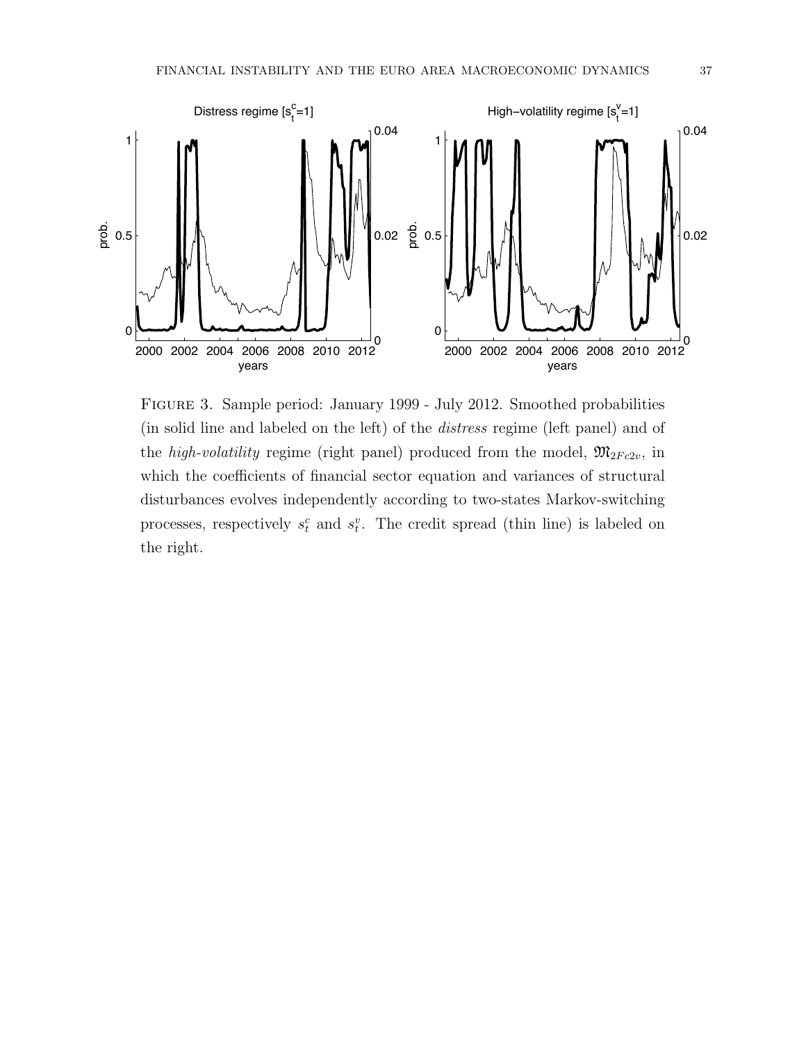Figure 3. Sample period: January 1999 - July 2012. Smoothed probabilities (in solid line and labeled on the left) of the *distress* regime (left panel) and of the *high-volatility* regime (right panel) produced from the model, $\mathfrak{M}_{2Fc2v}$, in which the coefficients of financial sector equation and variances of structural disturbances evolves independently according to two-states Markov-switching processes, respectively $s_t^c$ and $s_t^v$. The credit spread (thin line) is labeled on the right.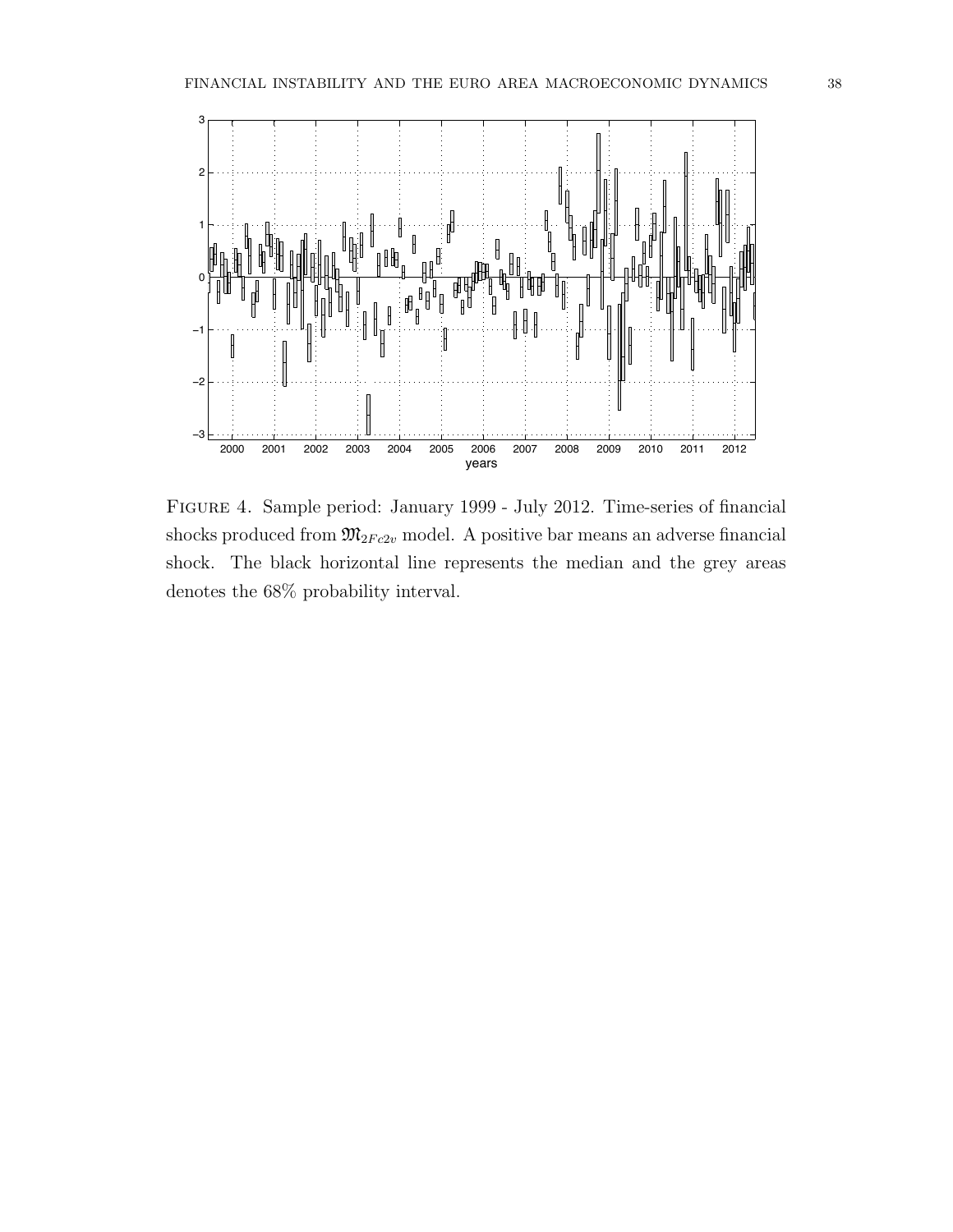FIGURE 4. Sample period: January 1999 - July 2012. Time-series of financial shocks produced from $\mathfrak{M}_{2Fc2v}$ model. A positive bar means an adverse financial shock. The black horizontal line represents the median and the grey areas denotes the 68% probability interval.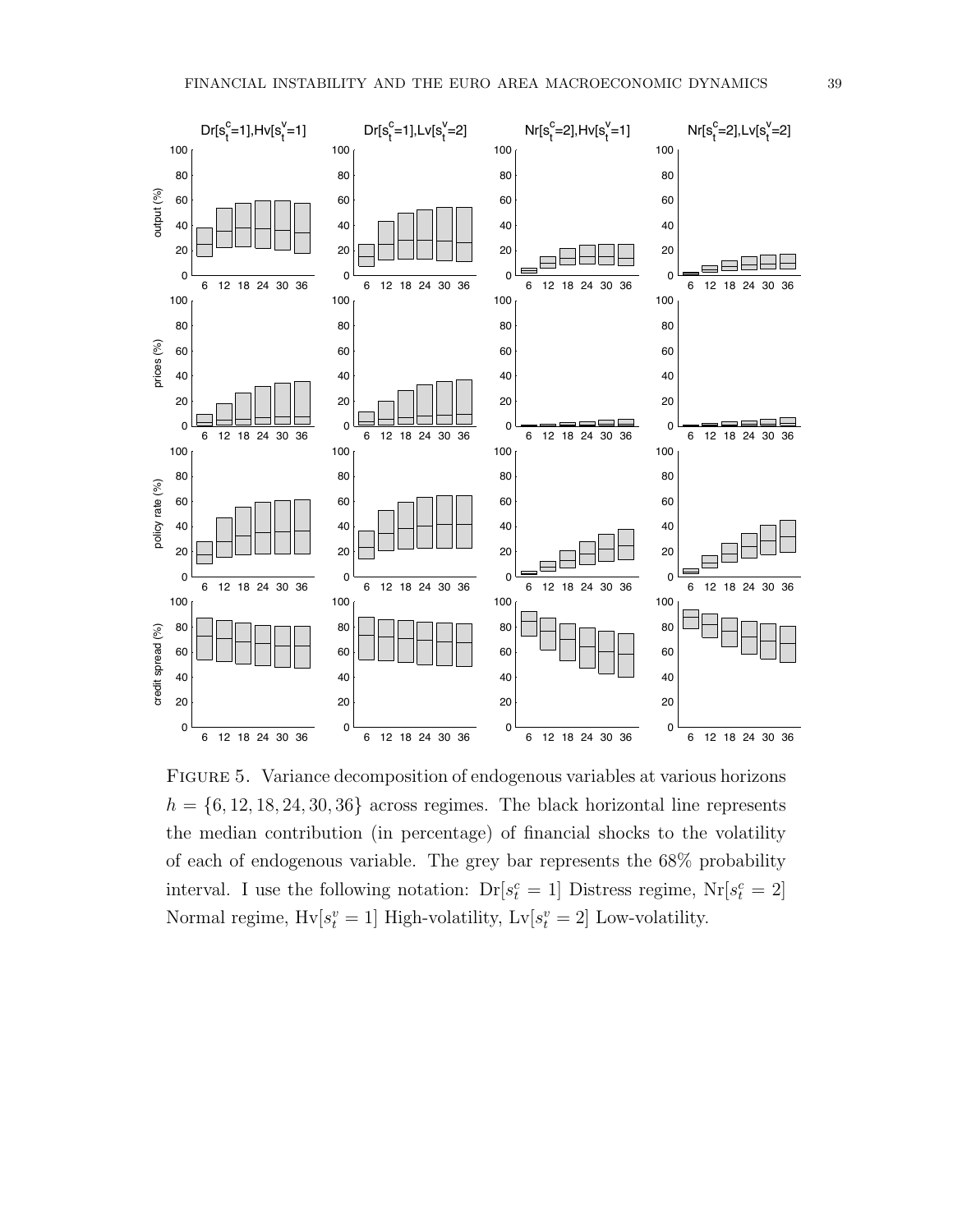Figure 5. Variance decomposition of endogenous variables at various horizons $h = \{6, 12, 18, 24, 30, 36\}$ across regimes. The black horizontal line represents the median contribution (in percentage) of financial shocks to the volatility of each of endogenous variable. The grey bar represents the 68% probability interval. I use the following notation: $\mathrm{Dr}[s_t^c = 1]$ Distress regime, $\mathrm{Nr}[s_t^c = 2]$ Normal regime, $\mathrm{Hv}[s_t^v = 1]$ High-volatility, $\mathrm{Lv}[s_t^v = 2]$ Low-volatility.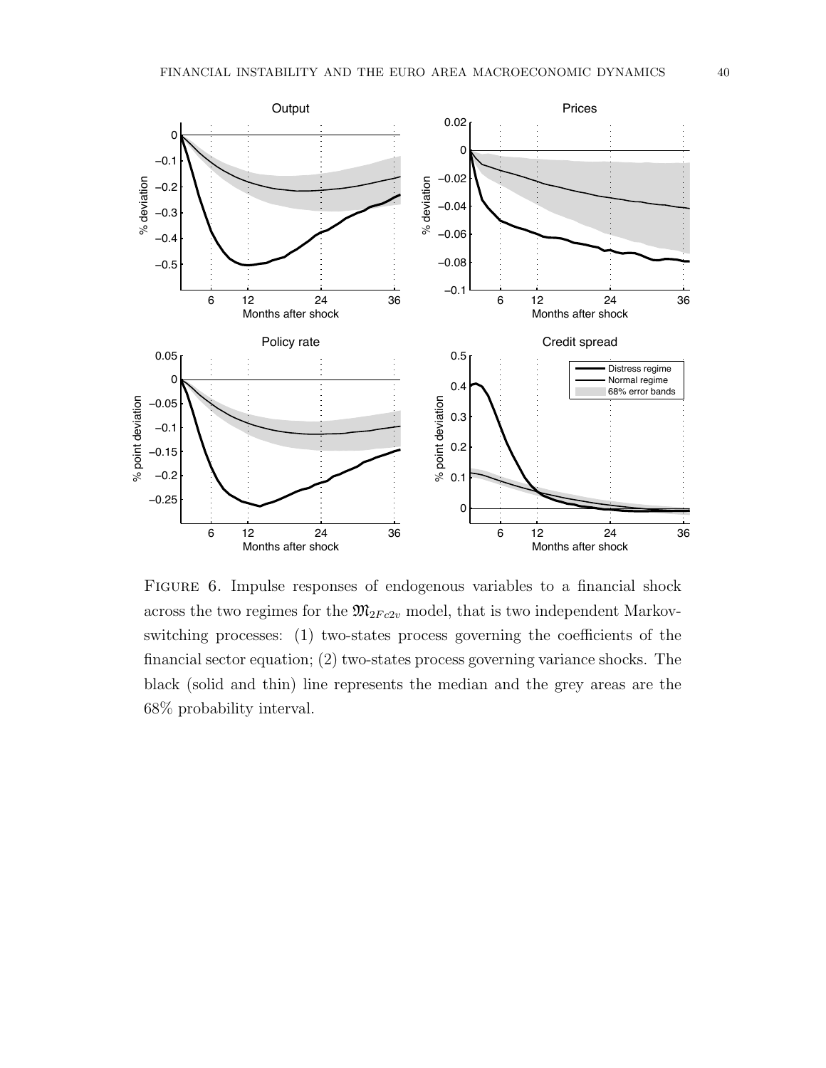Figure 6. Impulse responses of endogenous variables to a financial shock across the two regimes for the $\mathfrak{M}_{2Fc2v}$ model, that is two independent Markov-switching processes: (1) two-states process governing the coefficients of the financial sector equation; (2) two-states process governing variance shocks. The black (solid and thin) line represents the median and the grey areas are the 68% probability interval.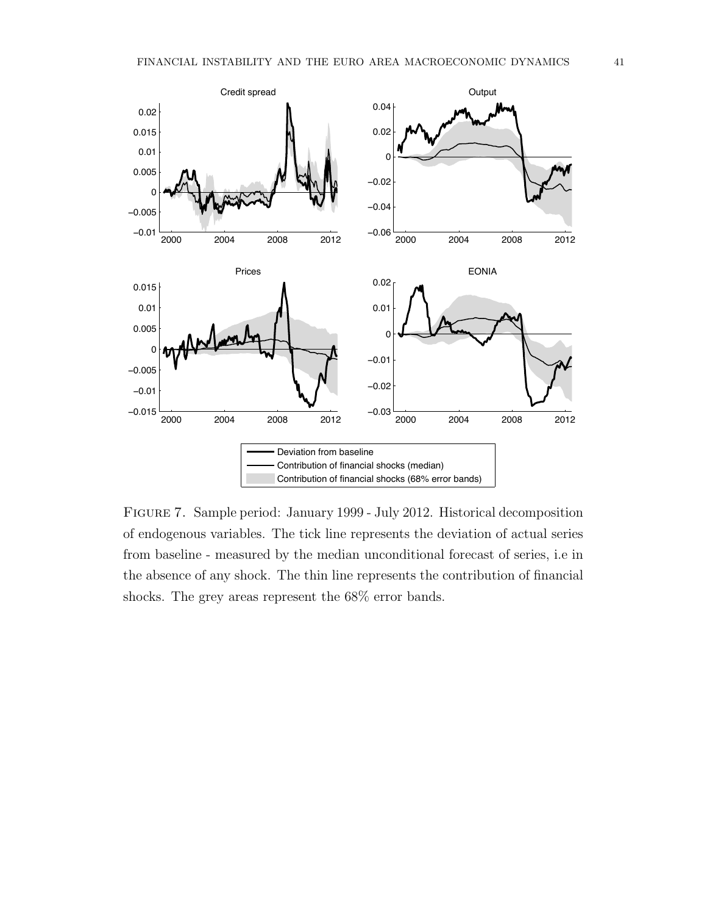Figure 7. Sample period: January 1999 - July 2012. Historical decomposition of endogenous variables. The tick line represents the deviation of actual series from baseline - measured by the median unconditional forecast of series, i.e in the absence of any shock. The thin line represents the contribution of financial shocks. The grey areas represent the 68% error bands.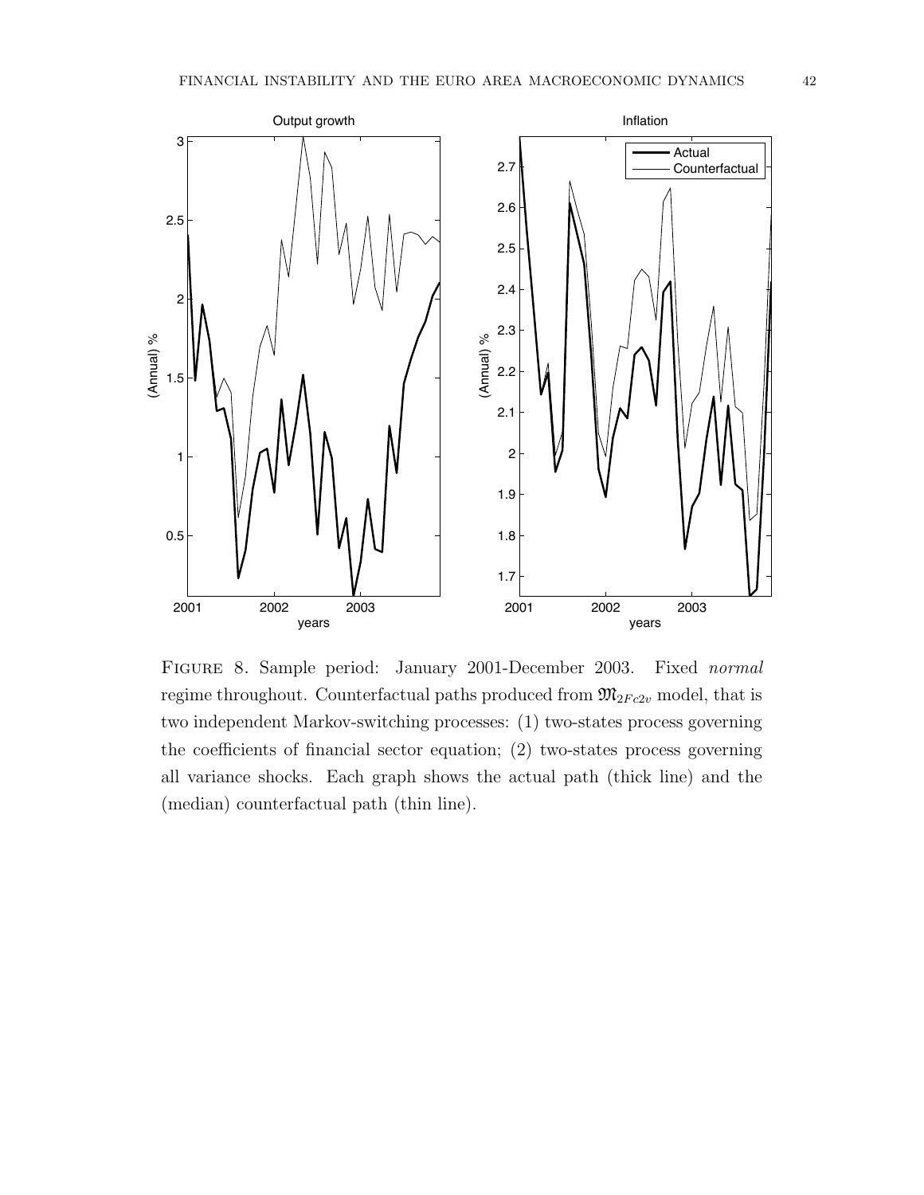Figure 8. Sample period: January 2001-December 2003. Fixed *normal* regime throughout. Counterfactual paths produced from $\mathfrak{M}_{2Fc2v}$ model, that is two independent Markov-switching processes: (1) two-states process governing the coefficients of financial sector equation; (2) two-states process governing all variance shocks. Each graph shows the actual path (thick line) and the (median) counterfactual path (thin line).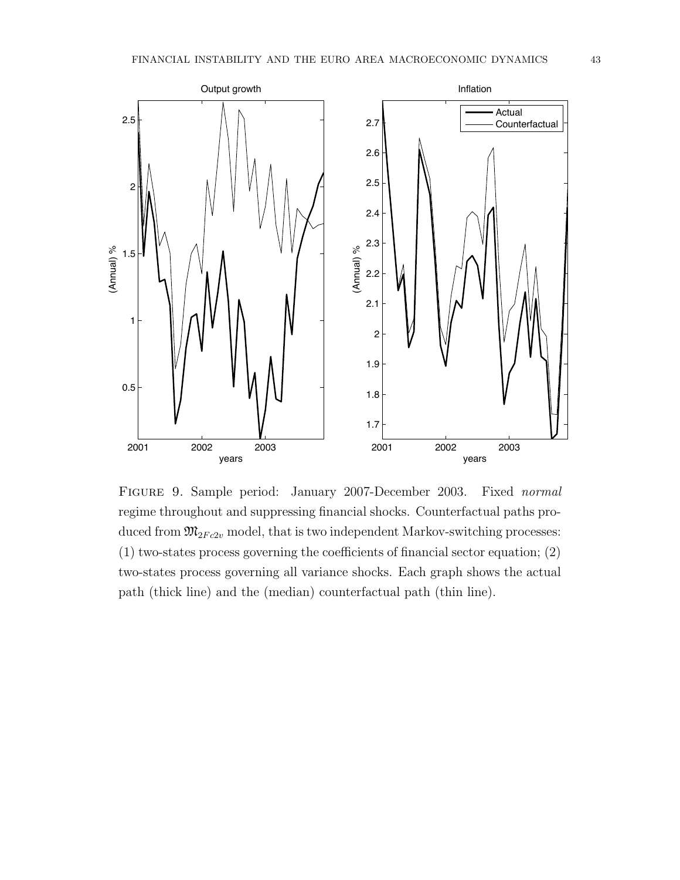FIGURE 9. Sample period: January 2007-December 2003. Fixed *normal* regime throughout and suppressing financial shocks. Counterfactual paths produced from $\mathfrak{M}_{2Fc2v}$ model, that is two independent Markov-switching processes: (1) two-states process governing the coefficients of financial sector equation; (2) two-states process governing all variance shocks. Each graph shows the actual path (thick line) and the (median) counterfactual path (thin line).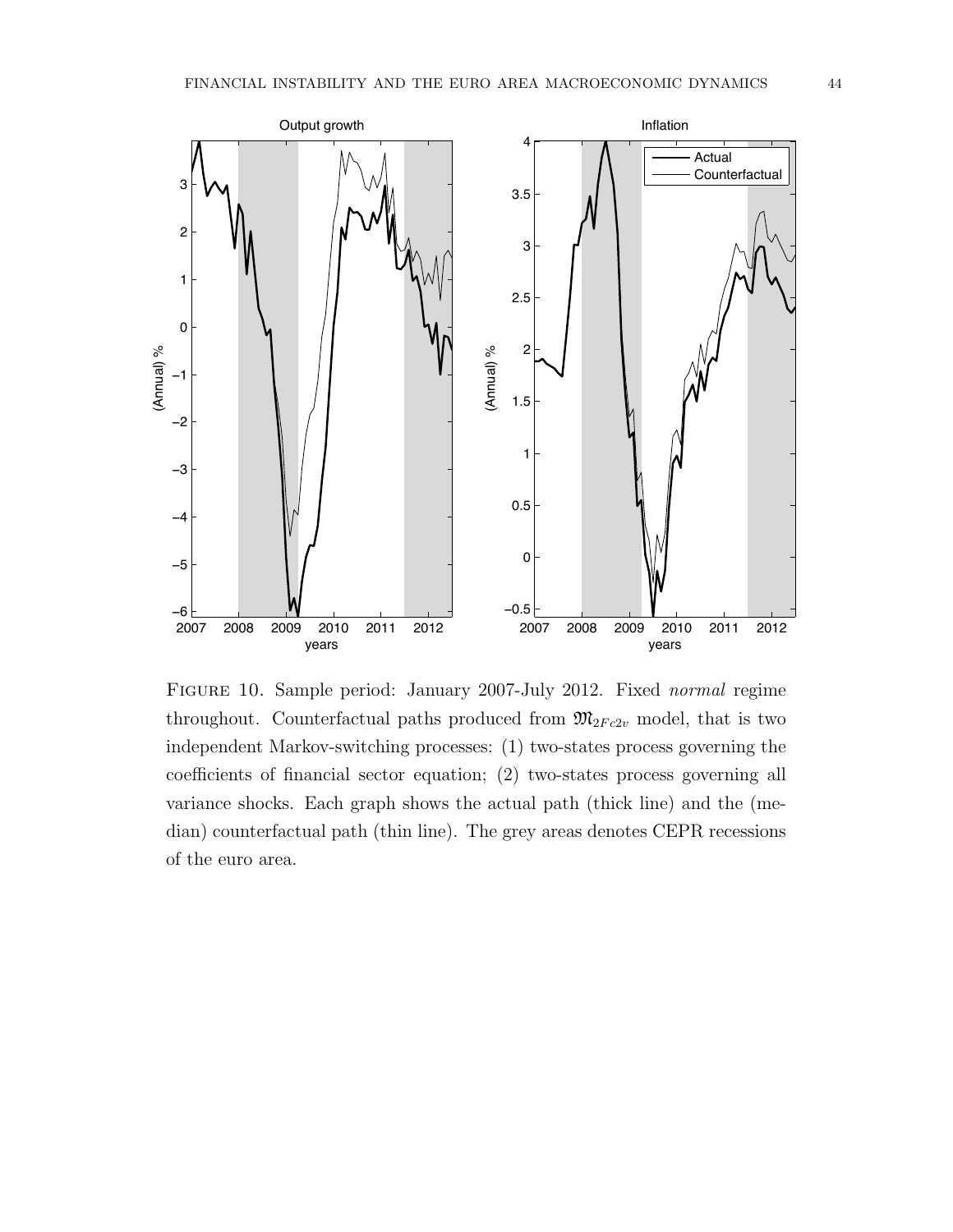FIGURE 10. Sample period: January 2007-July 2012. Fixed *normal* regime throughout. Counterfactual paths produced from $\mathfrak{M}_{2Fc2v}$ model, that is two independent Markov-switching processes: (1) two-states process governing the coefficients of financial sector equation; (2) two-states process governing all variance shocks. Each graph shows the actual path (thick line) and the (median) counterfactual path (thin line). The grey areas denotes CEPR recessions of the euro area.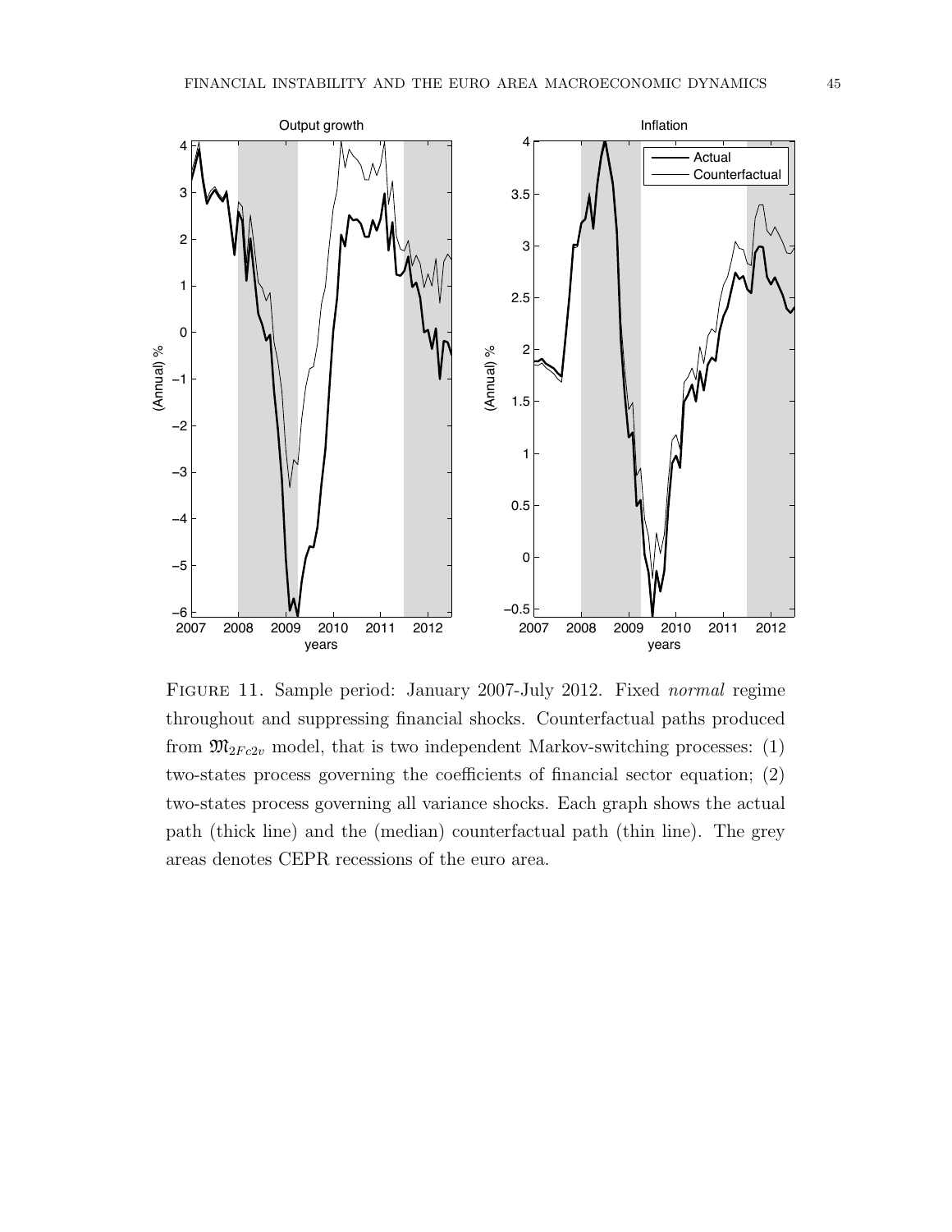Output growth

4
3
2
1
0
−1
−2
−3
−4
−5
−6

(Annual) %

2007 2008 2009 2010 2011 2012

years

Inflation

Actual
Counterfactual

4
3.5
3
2.5
2
1.5
1
0.5
0
−0.5

(Annual) %

2007 2008 2009 2010 2011 2012

years

FIGURE 11. Sample period: January 2007-July 2012. Fixed *normal* regime throughout and suppressing financial shocks. Counterfactual paths produced from $\mathfrak{M}_{2Fc2v}$ model, that is two independent Markov-switching processes: (1) two-states process governing the coefficients of financial sector equation; (2) two-states process governing all variance shocks. Each graph shows the actual path (thick line) and the (median) counterfactual path (thin line). The grey areas denotes CEPR recessions of the euro area.